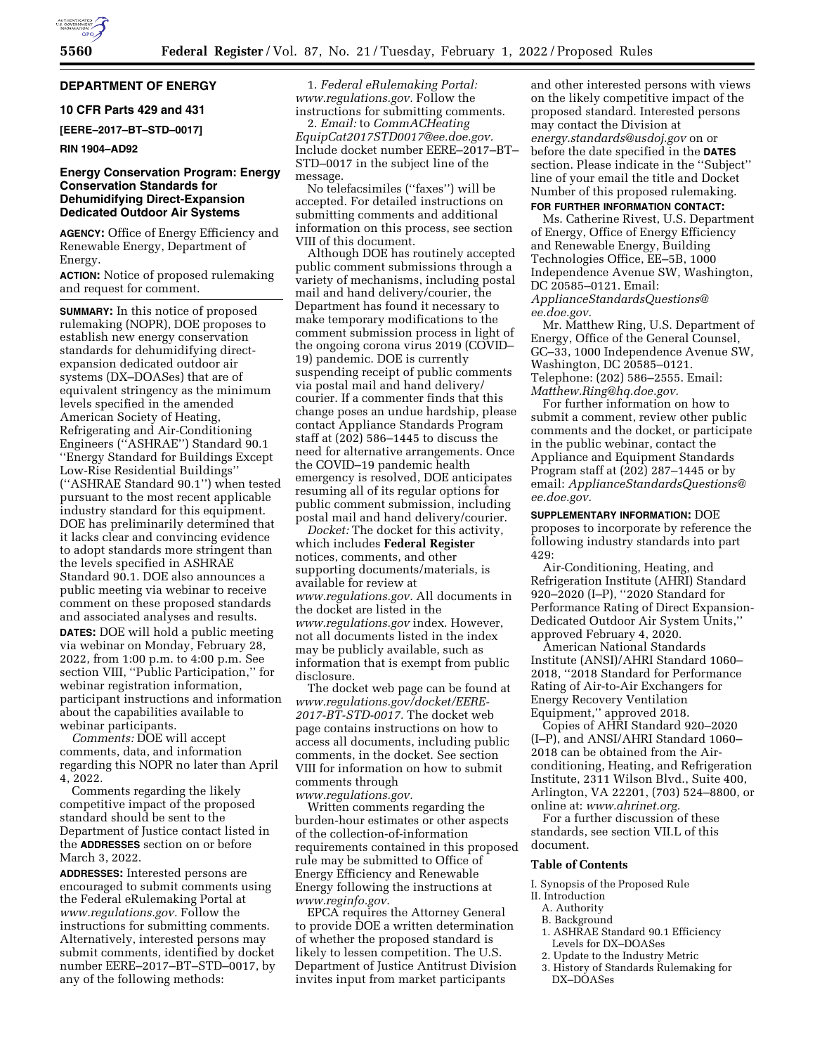## DEPARTMENT OF ENERGY

### 10 CFR Parts 429 and 431

**[EERE–2017–BT–STD–0017]**

**RIN 1904–AD92**

# Energy Conservation Program: Energy Conservation Standards for Dehumidifying Direct-Expansion Dedicated Outdoor Air Systems

**AGENCY:** Office of Energy Efficiency and Renewable Energy, Department of Energy.

**ACTION:** Notice of proposed rulemaking and request for comment.

**SUMMARY:** In this notice of proposed rulemaking (NOPR), DOE proposes to establish new energy conservation standards for dehumidifying direct-expansion dedicated outdoor air systems (DX–DOASes) that are of equivalent stringency as the minimum levels specified in the amended American Society of Heating, Refrigerating and Air-Conditioning Engineers (''ASHRAE'') Standard 90.1 ''Energy Standard for Buildings Except Low-Rise Residential Buildings'' (''ASHRAE Standard 90.1'') when tested pursuant to the most recent applicable industry standard for this equipment. DOE has preliminarily determined that it lacks clear and convincing evidence to adopt standards more stringent than the levels specified in ASHRAE Standard 90.1. DOE also announces a public meeting via webinar to receive comment on these proposed standards and associated analyses and results.

**DATES:** DOE will hold a public meeting via webinar on Monday, February 28, 2022, from 1:00 p.m. to 4:00 p.m. See section VIII, ''Public Participation,'' for webinar registration information, participant instructions and information about the capabilities available to webinar participants.

*Comments:* DOE will accept comments, data, and information regarding this NOPR no later than April 4, 2022.

Comments regarding the likely competitive impact of the proposed standard should be sent to the Department of Justice contact listed in the **ADDRESSES** section on or before March 3, 2022.

**ADDRESSES:** Interested persons are encouraged to submit comments using the Federal eRulemaking Portal at *www.regulations.gov.* Follow the instructions for submitting comments. Alternatively, interested persons may submit comments, identified by docket number EERE–2017–BT–STD–0017, by any of the following methods:

1. *Federal eRulemaking Portal: www.regulations.gov.* Follow the instructions for submitting comments.
2. *Email:* to *CommACHeatingEquipCat2017STD0017@ee.doe.gov.* Include docket number EERE–2017–BT–STD–0017 in the subject line of the message.

No telefacsimiles (''faxes'') will be accepted. For detailed instructions on submitting comments and additional information on this process, see section VIII of this document.

Although DOE has routinely accepted public comment submissions through a variety of mechanisms, including postal mail and hand delivery/courier, the Department has found it necessary to make temporary modifications to the comment submission process in light of the ongoing corona virus 2019 (COVID–19) pandemic. DOE is currently suspending receipt of public comments via postal mail and hand delivery/courier. If a commenter finds that this change poses an undue hardship, please contact Appliance Standards Program staff at (202) 586–1445 to discuss the need for alternative arrangements. Once the COVID–19 pandemic health emergency is resolved, DOE anticipates resuming all of its regular options for public comment submission, including postal mail and hand delivery/courier.

*Docket:* The docket for this activity, which includes **Federal Register** notices, comments, and other supporting documents/materials, is available for review at *www.regulations.gov.* All documents in the docket are listed in the *www.regulations.gov* index. However, not all documents listed in the index may be publicly available, such as information that is exempt from public disclosure.

The docket web page can be found at *www.regulations.gov/docket/EERE-2017-BT-STD-0017.* The docket web page contains instructions on how to access all documents, including public comments, in the docket. See section VIII for information on how to submit comments through *www.regulations.gov.*

Written comments regarding the burden-hour estimates or other aspects of the collection-of-information requirements contained in this proposed rule may be submitted to Office of Energy Efficiency and Renewable Energy following the instructions at *www.reginfo.gov.*

EPCA requires the Attorney General to provide DOE a written determination of whether the proposed standard is likely to lessen competition. The U.S. Department of Justice Antitrust Division invites input from market participants and other interested persons with views on the likely competitive impact of the proposed standard. Interested persons may contact the Division at *energy.standards@usdoj.gov* on or before the date specified in the **DATES** section. Please indicate in the ''Subject'' line of your email the title and Docket Number of this proposed rulemaking.

**FOR FURTHER INFORMATION CONTACT:**

Ms. Catherine Rivest, U.S. Department of Energy, Office of Energy Efficiency and Renewable Energy, Building Technologies Office, EE–5B, 1000 Independence Avenue SW, Washington, DC 20585–0121. Email: *ApplianceStandardsQuestions@ee.doe.gov.*

Mr. Matthew Ring, U.S. Department of Energy, Office of the General Counsel, GC–33, 1000 Independence Avenue SW, Washington, DC 20585–0121. Telephone: (202) 586–2555. Email: *Matthew.Ring@hq.doe.gov.*

For further information on how to submit a comment, review other public comments and the docket, or participate in the public webinar, contact the Appliance and Equipment Standards Program staff at (202) 287–1445 or by email: *ApplianceStandardsQuestions@ee.doe.gov.*

**SUPPLEMENTARY INFORMATION:** DOE proposes to incorporate by reference the following industry standards into part 429:

Air-Conditioning, Heating, and Refrigeration Institute (AHRI) Standard 920–2020 (I–P), ''2020 Standard for Performance Rating of Direct Expansion-Dedicated Outdoor Air System Units,'' approved February 4, 2020.

American National Standards Institute (ANSI)/AHRI Standard 1060–2018, ''2018 Standard for Performance Rating of Air-to-Air Exchangers for Energy Recovery Ventilation Equipment,'' approved 2018.

Copies of AHRI Standard 920–2020 (I–P), and ANSI/AHRI Standard 1060–2018 can be obtained from the Air-conditioning, Heating, and Refrigeration Institute, 2311 Wilson Blvd., Suite 400, Arlington, VA 22201, (703) 524–8800, or online at: *www.ahrinet.org.*

For a further discussion of these standards, see section VII.L of this document.

**Table of Contents**

- I. Synopsis of the Proposed Rule
- II. Introduction
  - A. Authority
  - B. Background
    1. ASHRAE Standard 90.1 Efficiency Levels for DX–DOASes
    2. Update to the Industry Metric
    3. History of Standards Rulemaking for DX–DOASes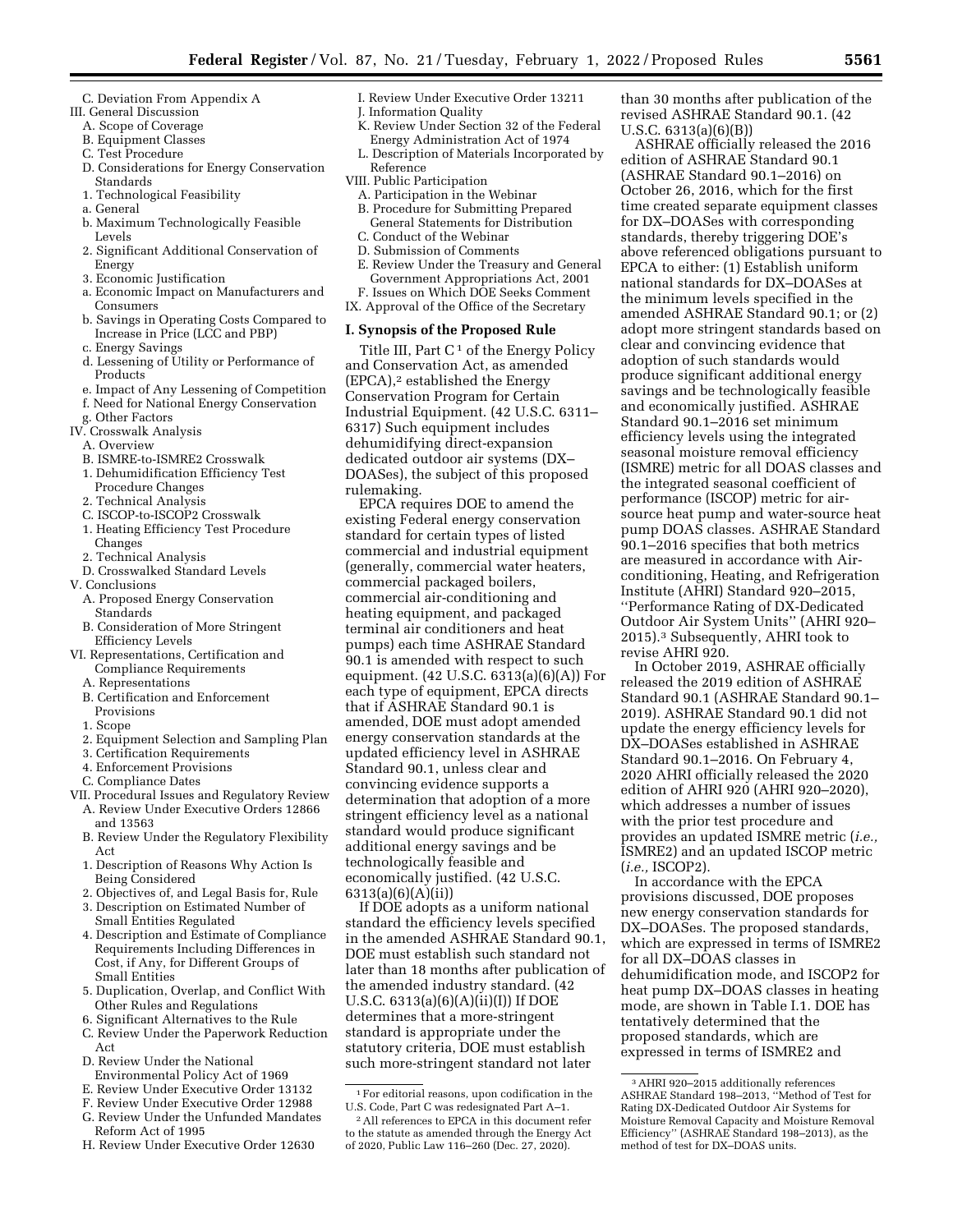C. Deviation From Appendix A
III. General Discussion
  A. Scope of Coverage
  B. Equipment Classes
  C. Test Procedure
  D. Considerations for Energy Conservation Standards
  1. Technological Feasibility
  a. General
  b. Maximum Technologically Feasible Levels
  2. Significant Additional Conservation of Energy
  3. Economic Justification
  a. Economic Impact on Manufacturers and Consumers
  b. Savings in Operating Costs Compared to Increase in Price (LCC and PBP)
  c. Energy Savings
  d. Lessening of Utility or Performance of Products
  e. Impact of Any Lessening of Competition
  f. Need for National Energy Conservation
  g. Other Factors
IV. Crosswalk Analysis
  A. Overview
  B. ISMRE-to-ISMRE2 Crosswalk
  1. Dehumidification Efficiency Test Procedure Changes
  2. Technical Analysis
  C. ISCOP-to-ISCOP2 Crosswalk
  1. Heating Efficiency Test Procedure Changes
  2. Technical Analysis
  D. Crosswalked Standard Levels
V. Conclusions
  A. Proposed Energy Conservation Standards
  B. Consideration of More Stringent Efficiency Levels
VI. Representations, Certification and Compliance Requirements
  A. Representations
  B. Certification and Enforcement Provisions
  1. Scope
  2. Equipment Selection and Sampling Plan
  3. Certification Requirements
  4. Enforcement Provisions
  C. Compliance Dates
VII. Procedural Issues and Regulatory Review
  A. Review Under Executive Orders 12866 and 13563
  B. Review Under the Regulatory Flexibility Act
  1. Description of Reasons Why Action Is Being Considered
  2. Objectives of, and Legal Basis for, Rule
  3. Description on Estimated Number of Small Entities Regulated
  4. Description and Estimate of Compliance Requirements Including Differences in Cost, if Any, for Different Groups of Small Entities
  5. Duplication, Overlap, and Conflict With Other Rules and Regulations
  6. Significant Alternatives to the Rule
  C. Review Under the Paperwork Reduction Act
  D. Review Under the National Environmental Policy Act of 1969
  E. Review Under Executive Order 13132
  F. Review Under Executive Order 12988
  G. Review Under the Unfunded Mandates Reform Act of 1995
  H. Review Under Executive Order 12630
  I. Review Under Executive Order 13211
  J. Information Quality
  K. Review Under Section 32 of the Federal Energy Administration Act of 1974
  L. Description of Materials Incorporated by Reference
VIII. Public Participation
  A. Participation in the Webinar
  B. Procedure for Submitting Prepared General Statements for Distribution
  C. Conduct of the Webinar
  D. Submission of Comments
  E. Review Under the Treasury and General Government Appropriations Act, 2001
  F. Issues on Which DOE Seeks Comment
IX. Approval of the Office of the Secretary

## I. Synopsis of the Proposed Rule

Title III, Part C[1] of the Energy Policy and Conservation Act, as amended (EPCA),[2] established the Energy Conservation Program for Certain Industrial Equipment. (42 U.S.C. 6311–6317) Such equipment includes dehumidifying direct-expansion dedicated outdoor air systems (DX–DOASes), the subject of this proposed rulemaking.

EPCA requires DOE to amend the existing Federal energy conservation standard for certain types of listed commercial and industrial equipment (generally, commercial water heaters, commercial packaged boilers, commercial air-conditioning and heating equipment, and packaged terminal air conditioners and heat pumps) each time ASHRAE Standard 90.1 is amended with respect to such equipment. (42 U.S.C. 6313(a)(6)(A)) For each type of equipment, EPCA directs that if ASHRAE Standard 90.1 is amended, DOE must adopt amended energy conservation standards at the updated efficiency level in ASHRAE Standard 90.1, unless clear and convincing evidence supports a determination that adoption of a more stringent efficiency level as a national standard would produce significant additional energy savings and be technologically feasible and economically justified. (42 U.S.C. 6313(a)(6)(A)(ii))

If DOE adopts as a uniform national standard the efficiency levels specified in the amended ASHRAE Standard 90.1, DOE must establish such standard not later than 18 months after publication of the amended industry standard. (42 U.S.C. 6313(a)(6)(A)(ii)(I)) If DOE determines that a more-stringent standard is appropriate under the statutory criteria, DOE must establish such more-stringent standard not later than 30 months after publication of the revised ASHRAE Standard 90.1. (42 U.S.C. 6313(a)(6)(B))

ASHRAE officially released the 2016 edition of ASHRAE Standard 90.1 (ASHRAE Standard 90.1–2016) on October 26, 2016, which for the first time created separate equipment classes for DX–DOASes with corresponding standards, thereby triggering DOE's above referenced obligations pursuant to EPCA to either: (1) Establish uniform national standards for DX–DOASes at the minimum levels specified in the amended ASHRAE Standard 90.1; or (2) adopt more stringent standards based on clear and convincing evidence that adoption of such standards would produce significant additional energy savings and be technologically feasible and economically justified. ASHRAE Standard 90.1–2016 set minimum efficiency levels using the integrated seasonal moisture removal efficiency (ISMRE) metric for all DOAS classes and the integrated seasonal coefficient of performance (ISCOP) metric for air-source heat pump and water-source heat pump DOAS classes. ASHRAE Standard 90.1–2016 specifies that both metrics are measured in accordance with Air-conditioning, Heating, and Refrigeration Institute (AHRI) Standard 920–2015, ''Performance Rating of DX-Dedicated Outdoor Air System Units'' (AHRI 920–2015).[3] Subsequently, AHRI took to revise AHRI 920.

In October 2019, ASHRAE officially released the 2019 edition of ASHRAE Standard 90.1 (ASHRAE Standard 90.1–2019). ASHRAE Standard 90.1 did not update the energy efficiency levels for DX–DOASes established in ASHRAE Standard 90.1–2016. On February 4, 2020 AHRI officially released the 2020 edition of AHRI 920 (AHRI 920–2020), which addresses a number of issues with the prior test procedure and provides an updated ISMRE metric (*i.e.,* ISMRE2) and an updated ISCOP metric (*i.e.,* ISCOP2).

In accordance with the EPCA provisions discussed, DOE proposes new energy conservation standards for DX–DOASes. The proposed standards, which are expressed in terms of ISMRE2 for all DX–DOAS classes in dehumidification mode, and ISCOP2 for heat pump DX–DOAS classes in heating mode, are shown in Table I.1. DOE has tentatively determined that the proposed standards, which are expressed in terms of ISMRE2 and

---

[1] For editorial reasons, upon codification in the U.S. Code, Part C was redesignated Part A–1.

[2] All references to EPCA in this document refer to the statute as amended through the Energy Act of 2020, Public Law 116–260 (Dec. 27, 2020).

[3] AHRI 920–2015 additionally references ASHRAE Standard 198–2013, ''Method of Test for Rating DX-Dedicated Outdoor Air Systems for Moisture Removal Capacity and Moisture Removal Efficiency'' (ASHRAE Standard 198–2013), as the method of test for DX–DOAS units.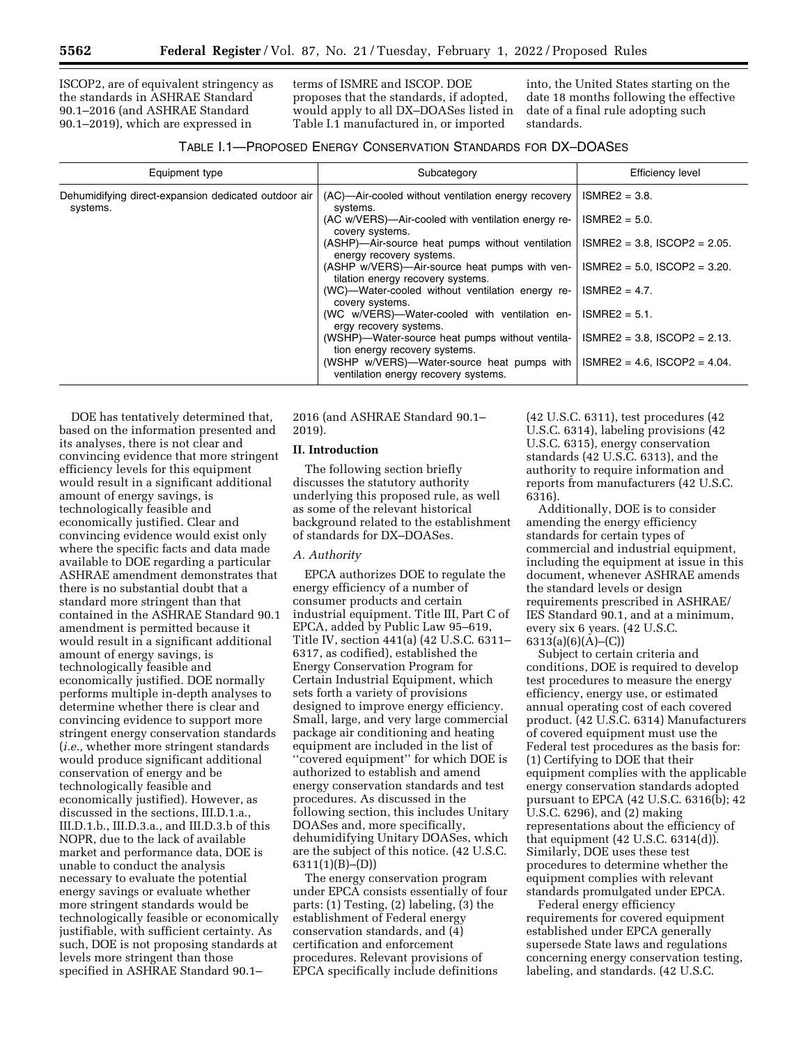ISCOP2, are of equivalent stringency as the standards in ASHRAE Standard 90.1–2016 (and ASHRAE Standard 90.1–2019), which are expressed in terms of ISMRE and ISCOP. DOE proposes that the standards, if adopted, would apply to all DX–DOASes listed in Table I.1 manufactured in, or imported into, the United States starting on the date 18 months following the effective date of a final rule adopting such standards.

TABLE I.1—PROPOSED ENERGY CONSERVATION STANDARDS FOR DX–DOASES

| Equipment type | Subcategory | Efficiency level |
|---|---|---|
| Dehumidifying direct-expansion dedicated outdoor air systems. | (AC)—Air-cooled without ventilation energy recovery systems. | ISMRE2 = 3.8. |
| | (AC w/VERS)—Air-cooled with ventilation energy recovery systems. | ISMRE2 = 5.0. |
| | (ASHP)—Air-source heat pumps without ventilation energy recovery systems. | ISMRE2 = 3.8, ISCOP2 = 2.05. |
| | (ASHP w/VERS)—Air-source heat pumps with ventilation energy recovery systems. | ISMRE2 = 5.0, ISCOP2 = 3.20. |
| | (WC)—Water-cooled without ventilation energy recovery systems. | ISMRE2 = 4.7. |
| | (WC w/VERS)—Water-cooled with ventilation energy recovery systems. | ISMRE2 = 5.1. |
| | (WSHP)—Water-source heat pumps without ventilation energy recovery systems. | ISMRE2 = 3.8, ISCOP2 = 2.13. |
| | (WSHP w/VERS)—Water-source heat pumps with ventilation energy recovery systems. | ISMRE2 = 4.6, ISCOP2 = 4.04. |

DOE has tentatively determined that, based on the information presented and its analyses, there is not clear and convincing evidence that more stringent efficiency levels for this equipment would result in a significant additional amount of energy savings, is technologically feasible and economically justified. Clear and convincing evidence would exist only where the specific facts and data made available to DOE regarding a particular ASHRAE amendment demonstrates that there is no substantial doubt that a standard more stringent than that contained in the ASHRAE Standard 90.1 amendment is permitted because it would result in a significant additional amount of energy savings, is technologically feasible and economically justified. DOE normally performs multiple in-depth analyses to determine whether there is clear and convincing evidence to support more stringent energy conservation standards (*i.e.,* whether more stringent standards would produce significant additional conservation of energy and be technologically feasible and economically justified). However, as discussed in the sections, III.D.1.a., III.D.1.b., III.D.3.a., and III.D.3.b of this NOPR, due to the lack of available market and performance data, DOE is unable to conduct the analysis necessary to evaluate the potential energy savings or evaluate whether more stringent standards would be technologically feasible or economically justifiable, with sufficient certainty. As such, DOE is not proposing standards at levels more stringent than those specified in ASHRAE Standard 90.1–2016 (and ASHRAE Standard 90.1–2019).

## II. Introduction

The following section briefly discusses the statutory authority underlying this proposed rule, as well as some of the relevant historical background related to the establishment of standards for DX–DOASes.

### *A. Authority*

EPCA authorizes DOE to regulate the energy efficiency of a number of consumer products and certain industrial equipment. Title III, Part C of EPCA, added by Public Law 95–619, Title IV, section 441(a) (42 U.S.C. 6311–6317, as codified), established the Energy Conservation Program for Certain Industrial Equipment, which sets forth a variety of provisions designed to improve energy efficiency. Small, large, and very large commercial package air conditioning and heating equipment are included in the list of ''covered equipment'' for which DOE is authorized to establish and amend energy conservation standards and test procedures. As discussed in the following section, this includes Unitary DOASes and, more specifically, dehumidifying Unitary DOASes, which are the subject of this notice. (42 U.S.C. 6311(1)(B)–(D))

The energy conservation program under EPCA consists essentially of four parts: (1) Testing, (2) labeling, (3) the establishment of Federal energy conservation standards, and (4) certification and enforcement procedures. Relevant provisions of EPCA specifically include definitions (42 U.S.C. 6311), test procedures (42 U.S.C. 6314), labeling provisions (42 U.S.C. 6315), energy conservation standards (42 U.S.C. 6313), and the authority to require information and reports from manufacturers (42 U.S.C. 6316).

Additionally, DOE is to consider amending the energy efficiency standards for certain types of commercial and industrial equipment, including the equipment at issue in this document, whenever ASHRAE amends the standard levels or design requirements prescribed in ASHRAE/IES Standard 90.1, and at a minimum, every six 6 years. (42 U.S.C. 6313(a)(6)(A)–(C))

Subject to certain criteria and conditions, DOE is required to develop test procedures to measure the energy efficiency, energy use, or estimated annual operating cost of each covered product. (42 U.S.C. 6314) Manufacturers of covered equipment must use the Federal test procedures as the basis for: (1) Certifying to DOE that their equipment complies with the applicable energy conservation standards adopted pursuant to EPCA (42 U.S.C. 6316(b); 42 U.S.C. 6296), and (2) making representations about the efficiency of that equipment (42 U.S.C. 6314(d)). Similarly, DOE uses these test procedures to determine whether the equipment complies with relevant standards promulgated under EPCA.

Federal energy efficiency requirements for covered equipment established under EPCA generally supersede State laws and regulations concerning energy conservation testing, labeling, and standards. (42 U.S.C.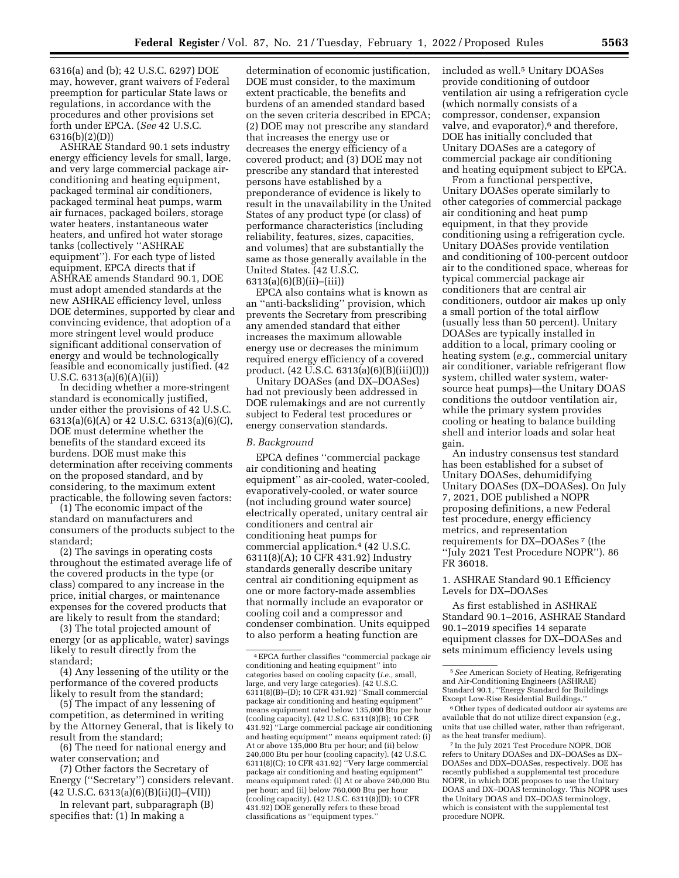6316(a) and (b); 42 U.S.C. 6297) DOE may, however, grant waivers of Federal preemption for particular State laws or regulations, in accordance with the procedures and other provisions set forth under EPCA. (*See* 42 U.S.C. 6316(b)(2)(D))

ASHRAE Standard 90.1 sets industry energy efficiency levels for small, large, and very large commercial package air-conditioning and heating equipment, packaged terminal air conditioners, packaged terminal heat pumps, warm air furnaces, packaged boilers, storage water heaters, instantaneous water heaters, and unfired hot water storage tanks (collectively "ASHRAE equipment"). For each type of listed equipment, EPCA directs that if ASHRAE amends Standard 90.1, DOE must adopt amended standards at the new ASHRAE efficiency level, unless DOE determines, supported by clear and convincing evidence, that adoption of a more stringent level would produce significant additional conservation of energy and would be technologically feasible and economically justified. (42 U.S.C. 6313(a)(6)(A)(ii))

In deciding whether a more-stringent standard is economically justified, under either the provisions of 42 U.S.C. 6313(a)(6)(A) or 42 U.S.C. 6313(a)(6)(C), DOE must determine whether the benefits of the standard exceed its burdens. DOE must make this determination after receiving comments on the proposed standard, and by considering, to the maximum extent practicable, the following seven factors:

(1) The economic impact of the standard on manufacturers and consumers of the products subject to the standard;

(2) The savings in operating costs throughout the estimated average life of the covered products in the type (or class) compared to any increase in the price, initial charges, or maintenance expenses for the covered products that are likely to result from the standard;

(3) The total projected amount of energy (or as applicable, water) savings likely to result directly from the standard;

(4) Any lessening of the utility or the performance of the covered products likely to result from the standard;

(5) The impact of any lessening of competition, as determined in writing by the Attorney General, that is likely to result from the standard;

(6) The need for national energy and water conservation; and

(7) Other factors the Secretary of Energy ("Secretary") considers relevant. (42 U.S.C. 6313(a)(6)(B)(ii)(I)–(VII))

In relevant part, subparagraph (B) specifies that: (1) In making a determination of economic justification, DOE must consider, to the maximum extent practicable, the benefits and burdens of an amended standard based on the seven criteria described in EPCA; (2) DOE may not prescribe any standard that increases the energy use or decreases the energy efficiency of a covered product; and (3) DOE may not prescribe any standard that interested persons have established by a preponderance of evidence is likely to result in the unavailability in the United States of any product type (or class) of performance characteristics (including reliability, features, sizes, capacities, and volumes) that are substantially the same as those generally available in the United States. (42 U.S.C. 6313(a)(6)(B)(ii)–(iii))

EPCA also contains what is known as an "anti-backsliding" provision, which prevents the Secretary from prescribing any amended standard that either increases the maximum allowable energy use or decreases the minimum required energy efficiency of a covered product. (42 U.S.C. 6313(a)(6)(B)(iii)(I))

Unitary DOASes (and DX–DOASes) had not previously been addressed in DOE rulemakings and are not currently subject to Federal test procedures or energy conservation standards.

### *B. Background*

EPCA defines "commercial package air conditioning and heating equipment" as air-cooled, water-cooled, evaporatively-cooled, or water source (not including ground water source) electrically operated, unitary central air conditioners and central air conditioning heat pumps for commercial application.[4] (42 U.S.C. 6311(8)(A); 10 CFR 431.92) Industry standards generally describe unitary central air conditioning equipment as one or more factory-made assemblies that normally include an evaporator or cooling coil and a compressor and condenser combination. Units equipped to also perform a heating function are included as well.[5] Unitary DOASes provide conditioning of outdoor ventilation air using a refrigeration cycle (which normally consists of a compressor, condenser, expansion valve, and evaporator),[6] and therefore, DOE has initially concluded that Unitary DOASes are a category of commercial package air conditioning and heating equipment subject to EPCA.

From a functional perspective, Unitary DOASes operate similarly to other categories of commercial package air conditioning and heat pump equipment, in that they provide conditioning using a refrigeration cycle. Unitary DOASes provide ventilation and conditioning of 100-percent outdoor air to the conditioned space, whereas for typical commercial package air conditioners that are central air conditioners, outdoor air makes up only a small portion of the total airflow (usually less than 50 percent). Unitary DOASes are typically installed in addition to a local, primary cooling or heating system (*e.g.,* commercial unitary air conditioner, variable refrigerant flow system, chilled water system, water-source heat pumps)—the Unitary DOAS conditions the outdoor ventilation air, while the primary system provides cooling or heating to balance building shell and interior loads and solar heat gain.

An industry consensus test standard has been established for a subset of Unitary DOASes, dehumidifying Unitary DOASes (DX–DOASes). On July 7, 2021, DOE published a NOPR proposing definitions, a new Federal test procedure, energy efficiency metrics, and representation requirements for DX–DOASes[7] (the "July 2021 Test Procedure NOPR"). 86 FR 36018.

#### 1. ASHRAE Standard 90.1 Efficiency Levels for DX–DOASes

As first established in ASHRAE Standard 90.1–2016, ASHRAE Standard 90.1–2019 specifies 14 separate equipment classes for DX–DOASes and sets minimum efficiency levels using

---

[4] EPCA further classifies "commercial package air conditioning and heating equipment" into categories based on cooling capacity (*i.e.,* small, large, and very large categories). (42 U.S.C. 6311(8)(B)–(D); 10 CFR 431.92) "Small commercial package air conditioning and heating equipment" means equipment rated below 135,000 Btu per hour (cooling capacity). (42 U.S.C. 6311(8)(B); 10 CFR 431.92) "Large commercial package air conditioning and heating equipment" means equipment rated: (i) At or above 135,000 Btu per hour; and (ii) below 240,000 Btu per hour (cooling capacity). (42 U.S.C. 6311(8)(C); 10 CFR 431.92) "Very large commercial package air conditioning and heating equipment" means equipment rated: (i) At or above 240,000 Btu per hour; and (ii) below 760,000 Btu per hour (cooling capacity). (42 U.S.C. 6311(8)(D); 10 CFR 431.92) DOE generally refers to these broad classifications as "equipment types."

[5] *See* American Society of Heating, Refrigerating and Air-Conditioning Engineers (ASHRAE) Standard 90.1, "Energy Standard for Buildings Except Low-Rise Residential Buildings."

[6] Other types of dedicated outdoor air systems are available that do not utilize direct expansion (*e.g.,* units that use chilled water, rather than refrigerant, as the heat transfer medium).

[7] In the July 2021 Test Procedure NOPR, DOE refers to Unitary DOASes and DX–DOASes as DX–DOASes and DDX–DOASes, respectively. DOE has recently published a supplemental test procedure NOPR, in which DOE proposes to use the Unitary DOAS and DX–DOAS terminology. This NOPR uses the Unitary DOAS and DX–DOAS terminology, which is consistent with the supplemental test procedure NOPR.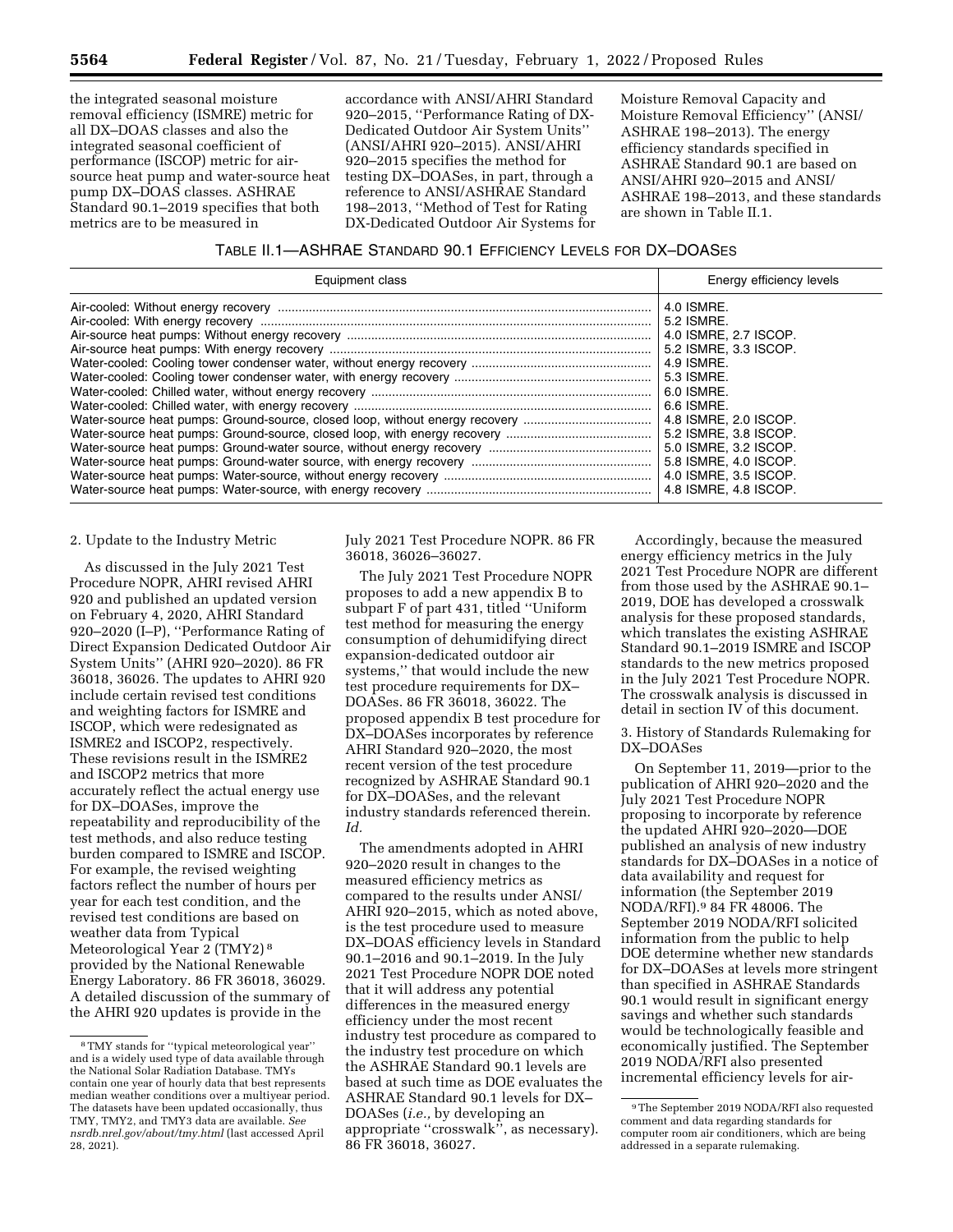the integrated seasonal moisture removal efficiency (ISMRE) metric for all DX–DOAS classes and also the integrated seasonal coefficient of performance (ISCOP) metric for air-source heat pump and water-source heat pump DX–DOAS classes. ASHRAE Standard 90.1–2019 specifies that both metrics are to be measured in accordance with ANSI/AHRI Standard 920–2015, ''Performance Rating of DX-Dedicated Outdoor Air System Units'' (ANSI/AHRI 920–2015). ANSI/AHRI 920–2015 specifies the method for testing DX–DOASes, in part, through a reference to ANSI/ASHRAE Standard 198–2013, ''Method of Test for Rating DX-Dedicated Outdoor Air Systems for Moisture Removal Capacity and Moisture Removal Efficiency'' (ANSI/ASHRAE 198–2013). The energy efficiency standards specified in ASHRAE Standard 90.1 are based on ANSI/AHRI 920–2015 and ANSI/ASHRAE 198–2013, and these standards are shown in Table II.1.

TABLE II.1—ASHRAE STANDARD 90.1 EFFICIENCY LEVELS FOR DX–DOASES

| Equipment class | Energy efficiency levels |
|---|---|
| Air-cooled: Without energy recovery | 4.0 ISMRE. |
| Air-cooled: With energy recovery | 5.2 ISMRE. |
| Air-source heat pumps: Without energy recovery | 4.0 ISMRE, 2.7 ISCOP. |
| Air-source heat pumps: With energy recovery | 5.2 ISMRE, 3.3 ISCOP. |
| Water-cooled: Cooling tower condenser water, without energy recovery | 4.9 ISMRE. |
| Water-cooled: Cooling tower condenser water, with energy recovery | 5.3 ISMRE. |
| Water-cooled: Chilled water, without energy recovery | 6.0 ISMRE. |
| Water-cooled: Chilled water, with energy recovery | 6.6 ISMRE. |
| Water-source heat pumps: Ground-source, closed loop, without energy recovery | 4.8 ISMRE, 2.0 ISCOP. |
| Water-source heat pumps: Ground-source, closed loop, with energy recovery | 5.2 ISMRE, 3.8 ISCOP. |
| Water-source heat pumps: Ground-water source, without energy recovery | 5.0 ISMRE, 3.2 ISCOP. |
| Water-source heat pumps: Ground-water source, with energy recovery | 5.8 ISMRE, 4.0 ISCOP. |
| Water-source heat pumps: Water-source, without energy recovery | 4.0 ISMRE, 3.5 ISCOP. |
| Water-source heat pumps: Water-source, with energy recovery | 4.8 ISMRE, 4.8 ISCOP. |

2. Update to the Industry Metric

As discussed in the July 2021 Test Procedure NOPR, AHRI revised AHRI 920 and published an updated version on February 4, 2020, AHRI Standard 920–2020 (I–P), ''Performance Rating of Direct Expansion Dedicated Outdoor Air System Units'' (AHRI 920–2020). 86 FR 36018, 36026. The updates to AHRI 920 include certain revised test conditions and weighting factors for ISMRE and ISCOP, which were redesignated as ISMRE2 and ISCOP2, respectively. These revisions result in the ISMRE2 and ISCOP2 metrics that more accurately reflect the actual energy use for DX–DOASes, improve the repeatability and reproducibility of the test methods, and also reduce testing burden compared to ISMRE and ISCOP. For example, the revised weighting factors reflect the number of hours per year for each test condition, and the revised test conditions are based on weather data from Typical Meteorological Year 2 (TMY2)[8] provided by the National Renewable Energy Laboratory. 86 FR 36018, 36029. A detailed discussion of the summary of the AHRI 920 updates is provide in the July 2021 Test Procedure NOPR. 86 FR 36018, 36026–36027.

The July 2021 Test Procedure NOPR proposes to add a new appendix B to subpart F of part 431, titled ''Uniform test method for measuring the energy consumption of dehumidifying direct expansion-dedicated outdoor air systems,'' that would include the new test procedure requirements for DX–DOASes. 86 FR 36018, 36022. The proposed appendix B test procedure for DX–DOASes incorporates by reference AHRI Standard 920–2020, the most recent version of the test procedure recognized by ASHRAE Standard 90.1 for DX–DOASes, and the relevant industry standards referenced therein. *Id.*

The amendments adopted in AHRI 920–2020 result in changes to the measured efficiency metrics as compared to the results under ANSI/AHRI 920–2015, which as noted above, is the test procedure used to measure DX–DOAS efficiency levels in Standard 90.1–2016 and 90.1–2019. In the July 2021 Test Procedure NOPR DOE noted that it will address any potential differences in the measured energy efficiency under the most recent industry test procedure as compared to the industry test procedure on which the ASHRAE Standard 90.1 levels are based at such time as DOE evaluates the ASHRAE Standard 90.1 levels for DX–DOASes (*i.e.,* by developing an appropriate ''crosswalk'', as necessary). 86 FR 36018, 36027.

Accordingly, because the measured energy efficiency metrics in the July 2021 Test Procedure NOPR are different from those used by the ASHRAE 90.1–2019, DOE has developed a crosswalk analysis for these proposed standards, which translates the existing ASHRAE Standard 90.1–2019 ISMRE and ISCOP standards to the new metrics proposed in the July 2021 Test Procedure NOPR. The crosswalk analysis is discussed in detail in section IV of this document.

3. History of Standards Rulemaking for DX–DOASes

On September 11, 2019—prior to the publication of AHRI 920–2020 and the July 2021 Test Procedure NOPR proposing to incorporate by reference the updated AHRI 920–2020—DOE published an analysis of new industry standards for DX–DOASes in a notice of data availability and request for information (the September 2019 NODA/RFI).[9] 84 FR 48006. The September 2019 NODA/RFI solicited information from the public to help DOE determine whether new standards for DX–DOASes at levels more stringent than specified in ASHRAE Standards 90.1 would result in significant energy savings and whether such standards would be technologically feasible and economically justified. The September 2019 NODA/RFI also presented incremental efficiency levels for air-

[8] TMY stands for ''typical meteorological year'' and is a widely used type of data available through the National Solar Radiation Database. TMYs contain one year of hourly data that best represents median weather conditions over a multiyear period. The datasets have been updated occasionally, thus TMY, TMY2, and TMY3 data are available. *See nsrdb.nrel.gov/about/tmy.html* (last accessed April 28, 2021).

[9] The September 2019 NODA/RFI also requested comment and data regarding standards for computer room air conditioners, which are being addressed in a separate rulemaking.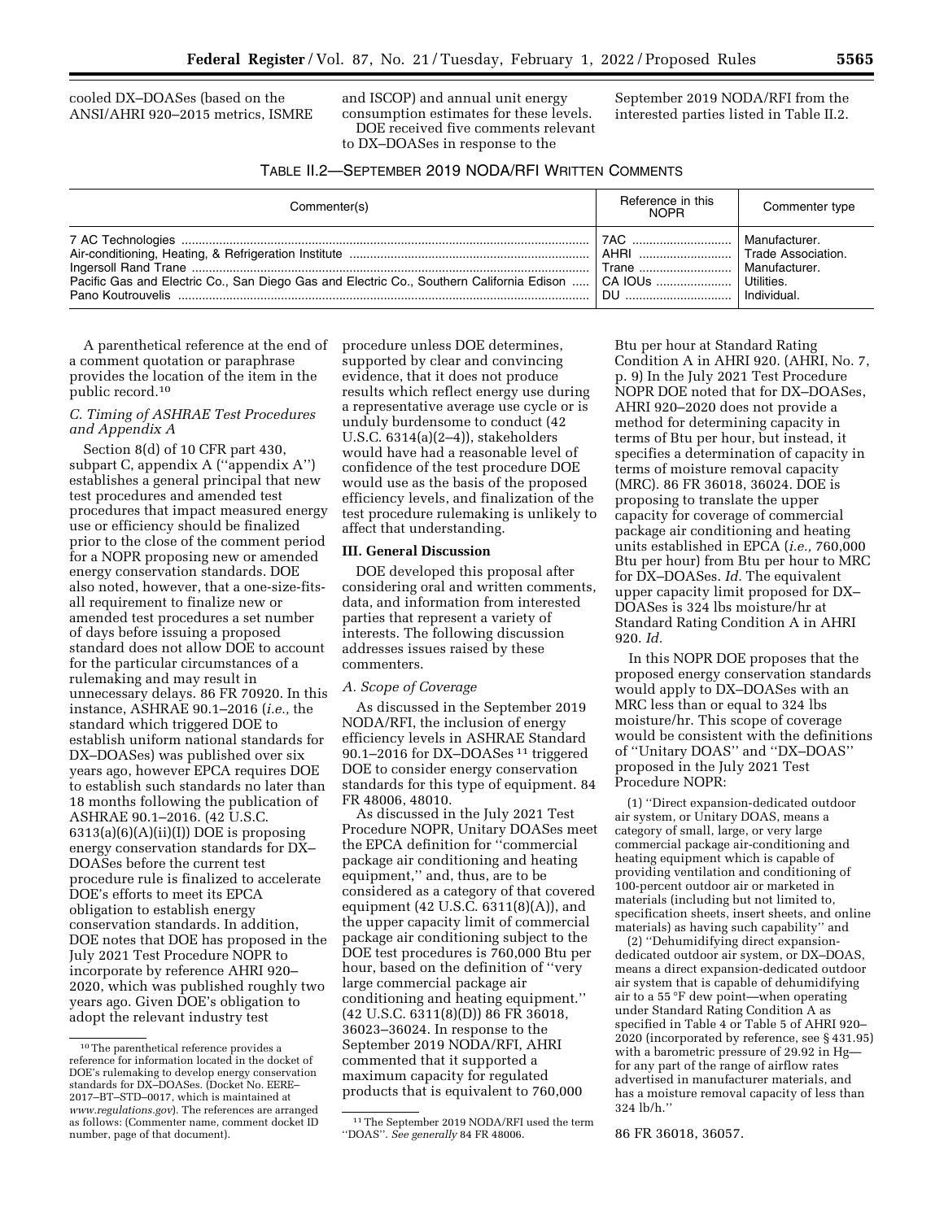cooled DX–DOASes (based on the ANSI/AHRI 920–2015 metrics, ISMRE and ISCOP) and annual unit energy consumption estimates for these levels.

DOE received five comments relevant to DX–DOASes in response to the September 2019 NODA/RFI from the interested parties listed in Table II.2.

TABLE II.2—SEPTEMBER 2019 NODA/RFI WRITTEN COMMENTS

| Commenter(s) | Reference in this NOPR | Commenter type |
|---|---|---|
| 7 AC Technologies | 7AC | Manufacturer. |
| Air-conditioning, Heating, & Refrigeration Institute | AHRI | Trade Association. |
| Ingersoll Rand Trane | Trane | Manufacturer. |
| Pacific Gas and Electric Co., San Diego Gas and Electric Co., Southern California Edison | CA IOUs | Utilities. |
| Pano Koutrouvelis | DU | Individual. |

A parenthetical reference at the end of a comment quotation or paraphrase provides the location of the item in the public record.[10]

### C. Timing of ASHRAE Test Procedures and Appendix A

Section 8(d) of 10 CFR part 430, subpart C, appendix A (''appendix A'') establishes a general principal that new test procedures and amended test procedures that impact measured energy use or efficiency should be finalized prior to the close of the comment period for a NOPR proposing new or amended energy conservation standards. DOE also noted, however, that a one-size-fits-all requirement to finalize new or amended test procedures a set number of days before issuing a proposed standard does not allow DOE to account for the particular circumstances of a rulemaking and may result in unnecessary delays. 86 FR 70920. In this instance, ASHRAE 90.1–2016 (*i.e.,* the standard which triggered DOE to establish uniform national standards for DX–DOASes) was published over six years ago, however EPCA requires DOE to establish such standards no later than 18 months following the publication of ASHRAE 90.1–2016. (42 U.S.C. 6313(a)(6)(A)(ii)(I)) DOE is proposing energy conservation standards for DX–DOASes before the current test procedure rule is finalized to accelerate DOE's efforts to meet its EPCA obligation to establish energy conservation standards. In addition, DOE notes that DOE has proposed in the July 2021 Test Procedure NOPR to incorporate by reference AHRI 920–2020, which was published roughly two years ago. Given DOE's obligation to adopt the relevant industry test procedure unless DOE determines, supported by clear and convincing evidence, that it does not produce results which reflect energy use during a representative average use cycle or is unduly burdensome to conduct (42 U.S.C. 6314(a)(2–4)), stakeholders would have had a reasonable level of confidence of the test procedure DOE would use as the basis of the proposed efficiency levels, and finalization of the test procedure rulemaking is unlikely to affect that understanding.

## III. General Discussion

DOE developed this proposal after considering oral and written comments, data, and information from interested parties that represent a variety of interests. The following discussion addresses issues raised by these commenters.

### A. Scope of Coverage

As discussed in the September 2019 NODA/RFI, the inclusion of energy efficiency levels in ASHRAE Standard 90.1–2016 for DX–DOASes[11] triggered DOE to consider energy conservation standards for this type of equipment. 84 FR 48006, 48010.

As discussed in the July 2021 Test Procedure NOPR, Unitary DOASes meet the EPCA definition for ''commercial package air conditioning and heating equipment,'' and, thus, are to be considered as a category of that covered equipment (42 U.S.C. 6311(8)(A)), and the upper capacity limit of commercial package air conditioning subject to the DOE test procedures is 760,000 Btu per hour, based on the definition of ''very large commercial package air conditioning and heating equipment.'' (42 U.S.C. 6311(8)(D)) 86 FR 36018, 36023–36024. In response to the September 2019 NODA/RFI, AHRI commented that it supported a maximum capacity for regulated products that is equivalent to 760,000 Btu per hour at Standard Rating Condition A in AHRI 920. (AHRI, No. 7, p. 9) In the July 2021 Test Procedure NOPR DOE noted that for DX–DOASes, AHRI 920–2020 does not provide a method for determining capacity in terms of Btu per hour, but instead, it specifies a determination of capacity in terms of moisture removal capacity (MRC). 86 FR 36018, 36024. DOE is proposing to translate the upper capacity for coverage of commercial package air conditioning and heating units established in EPCA (*i.e.,* 760,000 Btu per hour) from Btu per hour to MRC for DX–DOASes. *Id.* The equivalent upper capacity limit proposed for DX–DOASes is 324 lbs moisture/hr at Standard Rating Condition A in AHRI 920. *Id.*

In this NOPR DOE proposes that the proposed energy conservation standards would apply to DX–DOASes with an MRC less than or equal to 324 lbs moisture/hr. This scope of coverage would be consistent with the definitions of ''Unitary DOAS'' and ''DX–DOAS'' proposed in the July 2021 Test Procedure NOPR:

(1) ''Direct expansion-dedicated outdoor air system, or Unitary DOAS, means a category of small, large, or very large commercial package air-conditioning and heating equipment which is capable of providing ventilation and conditioning of 100-percent outdoor air or marketed in materials (including but not limited to, specification sheets, insert sheets, and online materials) as having such capability'' and

(2) ''Dehumidifying direct expansion-dedicated outdoor air system, or DX–DOAS, means a direct expansion-dedicated outdoor air system that is capable of dehumidifying air to a 55 °F dew point—when operating under Standard Rating Condition A as specified in Table 4 or Table 5 of AHRI 920–2020 (incorporated by reference, see § 431.95) with a barometric pressure of 29.92 in Hg—for any part of the range of airflow rates advertised in manufacturer materials, and has a moisture removal capacity of less than 324 lb/h.''

86 FR 36018, 36057.

---

[10] The parenthetical reference provides a reference for information located in the docket of DOE's rulemaking to develop energy conservation standards for DX–DOASes. (Docket No. EERE–2017–BT–STD–0017, which is maintained at *www.regulations.gov*). The references are arranged as follows: (Commenter name, comment docket ID number, page of that document).

[11] The September 2019 NODA/RFI used the term ''DOAS''. *See generally* 84 FR 48006.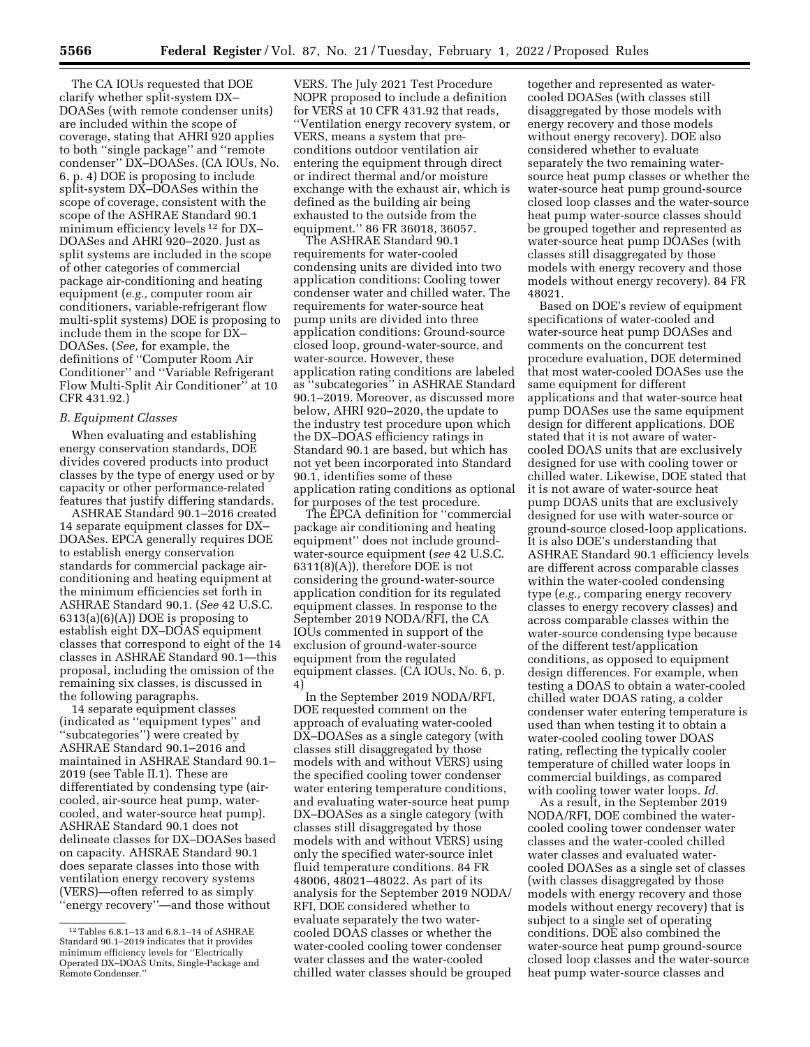The CA IOUs requested that DOE clarify whether split-system DX–DOASes (with remote condenser units) are included within the scope of coverage, stating that AHRI 920 applies to both ''single package'' and ''remote condenser'' DX–DOASes. (CA IOUs, No. 6, p. 4) DOE is proposing to include split-system DX–DOASes within the scope of coverage, consistent with the scope of the ASHRAE Standard 90.1 minimum efficiency levels [12] for DX–DOASes and AHRI 920–2020. Just as split systems are included in the scope of other categories of commercial package air-conditioning and heating equipment (*e.g.,* computer room air conditioners, variable-refrigerant flow multi-split systems) DOE is proposing to include them in the scope for DX–DOASes. (*See,* for example, the definitions of ''Computer Room Air Conditioner'' and ''Variable Refrigerant Flow Multi-Split Air Conditioner'' at 10 CFR 431.92.)

### *B. Equipment Classes*

When evaluating and establishing energy conservation standards, DOE divides covered products into product classes by the type of energy used or by capacity or other performance-related features that justify differing standards.

ASHRAE Standard 90.1–2016 created 14 separate equipment classes for DX–DOASes. EPCA generally requires DOE to establish energy conservation standards for commercial package air-conditioning and heating equipment at the minimum efficiencies set forth in ASHRAE Standard 90.1. (*See* 42 U.S.C. 6313(a)(6)(A)) DOE is proposing to establish eight DX–DOAS equipment classes that correspond to eight of the 14 classes in ASHRAE Standard 90.1—this proposal, including the omission of the remaining six classes, is discussed in the following paragraphs.

14 separate equipment classes (indicated as ''equipment types'' and ''subcategories'') were created by ASHRAE Standard 90.1–2016 and maintained in ASHRAE Standard 90.1–2019 (see Table II.1). These are differentiated by condensing type (air-cooled, air-source heat pump, water-cooled, and water-source heat pump). ASHRAE Standard 90.1 does not delineate classes for DX–DOASes based on capacity. AHSRAE Standard 90.1 does separate classes into those with ventilation energy recovery systems (VERS)—often referred to as simply ''energy recovery''—and those without VERS. The July 2021 Test Procedure NOPR proposed to include a definition for VERS at 10 CFR 431.92 that reads, ''Ventilation energy recovery system, or VERS, means a system that pre-conditions outdoor ventilation air entering the equipment through direct or indirect thermal and/or moisture exchange with the exhaust air, which is defined as the building air being exhausted to the outside from the equipment.'' 86 FR 36018, 36057.

The ASHRAE Standard 90.1 requirements for water-cooled condensing units are divided into two application conditions: Cooling tower condenser water and chilled water. The requirements for water-source heat pump units are divided into three application conditions: Ground-source closed loop, ground-water-source, and water-source. However, these application rating conditions are labeled as ''subcategories'' in ASHRAE Standard 90.1–2019. Moreover, as discussed more below, AHRI 920–2020, the update to the industry test procedure upon which the DX–DOAS efficiency ratings in Standard 90.1 are based, but which has not yet been incorporated into Standard 90.1, identifies some of these application rating conditions as optional for purposes of the test procedure.

The EPCA definition for ''commercial package air conditioning and heating equipment'' does not include ground-water-source equipment (*see* 42 U.S.C. 6311(8)(A)), therefore DOE is not considering the ground-water-source application condition for its regulated equipment classes. In response to the September 2019 NODA/RFI, the CA IOUs commented in support of the exclusion of ground-water-source equipment from the regulated equipment classes. (CA IOUs, No. 6, p. 4)

In the September 2019 NODA/RFI, DOE requested comment on the approach of evaluating water-cooled DX–DOASes as a single category (with classes still disaggregated by those models with and without VERS) using the specified cooling tower condenser water entering temperature conditions, and evaluating water-source heat pump DX–DOASes as a single category (with classes still disaggregated by those models with and without VERS) using only the specified water-source inlet fluid temperature conditions. 84 FR 48006, 48021–48022. As part of its analysis for the September 2019 NODA/RFI, DOE considered whether to evaluate separately the two water-cooled DOAS classes or whether the water-cooled cooling tower condenser water classes and the water-cooled chilled water classes should be grouped together and represented as water-cooled DOASes (with classes still disaggregated by those models with energy recovery and those models without energy recovery). DOE also considered whether to evaluate separately the two remaining water-source heat pump classes or whether the water-source heat pump ground-source closed loop classes and the water-source heat pump water-source classes should be grouped together and represented as water-source heat pump DOASes (with classes still disaggregated by those models with energy recovery and those models without energy recovery). 84 FR 48021.

Based on DOE's review of equipment specifications of water-cooled and water-source heat pump DOASes and comments on the concurrent test procedure evaluation, DOE determined that most water-cooled DOASes use the same equipment for different applications and that water-source heat pump DOASes use the same equipment design for different applications. DOE stated that it is not aware of water-cooled DOAS units that are exclusively designed for use with cooling tower or chilled water. Likewise, DOE stated that it is not aware of water-source heat pump DOAS units that are exclusively designed for use with water-source or ground-source closed-loop applications. It is also DOE's understanding that ASHRAE Standard 90.1 efficiency levels are different across comparable classes within the water-cooled condensing type (*e.g.,* comparing energy recovery classes to energy recovery classes) and across comparable classes within the water-source condensing type because of the different test/application conditions, as opposed to equipment design differences. For example, when testing a DOAS to obtain a water-cooled chilled water DOAS rating, a colder condenser water entering temperature is used than when testing it to obtain a water-cooled cooling tower DOAS rating, reflecting the typically cooler temperature of chilled water loops in commercial buildings, as compared with cooling tower water loops. *Id.*

As a result, in the September 2019 NODA/RFI, DOE combined the water-cooled cooling tower condenser water classes and the water-cooled chilled water classes and evaluated water-cooled DOASes as a single set of classes (with classes disaggregated by those models with energy recovery and those models without energy recovery) that is subject to a single set of operating conditions. DOE also combined the water-source heat pump ground-source closed loop classes and the water-source heat pump water-source classes and

[12] Tables 6.8.1–13 and 6.8.1–14 of ASHRAE Standard 90.1–2019 indicates that it provides minimum efficiency levels for ''Electrically Operated DX–DOAS Units, Single-Package and Remote Condenser.''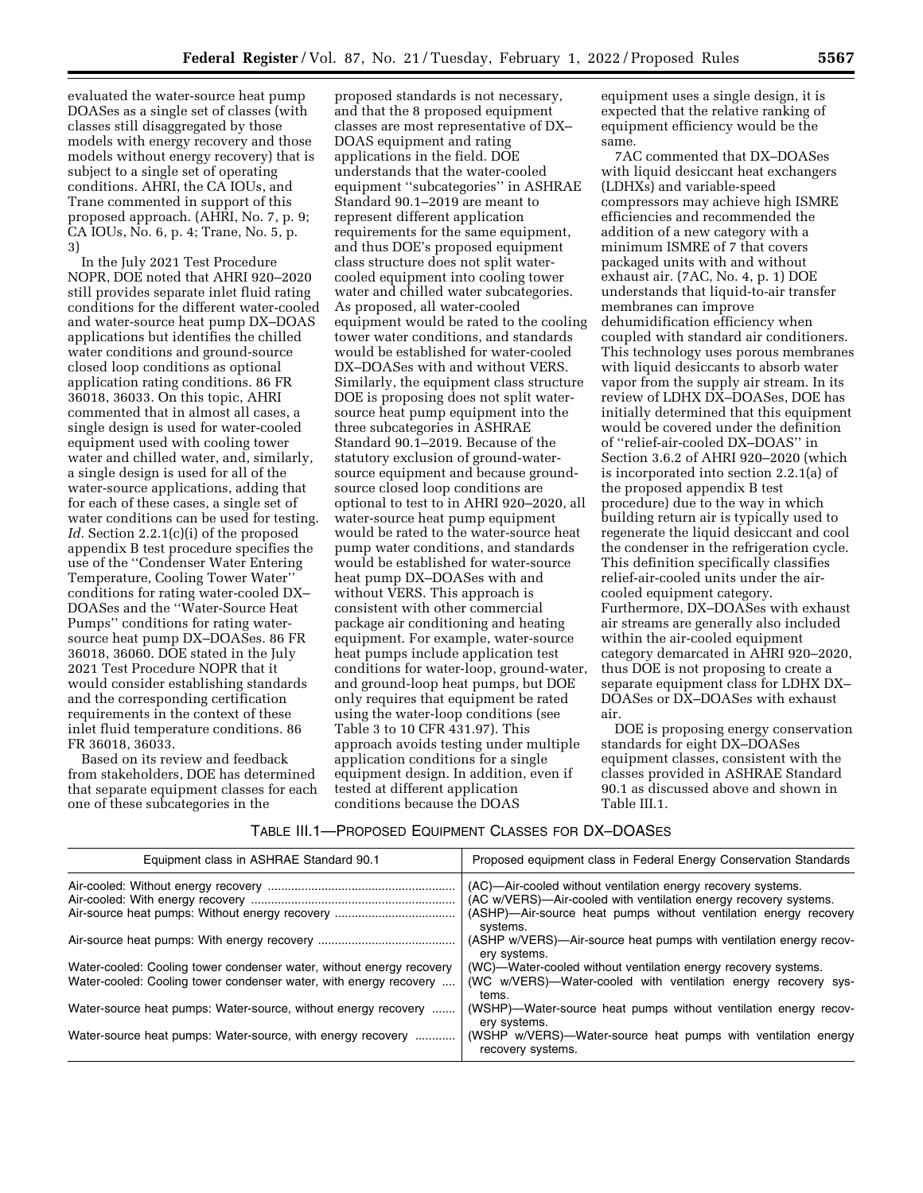evaluated the water-source heat pump DOASes as a single set of classes (with classes still disaggregated by those models with energy recovery and those models without energy recovery) that is subject to a single set of operating conditions. AHRI, the CA IOUs, and Trane commented in support of this proposed approach. (AHRI, No. 7, p. 9; CA IOUs, No. 6, p. 4; Trane, No. 5, p. 3)

In the July 2021 Test Procedure NOPR, DOE noted that AHRI 920–2020 still provides separate inlet fluid rating conditions for the different water-cooled and water-source heat pump DX–DOAS applications but identifies the chilled water conditions and ground-source closed loop conditions as optional application rating conditions. 86 FR 36018, 36033. On this topic, AHRI commented that in almost all cases, a single design is used for water-cooled equipment used with cooling tower water and chilled water, and, similarly, a single design is used for all of the water-source applications, adding that for each of these cases, a single set of water conditions can be used for testing. *Id.* Section 2.2.1(c)(i) of the proposed appendix B test procedure specifies the use of the ''Condenser Water Entering Temperature, Cooling Tower Water'' conditions for rating water-cooled DX–DOASes and the ''Water-Source Heat Pumps'' conditions for rating water-source heat pump DX–DOASes. 86 FR 36018, 36060. DOE stated in the July 2021 Test Procedure NOPR that it would consider establishing standards and the corresponding certification requirements in the context of these inlet fluid temperature conditions. 86 FR 36018, 36033.

Based on its review and feedback from stakeholders, DOE has determined that separate equipment classes for each one of these subcategories in the proposed standards is not necessary, and that the 8 proposed equipment classes are most representative of DX–DOAS equipment and rating applications in the field. DOE understands that the water-cooled equipment ''subcategories'' in ASHRAE Standard 90.1–2019 are meant to represent different application requirements for the same equipment, and thus DOE's proposed equipment class structure does not split water-cooled equipment into cooling tower water and chilled water subcategories. As proposed, all water-cooled equipment would be rated to the cooling tower water conditions, and standards would be established for water-cooled DX–DOASes with and without VERS. Similarly, the equipment class structure DOE is proposing does not split water-source heat pump equipment into the three subcategories in ASHRAE Standard 90.1–2019. Because of the statutory exclusion of ground-water-source equipment and because ground-source closed loop conditions are optional to test to in AHRI 920–2020, all water-source heat pump equipment would be rated to the water-source heat pump water conditions, and standards would be established for water-source heat pump DX–DOASes with and without VERS. This approach is consistent with other commercial package air conditioning and heating equipment. For example, water-source heat pumps include application test conditions for water-loop, ground-water, and ground-loop heat pumps, but DOE only requires that equipment be rated using the water-loop conditions (see Table 3 to 10 CFR 431.97). This approach avoids testing under multiple application conditions for a single equipment design. In addition, even if tested at different application conditions because the DOAS equipment uses a single design, it is expected that the relative ranking of equipment efficiency would be the same.

7AC commented that DX–DOASes with liquid desiccant heat exchangers (LDHXs) and variable-speed compressors may achieve high ISMRE efficiencies and recommended the addition of a new category with a minimum ISMRE of 7 that covers packaged units with and without exhaust air. (7AC, No. 4, p. 1) DOE understands that liquid-to-air transfer membranes can improve dehumidification efficiency when coupled with standard air conditioners. This technology uses porous membranes with liquid desiccants to absorb water vapor from the supply air stream. In its review of LDHX DX–DOASes, DOE has initially determined that this equipment would be covered under the definition of ''relief-air-cooled DX–DOAS'' in Section 3.6.2 of AHRI 920–2020 (which is incorporated into section 2.2.1(a) of the proposed appendix B test procedure) due to the way in which building return air is typically used to regenerate the liquid desiccant and cool the condenser in the refrigeration cycle. This definition specifically classifies relief-air-cooled units under the air-cooled equipment category. Furthermore, DX–DOASes with exhaust air streams are generally also included within the air-cooled equipment category demarcated in AHRI 920–2020, thus DOE is not proposing to create a separate equipment class for LDHX DX–DOASes or DX–DOASes with exhaust air.

DOE is proposing energy conservation standards for eight DX–DOASes equipment classes, consistent with the classes provided in ASHRAE Standard 90.1 as discussed above and shown in Table III.1.

TABLE III.1—PROPOSED EQUIPMENT CLASSES FOR DX–DOASES

| Equipment class in ASHRAE Standard 90.1 | Proposed equipment class in Federal Energy Conservation Standards |
|---|---|
| Air-cooled: Without energy recovery | (AC)—Air-cooled without ventilation energy recovery systems. |
| Air-cooled: With energy recovery | (AC w/VERS)—Air-cooled with ventilation energy recovery systems. |
| Air-source heat pumps: Without energy recovery | (ASHP)—Air-source heat pumps without ventilation energy recovery systems. |
| Air-source heat pumps: With energy recovery | (ASHP w/VERS)—Air-source heat pumps with ventilation energy recovery systems. |
| Water-cooled: Cooling tower condenser water, without energy recovery | (WC)—Water-cooled without ventilation energy recovery systems. |
| Water-cooled: Cooling tower condenser water, with energy recovery | (WC w/VERS)—Water-cooled with ventilation energy recovery systems. |
| Water-source heat pumps: Water-source, without energy recovery | (WSHP)—Water-source heat pumps without ventilation energy recovery systems. |
| Water-source heat pumps: Water-source, with energy recovery | (WSHP w/VERS)—Water-source heat pumps with ventilation energy recovery systems. |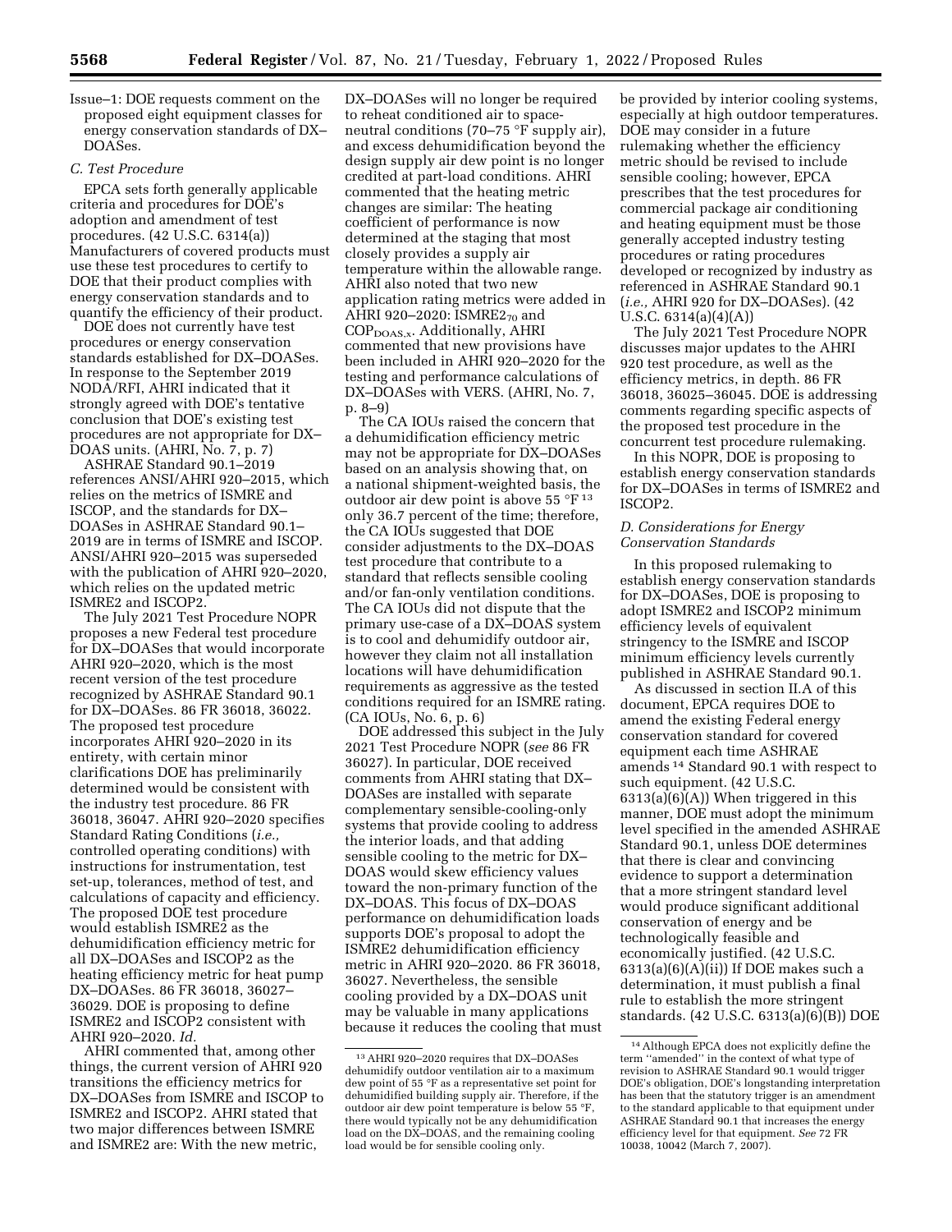Issue–1: DOE requests comment on the proposed eight equipment classes for energy conservation standards of DX–DOASes.

### C. Test Procedure

EPCA sets forth generally applicable criteria and procedures for DOE's adoption and amendment of test procedures. (42 U.S.C. 6314(a)) Manufacturers of covered products must use these test procedures to certify to DOE that their product complies with energy conservation standards and to quantify the efficiency of their product.

DOE does not currently have test procedures or energy conservation standards established for DX–DOASes. In response to the September 2019 NODA/RFI, AHRI indicated that it strongly agreed with DOE's tentative conclusion that DOE's existing test procedures are not appropriate for DX–DOAS units. (AHRI, No. 7, p. 7)

ASHRAE Standard 90.1–2019 references ANSI/AHRI 920–2015, which relies on the metrics of ISMRE and ISCOP, and the standards for DX–DOASes in ASHRAE Standard 90.1–2019 are in terms of ISMRE and ISCOP. ANSI/AHRI 920–2015 was superseded with the publication of AHRI 920–2020, which relies on the updated metric ISMRE2 and ISCOP2.

The July 2021 Test Procedure NOPR proposes a new Federal test procedure for DX–DOASes that would incorporate AHRI 920–2020, which is the most recent version of the test procedure recognized by ASHRAE Standard 90.1 for DX–DOASes. 86 FR 36018, 36022. The proposed test procedure incorporates AHRI 920–2020 in its entirety, with certain minor clarifications DOE has preliminarily determined would be consistent with the industry test procedure. 86 FR 36018, 36047. AHRI 920–2020 specifies Standard Rating Conditions (*i.e.,* controlled operating conditions) with instructions for instrumentation, test set-up, tolerances, method of test, and calculations of capacity and efficiency. The proposed DOE test procedure would establish ISMRE2 as the dehumidification efficiency metric for all DX–DOASes and ISCOP2 as the heating efficiency metric for heat pump DX–DOASes. 86 FR 36018, 36027–36029. DOE is proposing to define ISMRE2 and ISCOP2 consistent with AHRI 920–2020. *Id.*

AHRI commented that, among other things, the current version of AHRI 920 transitions the efficiency metrics for DX–DOASes from ISMRE and ISCOP to ISMRE2 and ISCOP2. AHRI stated that two major differences between ISMRE and ISMRE2 are: With the new metric, DX–DOASes will no longer be required to reheat conditioned air to space-neutral conditions (70–75 °F supply air), and excess dehumidification beyond the design supply air dew point is no longer credited at part-load conditions. AHRI commented that the heating metric changes are similar: The heating coefficient of performance is now determined at the staging that most closely provides a supply air temperature within the allowable range. AHRI also noted that two new application rating metrics were added in AHRI 920–2020: $ISMRE2_{70}$ and $COP_{DOAS,x}$. Additionally, AHRI commented that new provisions have been included in AHRI 920–2020 for the testing and performance calculations of DX–DOASes with VERS. (AHRI, No. 7, p. 8–9)

The CA IOUs raised the concern that a dehumidification efficiency metric may not be appropriate for DX–DOASes based on an analysis showing that, on a national shipment-weighted basis, the outdoor air dew point is above 55 °F[13] only 36.7 percent of the time; therefore, the CA IOUs suggested that DOE consider adjustments to the DX–DOAS test procedure that contribute to a standard that reflects sensible cooling and/or fan-only ventilation conditions. The CA IOUs did not dispute that the primary use-case of a DX–DOAS system is to cool and dehumidify outdoor air, however they claim not all installation locations will have dehumidification requirements as aggressive as the tested conditions required for an ISMRE rating. (CA IOUs, No. 6, p. 6)

DOE addressed this subject in the July 2021 Test Procedure NOPR (*see* 86 FR 36027). In particular, DOE received comments from AHRI stating that DX–DOASes are installed with separate complementary sensible-cooling-only systems that provide cooling to address the interior loads, and that adding sensible cooling to the metric for DX–DOAS would skew efficiency values toward the non-primary function of the DX–DOAS. This focus of DX–DOAS performance on dehumidification loads supports DOE's proposal to adopt the ISMRE2 dehumidification efficiency metric in AHRI 920–2020. 86 FR 36018, 36027. Nevertheless, the sensible cooling provided by a DX–DOAS unit may be valuable in many applications because it reduces the cooling that must be provided by interior cooling systems, especially at high outdoor temperatures. DOE may consider in a future rulemaking whether the efficiency metric should be revised to include sensible cooling; however, EPCA prescribes that the test procedures for commercial package air conditioning and heating equipment must be those generally accepted industry testing procedures or rating procedures developed or recognized by industry as referenced in ASHRAE Standard 90.1 (*i.e.,* AHRI 920 for DX–DOASes). (42 U.S.C. 6314(a)(4)(A))

The July 2021 Test Procedure NOPR discusses major updates to the AHRI 920 test procedure, as well as the efficiency metrics, in depth. 86 FR 36018, 36025–36045. DOE is addressing comments regarding specific aspects of the proposed test procedure in the concurrent test procedure rulemaking.

In this NOPR, DOE is proposing to establish energy conservation standards for DX–DOASes in terms of ISMRE2 and ISCOP2.

### D. Considerations for Energy Conservation Standards

In this proposed rulemaking to establish energy conservation standards for DX–DOASes, DOE is proposing to adopt ISMRE2 and ISCOP2 minimum efficiency levels of equivalent stringency to the ISMRE and ISCOP minimum efficiency levels currently published in ASHRAE Standard 90.1.

As discussed in section II.A of this document, EPCA requires DOE to amend the existing Federal energy conservation standard for covered equipment each time ASHRAE amends[14] Standard 90.1 with respect to such equipment. (42 U.S.C. 6313(a)(6)(A)) When triggered in this manner, DOE must adopt the minimum level specified in the amended ASHRAE Standard 90.1, unless DOE determines that there is clear and convincing evidence to support a determination that a more stringent standard level would produce significant additional conservation of energy and be technologically feasible and economically justified. (42 U.S.C. 6313(a)(6)(A)(ii)) If DOE makes such a determination, it must publish a final rule to establish the more stringent standards. (42 U.S.C. 6313(a)(6)(B)) DOE

---

[13] AHRI 920–2020 requires that DX–DOASes dehumidify outdoor ventilation air to a maximum dew point of 55 °F as a representative set point for dehumidified building supply air. Therefore, if the outdoor air dew point temperature is below 55 °F, there would typically not be any dehumidification load on the DX–DOAS, and the remaining cooling load would be for sensible cooling only.

[14] Although EPCA does not explicitly define the term "amended" in the context of what type of revision to ASHRAE Standard 90.1 would trigger DOE's obligation, DOE's longstanding interpretation has been that the statutory trigger is an amendment to the standard applicable to that equipment under ASHRAE Standard 90.1 that increases the energy efficiency level for that equipment. *See* 72 FR 10038, 10042 (March 7, 2007).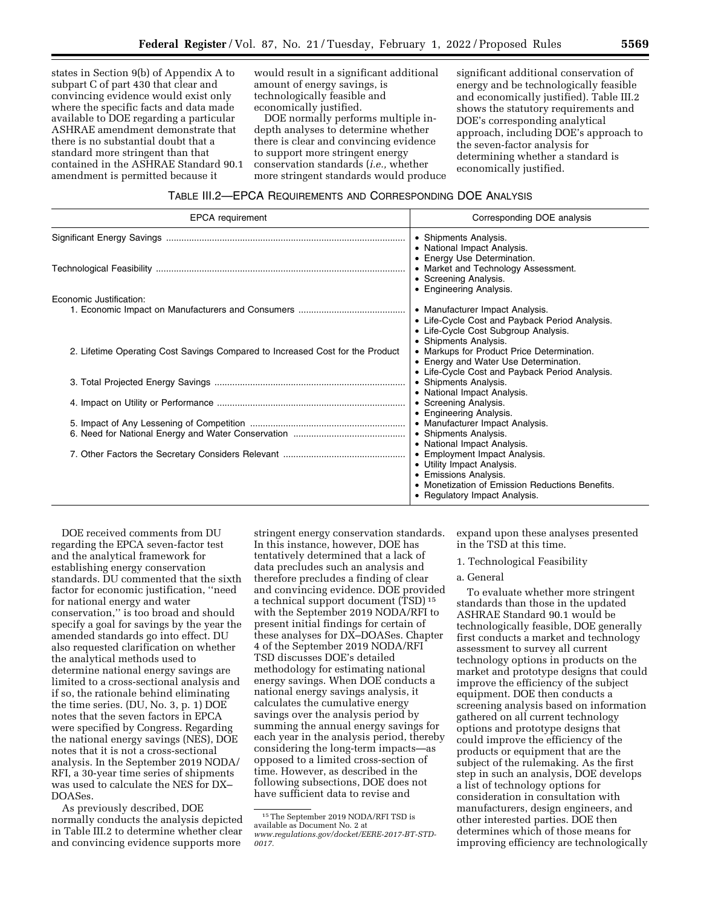states in Section 9(b) of Appendix A to subpart C of part 430 that clear and convincing evidence would exist only where the specific facts and data made available to DOE regarding a particular ASHRAE amendment demonstrate that there is no substantial doubt that a standard more stringent than that contained in the ASHRAE Standard 90.1 amendment is permitted because it would result in a significant additional amount of energy savings, is technologically feasible and economically justified.

DOE normally performs multiple in-depth analyses to determine whether there is clear and convincing evidence to support more stringent energy conservation standards (*i.e.,* whether more stringent standards would produce significant additional conservation of energy and be technologically feasible and economically justified). Table III.2 shows the statutory requirements and DOE's corresponding analytical approach, including DOE's approach to the seven-factor analysis for determining whether a standard is economically justified.

TABLE III.2—EPCA REQUIREMENTS AND CORRESPONDING DOE ANALYSIS

| EPCA requirement | Corresponding DOE analysis |
|---|---|
| Significant Energy Savings | • Shipments Analysis.<br>• National Impact Analysis.<br>• Energy Use Determination. |
| Technological Feasibility | • Market and Technology Assessment.<br>• Screening Analysis.<br>• Engineering Analysis. |
| Economic Justification: | |
| 1. Economic Impact on Manufacturers and Consumers | • Manufacturer Impact Analysis.<br>• Life-Cycle Cost and Payback Period Analysis.<br>• Life-Cycle Cost Subgroup Analysis.<br>• Shipments Analysis. |
| 2. Lifetime Operating Cost Savings Compared to Increased Cost for the Product | • Markups for Product Price Determination.<br>• Energy and Water Use Determination.<br>• Life-Cycle Cost and Payback Period Analysis. |
| 3. Total Projected Energy Savings | • Shipments Analysis.<br>• National Impact Analysis. |
| 4. Impact on Utility or Performance | • Screening Analysis.<br>• Engineering Analysis. |
| 5. Impact of Any Lessening of Competition | • Manufacturer Impact Analysis. |
| 6. Need for National Energy and Water Conservation | • Shipments Analysis.<br>• National Impact Analysis. |
| 7. Other Factors the Secretary Considers Relevant | • Employment Impact Analysis.<br>• Utility Impact Analysis.<br>• Emissions Analysis.<br>• Monetization of Emission Reductions Benefits.<br>• Regulatory Impact Analysis. |

DOE received comments from DU regarding the EPCA seven-factor test and the analytical framework for establishing energy conservation standards. DU commented that the sixth factor for economic justification, "need for national energy and water conservation," is too broad and should specify a goal for savings by the year the amended standards go into effect. DU also requested clarification on whether the analytical methods used to determine national energy savings are limited to a cross-sectional analysis and if so, the rationale behind eliminating the time series. (DU, No. 3, p. 1) DOE notes that the seven factors in EPCA were specified by Congress. Regarding the national energy savings (NES), DOE notes that it is not a cross-sectional analysis. In the September 2019 NODA/RFI, a 30-year time series of shipments was used to calculate the NES for DX–DOASes.

As previously described, DOE normally conducts the analysis depicted in Table III.2 to determine whether clear and convincing evidence supports more stringent energy conservation standards. In this instance, however, DOE has tentatively determined that a lack of data precludes such an analysis and therefore precludes a finding of clear and convincing evidence. DOE provided a technical support document (TSD)[15] with the September 2019 NODA/RFI to present initial findings for certain of these analyses for DX–DOASes. Chapter 4 of the September 2019 NODA/RFI TSD discusses DOE's detailed methodology for estimating national energy savings. When DOE conducts a national energy savings analysis, it calculates the cumulative energy savings over the analysis period by summing the annual energy savings for each year in the analysis period, thereby considering the long-term impacts—as opposed to a limited cross-section of time. However, as described in the following subsections, DOE does not have sufficient data to revise and expand upon these analyses presented in the TSD at this time.

[15] The September 2019 NODA/RFI TSD is available as Document No. 2 at *www.regulations.gov/docket/EERE-2017-BT-STD-0017.*

1. Technological Feasibility

a. General

To evaluate whether more stringent standards than those in the updated ASHRAE Standard 90.1 would be technologically feasible, DOE generally first conducts a market and technology assessment to survey all current technology options in products on the market and prototype designs that could improve the efficiency of the subject equipment. DOE then conducts a screening analysis based on information gathered on all current technology options and prototype designs that could improve the efficiency of the products or equipment that are the subject of the rulemaking. As the first step in such an analysis, DOE develops a list of technology options for consideration in consultation with manufacturers, design engineers, and other interested parties. DOE then determines which of those means for improving efficiency are technologically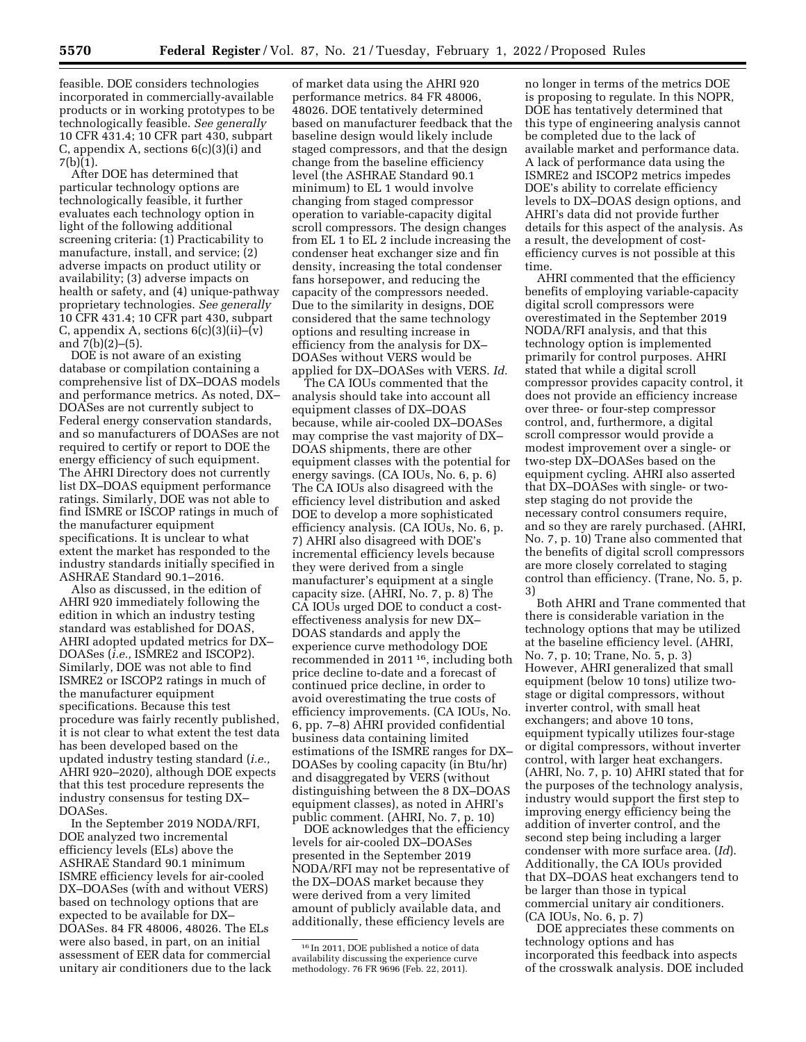feasible. DOE considers technologies incorporated in commercially-available products or in working prototypes to be technologically feasible. *See generally* 10 CFR 431.4; 10 CFR part 430, subpart C, appendix A, sections 6(c)(3)(i) and 7(b)(1).

After DOE has determined that particular technology options are technologically feasible, it further evaluates each technology option in light of the following additional screening criteria: (1) Practicability to manufacture, install, and service; (2) adverse impacts on product utility or availability; (3) adverse impacts on health or safety, and (4) unique-pathway proprietary technologies. *See generally* 10 CFR 431.4; 10 CFR part 430, subpart C, appendix A, sections 6(c)(3)(ii)–(v) and 7(b)(2)–(5).

DOE is not aware of an existing database or compilation containing a comprehensive list of DX–DOAS models and performance metrics. As noted, DX–DOASes are not currently subject to Federal energy conservation standards, and so manufacturers of DOASes are not required to certify or report to DOE the energy efficiency of such equipment. The AHRI Directory does not currently list DX–DOAS equipment performance ratings. Similarly, DOE was not able to find ISMRE or ISCOP ratings in much of the manufacturer equipment specifications. It is unclear to what extent the market has responded to the industry standards initially specified in ASHRAE Standard 90.1–2016.

Also as discussed, in the edition of AHRI 920 immediately following the edition in which an industry testing standard was established for DOAS, AHRI adopted updated metrics for DX–DOASes (*i.e.,* ISMRE2 and ISCOP2). Similarly, DOE was not able to find ISMRE2 or ISCOP2 ratings in much of the manufacturer equipment specifications. Because this test procedure was fairly recently published, it is not clear to what extent the test data has been developed based on the updated industry testing standard (*i.e.,* AHRI 920–2020), although DOE expects that this test procedure represents the industry consensus for testing DX–DOASes.

In the September 2019 NODA/RFI, DOE analyzed two incremental efficiency levels (ELs) above the ASHRAE Standard 90.1 minimum ISMRE efficiency levels for air-cooled DX–DOASes (with and without VERS) based on technology options that are expected to be available for DX–DOASes. 84 FR 48006, 48026. The ELs were also based, in part, on an initial assessment of EER data for commercial unitary air conditioners due to the lack of market data using the AHRI 920 performance metrics. 84 FR 48006, 48026. DOE tentatively determined based on manufacturer feedback that the baseline design would likely include staged compressors, and that the design change from the baseline efficiency level (the ASHRAE Standard 90.1 minimum) to EL 1 would involve changing from staged compressor operation to variable-capacity digital scroll compressors. The design changes from EL 1 to EL 2 include increasing the condenser heat exchanger size and fin density, increasing the total condenser fans horsepower, and reducing the capacity of the compressors needed. Due to the similarity in designs, DOE considered that the same technology options and resulting increase in efficiency from the analysis for DX–DOASes without VERS would be applied for DX–DOASes with VERS. *Id.*

The CA IOUs commented that the analysis should take into account all equipment classes of DX–DOAS because, while air-cooled DX–DOASes may comprise the vast majority of DX–DOAS shipments, there are other equipment classes with the potential for energy savings. (CA IOUs, No. 6, p. 6) The CA IOUs also disagreed with the efficiency level distribution and asked DOE to develop a more sophisticated efficiency analysis. (CA IOUs, No. 6, p. 7) AHRI also disagreed with DOE's incremental efficiency levels because they were derived from a single manufacturer's equipment at a single capacity size. (AHRI, No. 7, p. 8) The CA IOUs urged DOE to conduct a cost-effectiveness analysis for new DX–DOAS standards and apply the experience curve methodology DOE recommended in 2011 [16], including both price decline to-date and a forecast of continued price decline, in order to avoid overestimating the true costs of efficiency improvements. (CA IOUs, No. 6, pp. 7–8) AHRI provided confidential business data containing limited estimations of the ISMRE ranges for DX–DOASes by cooling capacity (in Btu/hr) and disaggregated by VERS (without distinguishing between the 8 DX–DOAS equipment classes), as noted in AHRI's public comment. (AHRI, No. 7, p. 10)

DOE acknowledges that the efficiency levels for air-cooled DX–DOASes presented in the September 2019 NODA/RFI may not be representative of the DX–DOAS market because they were derived from a very limited amount of publicly available data, and additionally, these efficiency levels are no longer in terms of the metrics DOE is proposing to regulate. In this NOPR, DOE has tentatively determined that this type of engineering analysis cannot be completed due to the lack of available market and performance data. A lack of performance data using the ISMRE2 and ISCOP2 metrics impedes DOE's ability to correlate efficiency levels to DX–DOAS design options, and AHRI's data did not provide further details for this aspect of the analysis. As a result, the development of cost-efficiency curves is not possible at this time.

AHRI commented that the efficiency benefits of employing variable-capacity digital scroll compressors were overestimated in the September 2019 NODA/RFI analysis, and that this technology option is implemented primarily for control purposes. AHRI stated that while a digital scroll compressor provides capacity control, it does not provide an efficiency increase over three- or four-step compressor control, and, furthermore, a digital scroll compressor would provide a modest improvement over a single- or two-step DX–DOASes based on the equipment cycling. AHRI also asserted that DX–DOASes with single- or two-step staging do not provide the necessary control consumers require, and so they are rarely purchased. (AHRI, No. 7, p. 10) Trane also commented that the benefits of digital scroll compressors are more closely correlated to staging control than efficiency. (Trane, No. 5, p. 3)

Both AHRI and Trane commented that there is considerable variation in the technology options that may be utilized at the baseline efficiency level. (AHRI, No. 7, p. 10; Trane, No. 5, p. 3) However, AHRI generalized that small equipment (below 10 tons) utilize two-stage or digital compressors, without inverter control, with small heat exchangers; and above 10 tons, equipment typically utilizes four-stage or digital compressors, without inverter control, with larger heat exchangers. (AHRI, No. 7, p. 10) AHRI stated that for the purposes of the technology analysis, industry would support the first step to improving energy efficiency being the addition of inverter control, and the second step being including a larger condenser with more surface area. (*Id*). Additionally, the CA IOUs provided that DX–DOAS heat exchangers tend to be larger than those in typical commercial unitary air conditioners. (CA IOUs, No. 6, p. 7)

DOE appreciates these comments on technology options and has incorporated this feedback into aspects of the crosswalk analysis. DOE included

[16] In 2011, DOE published a notice of data availability discussing the experience curve methodology. 76 FR 9696 (Feb. 22, 2011).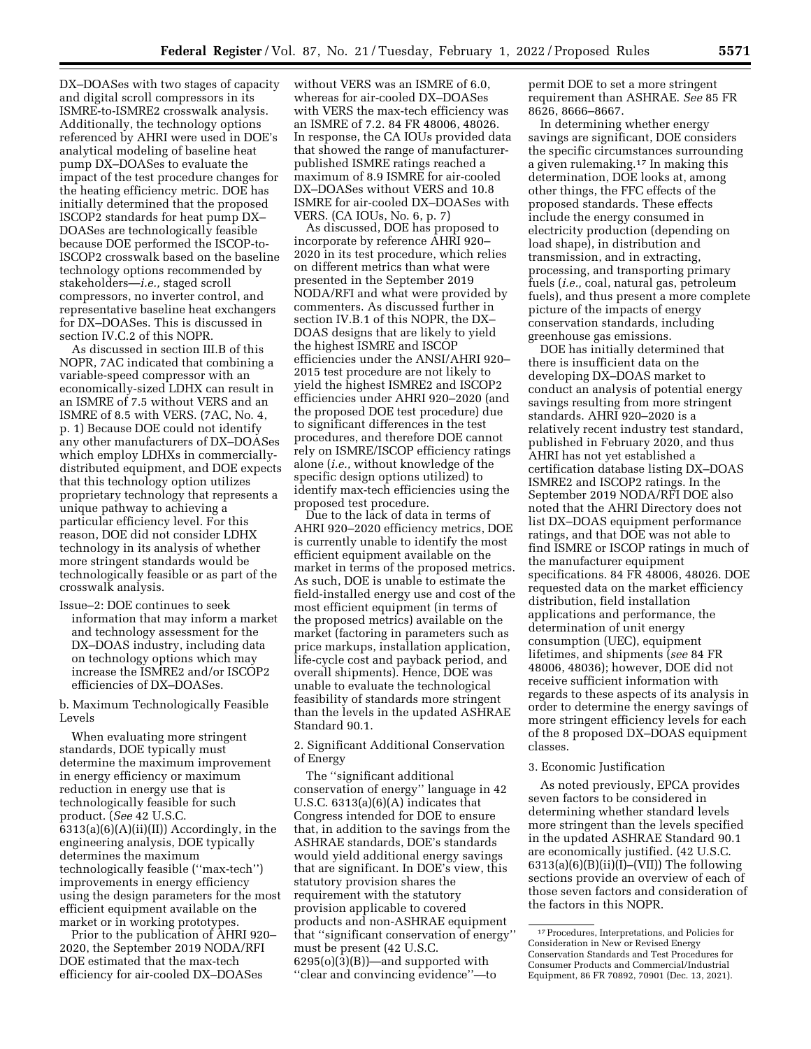DX–DOASes with two stages of capacity and digital scroll compressors in its ISMRE-to-ISMRE2 crosswalk analysis. Additionally, the technology options referenced by AHRI were used in DOE's analytical modeling of baseline heat pump DX–DOASes to evaluate the impact of the test procedure changes for the heating efficiency metric. DOE has initially determined that the proposed ISCOP2 standards for heat pump DX–DOASes are technologically feasible because DOE performed the ISCOP-to-ISCOP2 crosswalk based on the baseline technology options recommended by stakeholders—*i.e.,* staged scroll compressors, no inverter control, and representative baseline heat exchangers for DX–DOASes. This is discussed in section IV.C.2 of this NOPR.

As discussed in section III.B of this NOPR, 7AC indicated that combining a variable-speed compressor with an economically-sized LDHX can result in an ISMRE of 7.5 without VERS and an ISMRE of 8.5 with VERS. (7AC, No. 4, p. 1) Because DOE could not identify any other manufacturers of DX–DOASes which employ LDHXs in commercially-distributed equipment, and DOE expects that this technology option utilizes proprietary technology that represents a unique pathway to achieving a particular efficiency level. For this reason, DOE did not consider LDHX technology in its analysis of whether more stringent standards would be technologically feasible or as part of the crosswalk analysis.

Issue–2: DOE continues to seek information that may inform a market and technology assessment for the DX–DOAS industry, including data on technology options which may increase the ISMRE2 and/or ISCOP2 efficiencies of DX–DOASes.

b. Maximum Technologically Feasible Levels

When evaluating more stringent standards, DOE typically must determine the maximum improvement in energy efficiency or maximum reduction in energy use that is technologically feasible for such product. (*See* 42 U.S.C. 6313(a)(6)(A)(ii)(II)) Accordingly, in the engineering analysis, DOE typically determines the maximum technologically feasible (''max-tech'') improvements in energy efficiency using the design parameters for the most efficient equipment available on the market or in working prototypes.

Prior to the publication of AHRI 920–2020, the September 2019 NODA/RFI DOE estimated that the max-tech efficiency for air-cooled DX–DOASes without VERS was an ISMRE of 6.0, whereas for air-cooled DX–DOASes with VERS the max-tech efficiency was an ISMRE of 7.2. 84 FR 48006, 48026. In response, the CA IOUs provided data that showed the range of manufacturer-published ISMRE ratings reached a maximum of 8.9 ISMRE for air-cooled DX–DOASes without VERS and 10.8 ISMRE for air-cooled DX–DOASes with VERS. (CA IOUs, No. 6, p. 7)

As discussed, DOE has proposed to incorporate by reference AHRI 920–2020 in its test procedure, which relies on different metrics than what were presented in the September 2019 NODA/RFI and what were provided by commenters. As discussed further in section IV.B.1 of this NOPR, the DX–DOAS designs that are likely to yield the highest ISMRE and ISCOP efficiencies under the ANSI/AHRI 920–2015 test procedure are not likely to yield the highest ISMRE2 and ISCOP2 efficiencies under AHRI 920–2020 (and the proposed DOE test procedure) due to significant differences in the test procedures, and therefore DOE cannot rely on ISMRE/ISCOP efficiency ratings alone (*i.e.,* without knowledge of the specific design options utilized) to identify max-tech efficiencies using the proposed test procedure.

Due to the lack of data in terms of AHRI 920–2020 efficiency metrics, DOE is currently unable to identify the most efficient equipment available on the market in terms of the proposed metrics. As such, DOE is unable to estimate the field-installed energy use and cost of the most efficient equipment (in terms of the proposed metrics) available on the market (factoring in parameters such as price markups, installation application, life-cycle cost and payback period, and overall shipments). Hence, DOE was unable to evaluate the technological feasibility of standards more stringent than the levels in the updated ASHRAE Standard 90.1.

2. Significant Additional Conservation of Energy

The ''significant additional conservation of energy'' language in 42 U.S.C. 6313(a)(6)(A) indicates that Congress intended for DOE to ensure that, in addition to the savings from the ASHRAE standards, DOE's standards would yield additional energy savings that are significant. In DOE's view, this statutory provision shares the requirement with the statutory provision applicable to covered products and non-ASHRAE equipment that ''significant conservation of energy'' must be present (42 U.S.C. 6295(o)(3)(B))—and supported with ''clear and convincing evidence''—to permit DOE to set a more stringent requirement than ASHRAE. *See* 85 FR 8626, 8666–8667.

In determining whether energy savings are significant, DOE considers the specific circumstances surrounding a given rulemaking.[17] In making this determination, DOE looks at, among other things, the FFC effects of the proposed standards. These effects include the energy consumed in electricity production (depending on load shape), in distribution and transmission, and in extracting, processing, and transporting primary fuels (*i.e.,* coal, natural gas, petroleum fuels), and thus present a more complete picture of the impacts of energy conservation standards, including greenhouse gas emissions.

DOE has initially determined that there is insufficient data on the developing DX–DOAS market to conduct an analysis of potential energy savings resulting from more stringent standards. AHRI 920–2020 is a relatively recent industry test standard, published in February 2020, and thus AHRI has not yet established a certification database listing DX–DOAS ISMRE2 and ISCOP2 ratings. In the September 2019 NODA/RFI DOE also noted that the AHRI Directory does not list DX–DOAS equipment performance ratings, and that DOE was not able to find ISMRE or ISCOP ratings in much of the manufacturer equipment specifications. 84 FR 48006, 48026. DOE requested data on the market efficiency distribution, field installation applications and performance, the determination of unit energy consumption (UEC), equipment lifetimes, and shipments (*see* 84 FR 48006, 48036); however, DOE did not receive sufficient information with regards to these aspects of its analysis in order to determine the energy savings of more stringent efficiency levels for each of the 8 proposed DX–DOAS equipment classes.

3. Economic Justification

As noted previously, EPCA provides seven factors to be considered in determining whether standard levels more stringent than the levels specified in the updated ASHRAE Standard 90.1 are economically justified. (42 U.S.C. 6313(a)(6)(B)(ii)(I)–(VII)) The following sections provide an overview of each of those seven factors and consideration of the factors in this NOPR.

[17] Procedures, Interpretations, and Policies for Consideration in New or Revised Energy Conservation Standards and Test Procedures for Consumer Products and Commercial/Industrial Equipment, 86 FR 70892, 70901 (Dec. 13, 2021).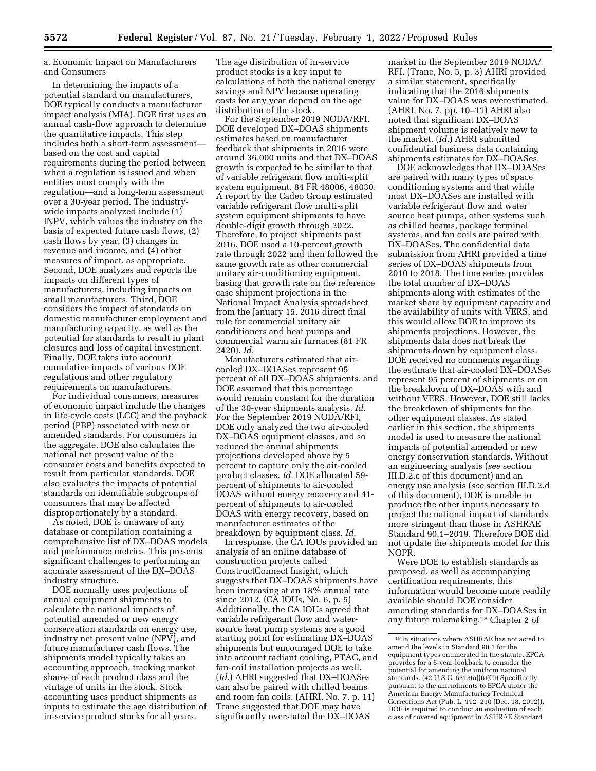a. Economic Impact on Manufacturers and Consumers

In determining the impacts of a potential standard on manufacturers, DOE typically conducts a manufacturer impact analysis (MIA). DOE first uses an annual cash-flow approach to determine the quantitative impacts. This step includes both a short-term assessment—based on the cost and capital requirements during the period between when a regulation is issued and when entities must comply with the regulation—and a long-term assessment over a 30-year period. The industry-wide impacts analyzed include (1) INPV, which values the industry on the basis of expected future cash flows, (2) cash flows by year, (3) changes in revenue and income, and (4) other measures of impact, as appropriate. Second, DOE analyzes and reports the impacts on different types of manufacturers, including impacts on small manufacturers. Third, DOE considers the impact of standards on domestic manufacturer employment and manufacturing capacity, as well as the potential for standards to result in plant closures and loss of capital investment. Finally, DOE takes into account cumulative impacts of various DOE regulations and other regulatory requirements on manufacturers.

For individual consumers, measures of economic impact include the changes in life-cycle costs (LCC) and the payback period (PBP) associated with new or amended standards. For consumers in the aggregate, DOE also calculates the national net present value of the consumer costs and benefits expected to result from particular standards. DOE also evaluates the impacts of potential standards on identifiable subgroups of consumers that may be affected disproportionately by a standard.

As noted, DOE is unaware of any database or compilation containing a comprehensive list of DX–DOAS models and performance metrics. This presents significant challenges to performing an accurate assessment of the DX–DOAS industry structure.

DOE normally uses projections of annual equipment shipments to calculate the national impacts of potential amended or new energy conservation standards on energy use, industry net present value (NPV), and future manufacturer cash flows. The shipments model typically takes an accounting approach, tracking market shares of each product class and the vintage of units in the stock. Stock accounting uses product shipments as inputs to estimate the age distribution of in-service product stocks for all years. The age distribution of in-service product stocks is a key input to calculations of both the national energy savings and NPV because operating costs for any year depend on the age distribution of the stock.

For the September 2019 NODA/RFI, DOE developed DX–DOAS shipments estimates based on manufacturer feedback that shipments in 2016 were around 36,000 units and that DX–DOAS growth is expected to be similar to that of variable refrigerant flow multi-split system equipment. 84 FR 48006, 48030. A report by the Cadeo Group estimated variable refrigerant flow multi-split system equipment shipments to have double-digit growth through 2022. Therefore, to project shipments past 2016, DOE used a 10-percent growth rate through 2022 and then followed the same growth rate as other commercial unitary air-conditioning equipment, basing that growth rate on the reference case shipment projections in the National Impact Analysis spreadsheet from the January 15, 2016 direct final rule for commercial unitary air conditioners and heat pumps and commercial warm air furnaces (81 FR 2420). *Id.*

Manufacturers estimated that air-cooled DX–DOASes represent 95 percent of all DX–DOAS shipments, and DOE assumed that this percentage would remain constant for the duration of the 30-year shipments analysis. *Id.* For the September 2019 NODA/RFI, DOE only analyzed the two air-cooled DX–DOAS equipment classes, and so reduced the annual shipments projections developed above by 5 percent to capture only the air-cooled product classes. *Id.* DOE allocated 59-percent of shipments to air-cooled DOAS without energy recovery and 41-percent of shipments to air-cooled DOAS with energy recovery, based on manufacturer estimates of the breakdown by equipment class. *Id.*

In response, the CA IOUs provided an analysis of an online database of construction projects called ConstructConnect Insight, which suggests that DX–DOAS shipments have been increasing at an 18% annual rate since 2012. (CA IOUs, No. 6, p. 5) Additionally, the CA IOUs agreed that variable refrigerant flow and water-source heat pump systems are a good starting point for estimating DX–DOAS shipments but encouraged DOE to take into account radiant cooling, PTAC, and fan-coil installation projects as well. (*Id.*) AHRI suggested that DX–DOASes can also be paired with chilled beams and room fan coils. (AHRI, No. 7, p. 11) Trane suggested that DOE may have significantly overstated the DX–DOAS market in the September 2019 NODA/RFI. (Trane, No. 5, p. 3) AHRI provided a similar statement, specifically indicating that the 2016 shipments value for DX–DOAS was overestimated. (AHRI, No. 7, pp. 10–11) AHRI also noted that significant DX–DOAS shipment volume is relatively new to the market. (*Id.*) AHRI submitted confidential business data containing shipments estimates for DX–DOASes.

DOE acknowledges that DX–DOASes are paired with many types of space conditioning systems and that while most DX–DOASes are installed with variable refrigerant flow and water source heat pumps, other systems such as chilled beams, package terminal systems, and fan coils are paired with DX–DOASes. The confidential data submission from AHRI provided a time series of DX–DOAS shipments from 2010 to 2018. The time series provides the total number of DX–DOAS shipments along with estimates of the market share by equipment capacity and the availability of units with VERS, and this would allow DOE to improve its shipments projections. However, the shipments data does not break the shipments down by equipment class. DOE received no comments regarding the estimate that air-cooled DX–DOASes represent 95 percent of shipments or on the breakdown of DX–DOAS with and without VERS. However, DOE still lacks the breakdown of shipments for the other equipment classes. As stated earlier in this section, the shipments model is used to measure the national impacts of potential amended or new energy conservation standards. Without an engineering analysis (*see* section III.D.2.c of this document) and an energy use analysis (*see* section III.D.2.d of this document), DOE is unable to produce the other inputs necessary to project the national impact of standards more stringent than those in ASHRAE Standard 90.1–2019. Therefore DOE did not update the shipments model for this NOPR.

Were DOE to establish standards as proposed, as well as accompanying certification requirements, this information would become more readily available should DOE consider amending standards for DX–DOASes in any future rulemaking.[18] Chapter 2 of

[18] In situations where ASHRAE has not acted to amend the levels in Standard 90.1 for the equipment types enumerated in the statute, EPCA provides for a 6-year-lookback to consider the potential for amending the uniform national standards. (42 U.S.C. 6313(a)(6)(C)) Specifically, pursuant to the amendments to EPCA under the American Energy Manufacturing Technical Corrections Act (Pub. L. 112–210 (Dec. 18, 2012)), DOE is required to conduct an evaluation of each class of covered equipment in ASHRAE Standard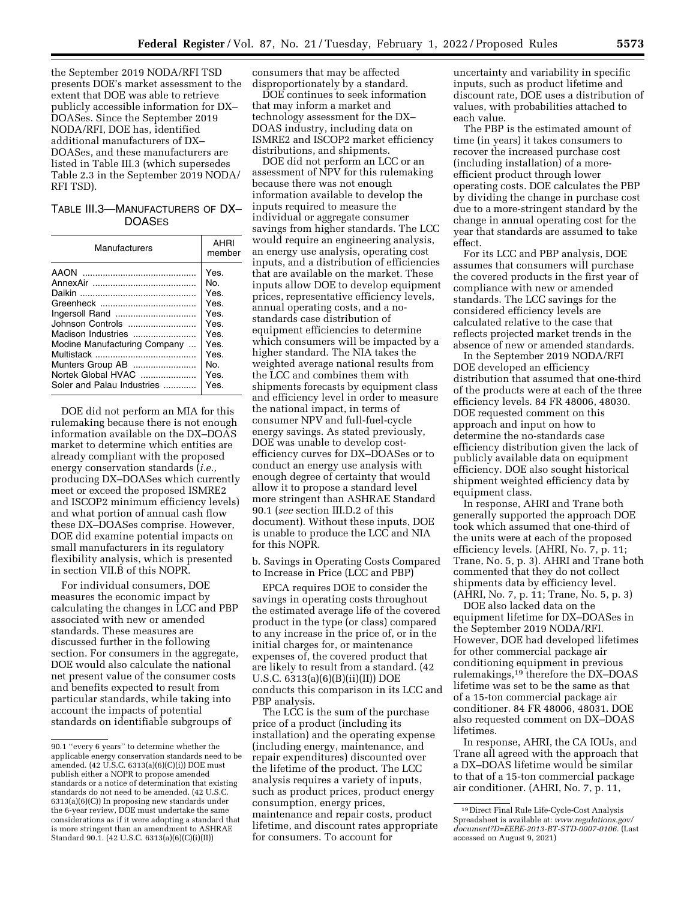the September 2019 NODA/RFI TSD presents DOE's market assessment to the extent that DOE was able to retrieve publicly accessible information for DX–DOASes. Since the September 2019 NODA/RFI, DOE has, identified additional manufacturers of DX–DOASes, and these manufacturers are listed in Table III.3 (which supersedes Table 2.3 in the September 2019 NODA/RFI TSD).

TABLE III.3—MANUFACTURERS OF DX–DOASES

| Manufacturers | AHRI member |
|---|---|
| AAON | Yes. |
| AnnexAir | No. |
| Daikin | Yes. |
| Greenheck | Yes. |
| Ingersoll Rand | Yes. |
| Johnson Controls | Yes. |
| Madison Industries | Yes. |
| Modine Manufacturing Company | Yes. |
| Multistack | Yes. |
| Munters Group AB | No. |
| Nortek Global HVAC | Yes. |
| Soler and Palau Industries | Yes. |

DOE did not perform an MIA for this rulemaking because there is not enough information available on the DX–DOAS market to determine which entities are already compliant with the proposed energy conservation standards (*i.e.,* producing DX–DOASes which currently meet or exceed the proposed ISMRE2 and ISCOP2 minimum efficiency levels) and what portion of annual cash flow these DX–DOASes comprise. However, DOE did examine potential impacts on small manufacturers in its regulatory flexibility analysis, which is presented in section VII.B of this NOPR.

For individual consumers, DOE measures the economic impact by calculating the changes in LCC and PBP associated with new or amended standards. These measures are discussed further in the following section. For consumers in the aggregate, DOE would also calculate the national net present value of the consumer costs and benefits expected to result from particular standards, while taking into account the impacts of potential standards on identifiable subgroups of consumers that may be affected disproportionately by a standard.

DOE continues to seek information that may inform a market and technology assessment for the DX–DOAS industry, including data on ISMRE2 and ISCOP2 market efficiency distributions, and shipments.

DOE did not perform an LCC or an assessment of NPV for this rulemaking because there was not enough information available to develop the inputs required to measure the individual or aggregate consumer savings from higher standards. The LCC would require an engineering analysis, an energy use analysis, operating cost inputs, and a distribution of efficiencies that are available on the market. These inputs allow DOE to develop equipment prices, representative efficiency levels, annual operating costs, and a no-standards case distribution of equipment efficiencies to determine which consumers will be impacted by a higher standard. The NIA takes the weighted average national results from the LCC and combines them with shipments forecasts by equipment class and efficiency level in order to measure the national impact, in terms of consumer NPV and full-fuel-cycle energy savings. As stated previously, DOE was unable to develop cost-efficiency curves for DX–DOASes or to conduct an energy use analysis with enough degree of certainty that would allow it to propose a standard level more stringent than ASHRAE Standard 90.1 (*see* section III.D.2 of this document). Without these inputs, DOE is unable to produce the LCC and NIA for this NOPR.

b. Savings in Operating Costs Compared to Increase in Price (LCC and PBP)

EPCA requires DOE to consider the savings in operating costs throughout the estimated average life of the covered product in the type (or class) compared to any increase in the price of, or in the initial charges for, or maintenance expenses of, the covered product that are likely to result from a standard. (42 U.S.C. 6313(a)(6)(B)(ii)(II)) DOE conducts this comparison in its LCC and PBP analysis.

The LCC is the sum of the purchase price of a product (including its installation) and the operating expense (including energy, maintenance, and repair expenditures) discounted over the lifetime of the product. The LCC analysis requires a variety of inputs, such as product prices, product energy consumption, energy prices, maintenance and repair costs, product lifetime, and discount rates appropriate for consumers. To account for uncertainty and variability in specific inputs, such as product lifetime and discount rate, DOE uses a distribution of values, with probabilities attached to each value.

The PBP is the estimated amount of time (in years) it takes consumers to recover the increased purchase cost (including installation) of a more-efficient product through lower operating costs. DOE calculates the PBP by dividing the change in purchase cost due to a more-stringent standard by the change in annual operating cost for the year that standards are assumed to take effect.

For its LCC and PBP analysis, DOE assumes that consumers will purchase the covered products in the first year of compliance with new or amended standards. The LCC savings for the considered efficiency levels are calculated relative to the case that reflects projected market trends in the absence of new or amended standards.

In the September 2019 NODA/RFI DOE developed an efficiency distribution that assumed that one-third of the products were at each of the three efficiency levels. 84 FR 48006, 48030. DOE requested comment on this approach and input on how to determine the no-standards case efficiency distribution given the lack of publicly available data on equipment efficiency. DOE also sought historical shipment weighted efficiency data by equipment class.

In response, AHRI and Trane both generally supported the approach DOE took which assumed that one-third of the units were at each of the proposed efficiency levels. (AHRI, No. 7, p. 11; Trane, No. 5, p. 3). AHRI and Trane both commented that they do not collect shipments data by efficiency level. (AHRI, No. 7, p. 11; Trane, No. 5, p. 3)

DOE also lacked data on the equipment lifetime for DX–DOASes in the September 2019 NODA/RFI. However, DOE had developed lifetimes for other commercial package air conditioning equipment in previous rulemakings,[19] therefore the DX–DOAS lifetime was set to be the same as that of a 15-ton commercial package air conditioner. 84 FR 48006, 48031. DOE also requested comment on DX–DOAS lifetimes.

In response, AHRI, the CA IOUs, and Trane all agreed with the approach that a DX–DOAS lifetime would be similar to that of a 15-ton commercial package air conditioner. (AHRI, No. 7, p. 11,

---

90.1 "every 6 years" to determine whether the applicable energy conservation standards need to be amended. (42 U.S.C. 6313(a)(6)(C)(i)) DOE must publish either a NOPR to propose amended standards or a notice of determination that existing standards do not need to be amended. (42 U.S.C. 6313(a)(6)(C)) In proposing new standards under the 6-year review, DOE must undertake the same considerations as if it were adopting a standard that is more stringent than an amendment to ASHRAE Standard 90.1. (42 U.S.C. 6313(a)(6)(C)(i)(II))

[19] Direct Final Rule Life-Cycle-Cost Analysis Spreadsheet is available at: *www.regulations.gov/document?D=EERE-2013-BT-STD-0007-0106.* (Last accessed on August 9, 2021)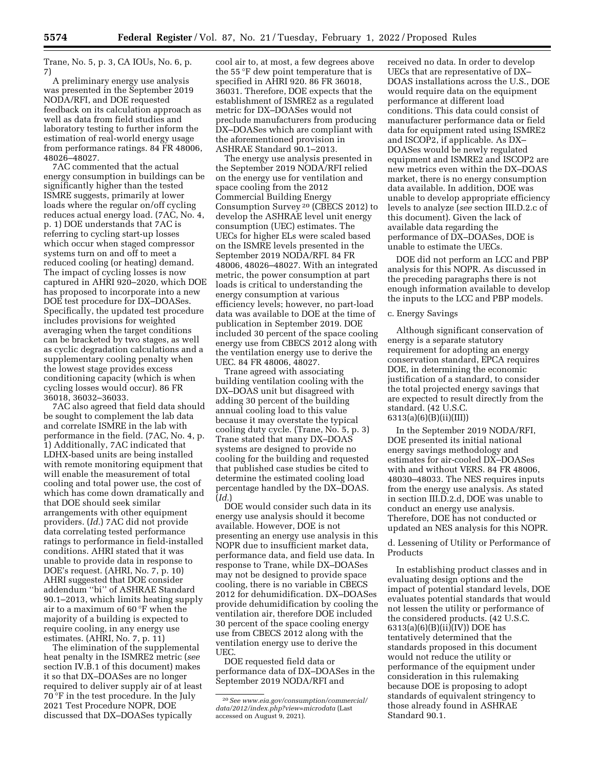Trane, No. 5, p. 3, CA IOUs, No. 6, p. 7)

A preliminary energy use analysis was presented in the September 2019 NODA/RFI, and DOE requested feedback on its calculation approach as well as data from field studies and laboratory testing to further inform the estimation of real-world energy usage from performance ratings. 84 FR 48006, 48026–48027.

7AC commented that the actual energy consumption in buildings can be significantly higher than the tested ISMRE suggests, primarily at lower loads where the regular on/off cycling reduces actual energy load. (7AC, No. 4, p. 1) DOE understands that 7AC is referring to cycling start-up losses which occur when staged compressor systems turn on and off to meet a reduced cooling (or heating) demand. The impact of cycling losses is now captured in AHRI 920–2020, which DOE has proposed to incorporate into a new DOE test procedure for DX–DOASes. Specifically, the updated test procedure includes provisions for weighted averaging when the target conditions can be bracketed by two stages, as well as cyclic degradation calculations and a supplementary cooling penalty when the lowest stage provides excess conditioning capacity (which is when cycling losses would occur). 86 FR 36018, 36032–36033.

7AC also agreed that field data should be sought to complement the lab data and correlate ISMRE in the lab with performance in the field. (7AC, No. 4, p. 1) Additionally, 7AC indicated that LDHX-based units are being installed with remote monitoring equipment that will enable the measurement of total cooling and total power use, the cost of which has come down dramatically and that DOE should seek similar arrangements with other equipment providers. (*Id.*) 7AC did not provide data correlating tested performance ratings to performance in field-installed conditions. AHRI stated that it was unable to provide data in response to DOE's request. (AHRI, No. 7, p. 10) AHRI suggested that DOE consider addendum "bi" of ASHRAE Standard 90.1–2013, which limits heating supply air to a maximum of 60 °F when the majority of a building is expected to require cooling, in any energy use estimates. (AHRI, No. 7, p. 11)

The elimination of the supplemental heat penalty in the ISMRE2 metric (*see* section IV.B.1 of this document) makes it so that DX–DOASes are no longer required to deliver supply air of at least 70 °F in the test procedure. In the July 2021 Test Procedure NOPR, DOE discussed that DX–DOASes typically cool air to, at most, a few degrees above the 55 °F dew point temperature that is specified in AHRI 920. 86 FR 36018, 36031. Therefore, DOE expects that the establishment of ISMRE2 as a regulated metric for DX–DOASes would not preclude manufacturers from producing DX–DOASes which are compliant with the aforementioned provision in ASHRAE Standard 90.1–2013.

The energy use analysis presented in the September 2019 NODA/RFI relied on the energy use for ventilation and space cooling from the 2012 Commercial Building Energy Consumption Survey [20] (CBECS 2012) to develop the ASHRAE level unit energy consumption (UEC) estimates. The UECs for higher ELs were scaled based on the ISMRE levels presented in the September 2019 NODA/RFI. 84 FR 48006, 48026–48027. With an integrated metric, the power consumption at part loads is critical to understanding the energy consumption at various efficiency levels; however, no part-load data was available to DOE at the time of publication in September 2019. DOE included 30 percent of the space cooling energy use from CBECS 2012 along with the ventilation energy use to derive the UEC. 84 FR 48006, 48027.

Trane agreed with associating building ventilation cooling with the DX–DOAS unit but disagreed with adding 30 percent of the building annual cooling load to this value because it may overstate the typical cooling duty cycle. (Trane, No. 5, p. 3) Trane stated that many DX–DOAS systems are designed to provide no cooling for the building and requested that published case studies be cited to determine the estimated cooling load percentage handled by the DX–DOAS. (*Id.*)

DOE would consider such data in its energy use analysis should it become available. However, DOE is not presenting an energy use analysis in this NOPR due to insufficient market data, performance data, and field use data. In response to Trane, while DX–DOASes may not be designed to provide space cooling, there is no variable in CBECS 2012 for dehumidification. DX–DOASes provide dehumidification by cooling the ventilation air, therefore DOE included 30 percent of the space cooling energy use from CBECS 2012 along with the ventilation energy use to derive the UEC.

DOE requested field data or performance data of DX–DOASes in the September 2019 NODA/RFI and received no data. In order to develop UECs that are representative of DX–DOAS installations across the U.S., DOE would require data on the equipment performance at different load conditions. This data could consist of manufacturer performance data or field data for equipment rated using ISMRE2 and ISCOP2, if applicable. As DX–DOASes would be newly regulated equipment and ISMRE2 and ISCOP2 are new metrics even within the DX–DOAS market, there is no energy consumption data available. In addition, DOE was unable to develop appropriate efficiency levels to analyze (*see* section III.D.2.c of this document). Given the lack of available data regarding the performance of DX–DOASes, DOE is unable to estimate the UECs.

DOE did not perform an LCC and PBP analysis for this NOPR. As discussed in the preceding paragraphs there is not enough information available to develop the inputs to the LCC and PBP models.

c. Energy Savings

Although significant conservation of energy is a separate statutory requirement for adopting an energy conservation standard, EPCA requires DOE, in determining the economic justification of a standard, to consider the total projected energy savings that are expected to result directly from the standard. (42 U.S.C. 6313(a)(6)(B)(ii)(III))

In the September 2019 NODA/RFI, DOE presented its initial national energy savings methodology and estimates for air-cooled DX–DOASes with and without VERS. 84 FR 48006, 48030–48033. The NES requires inputs from the energy use analysis. As stated in section III.D.2.d, DOE was unable to conduct an energy use analysis. Therefore, DOE has not conducted or updated an NES analysis for this NOPR.

d. Lessening of Utility or Performance of Products

In establishing product classes and in evaluating design options and the impact of potential standard levels, DOE evaluates potential standards that would not lessen the utility or performance of the considered products. (42 U.S.C. 6313(a)(6)(B)(ii)(IV)) DOE has tentatively determined that the standards proposed in this document would not reduce the utility or performance of the equipment under consideration in this rulemaking because DOE is proposing to adopt standards of equivalent stringency to those already found in ASHRAE Standard 90.1.

[20] *See www.eia.gov/consumption/commercial/data/2012/index.php?view=microdata* (Last accessed on August 9, 2021).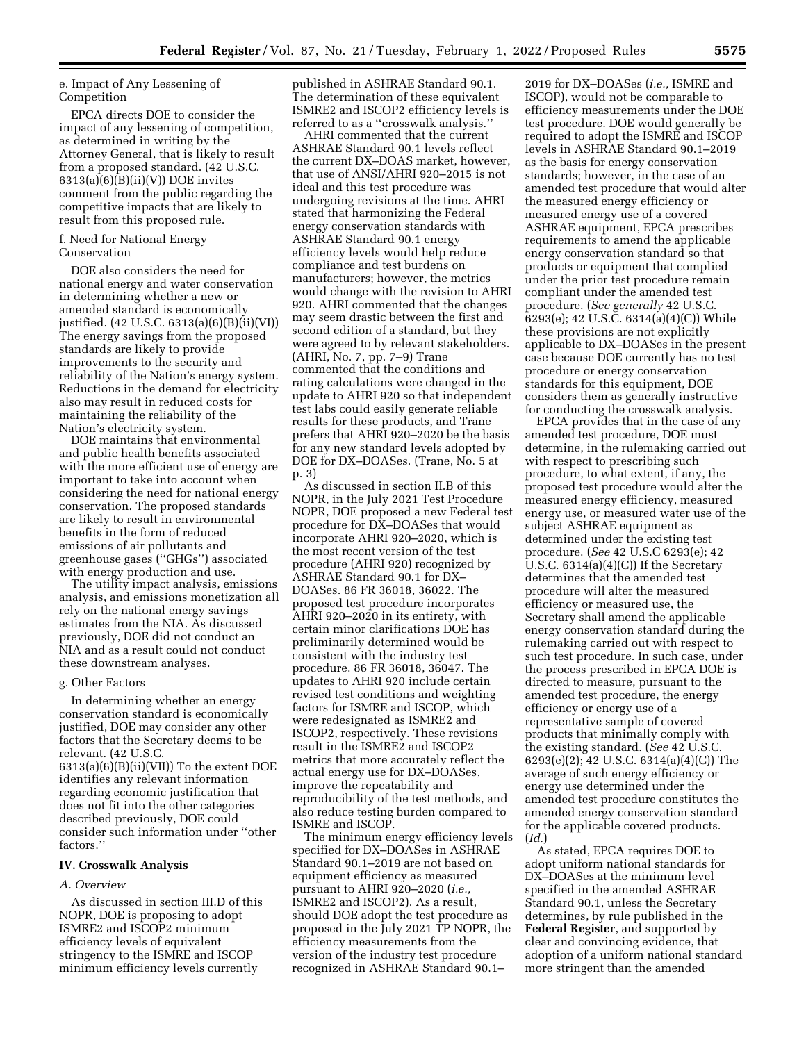e. Impact of Any Lessening of Competition

EPCA directs DOE to consider the impact of any lessening of competition, as determined in writing by the Attorney General, that is likely to result from a proposed standard. (42 U.S.C. 6313(a)(6)(B)(ii)(V)) DOE invites comment from the public regarding the competitive impacts that are likely to result from this proposed rule.

f. Need for National Energy Conservation

DOE also considers the need for national energy and water conservation in determining whether a new or amended standard is economically justified. (42 U.S.C. 6313(a)(6)(B)(ii)(VI)) The energy savings from the proposed standards are likely to provide improvements to the security and reliability of the Nation's energy system. Reductions in the demand for electricity also may result in reduced costs for maintaining the reliability of the Nation's electricity system.

DOE maintains that environmental and public health benefits associated with the more efficient use of energy are important to take into account when considering the need for national energy conservation. The proposed standards are likely to result in environmental benefits in the form of reduced emissions of air pollutants and greenhouse gases (''GHGs'') associated with energy production and use.

The utility impact analysis, emissions analysis, and emissions monetization all rely on the national energy savings estimates from the NIA. As discussed previously, DOE did not conduct an NIA and as a result could not conduct these downstream analyses.

g. Other Factors

In determining whether an energy conservation standard is economically justified, DOE may consider any other factors that the Secretary deems to be relevant. (42 U.S.C. 6313(a)(6)(B)(ii)(VII)) To the extent DOE identifies any relevant information regarding economic justification that does not fit into the other categories described previously, DOE could consider such information under ''other factors.''

## IV. Crosswalk Analysis

### *A. Overview*

As discussed in section III.D of this NOPR, DOE is proposing to adopt ISMRE2 and ISCOP2 minimum efficiency levels of equivalent stringency to the ISMRE and ISCOP minimum efficiency levels currently published in ASHRAE Standard 90.1. The determination of these equivalent ISMRE2 and ISCOP2 efficiency levels is referred to as a ''crosswalk analysis.''

AHRI commented that the current ASHRAE Standard 90.1 levels reflect the current DX–DOAS market, however, that use of ANSI/AHRI 920–2015 is not ideal and this test procedure was undergoing revisions at the time. AHRI stated that harmonizing the Federal energy conservation standards with ASHRAE Standard 90.1 energy efficiency levels would help reduce compliance and test burdens on manufacturers; however, the metrics would change with the revision to AHRI 920. AHRI commented that the changes may seem drastic between the first and second edition of a standard, but they were agreed to by relevant stakeholders. (AHRI, No. 7, pp. 7–9) Trane commented that the conditions and rating calculations were changed in the update to AHRI 920 so that independent test labs could easily generate reliable results for these products, and Trane prefers that AHRI 920–2020 be the basis for any new standard levels adopted by DOE for DX–DOASes. (Trane, No. 5 at p. 3)

As discussed in section II.B of this NOPR, in the July 2021 Test Procedure NOPR, DOE proposed a new Federal test procedure for DX–DOASes that would incorporate AHRI 920–2020, which is the most recent version of the test procedure (AHRI 920) recognized by ASHRAE Standard 90.1 for DX–DOASes. 86 FR 36018, 36022. The proposed test procedure incorporates AHRI 920–2020 in its entirety, with certain minor clarifications DOE has preliminarily determined would be consistent with the industry test procedure. 86 FR 36018, 36047. The updates to AHRI 920 include certain revised test conditions and weighting factors for ISMRE and ISCOP, which were redesignated as ISMRE2 and ISCOP2, respectively. These revisions result in the ISMRE2 and ISCOP2 metrics that more accurately reflect the actual energy use for DX–DOASes, improve the repeatability and reproducibility of the test methods, and also reduce testing burden compared to ISMRE and ISCOP.

The minimum energy efficiency levels specified for DX–DOASes in ASHRAE Standard 90.1–2019 are not based on equipment efficiency as measured pursuant to AHRI 920–2020 (*i.e.,* ISMRE2 and ISCOP2). As a result, should DOE adopt the test procedure as proposed in the July 2021 TP NOPR, the efficiency measurements from the version of the industry test procedure recognized in ASHRAE Standard 90.1–2019 for DX–DOASes (*i.e.,* ISMRE and ISCOP), would not be comparable to efficiency measurements under the DOE test procedure. DOE would generally be required to adopt the ISMRE and ISCOP levels in ASHRAE Standard 90.1–2019 as the basis for energy conservation standards; however, in the case of an amended test procedure that would alter the measured energy efficiency or measured energy use of a covered ASHRAE equipment, EPCA prescribes requirements to amend the applicable energy conservation standard so that products or equipment that complied under the prior test procedure remain compliant under the amended test procedure. (*See generally* 42 U.S.C. 6293(e); 42 U.S.C. 6314(a)(4)(C)) While these provisions are not explicitly applicable to DX–DOASes in the present case because DOE currently has no test procedure or energy conservation standards for this equipment, DOE considers them as generally instructive for conducting the crosswalk analysis.

EPCA provides that in the case of any amended test procedure, DOE must determine, in the rulemaking carried out with respect to prescribing such procedure, to what extent, if any, the proposed test procedure would alter the measured energy efficiency, measured energy use, or measured water use of the subject ASHRAE equipment as determined under the existing test procedure. (*See* 42 U.S.C 6293(e); 42 U.S.C. 6314(a)(4)(C)) If the Secretary determines that the amended test procedure will alter the measured efficiency or measured use, the Secretary shall amend the applicable energy conservation standard during the rulemaking carried out with respect to such test procedure. In such case, under the process prescribed in EPCA DOE is directed to measure, pursuant to the amended test procedure, the energy efficiency or energy use of a representative sample of covered products that minimally comply with the existing standard. (*See* 42 U.S.C. 6293(e)(2); 42 U.S.C. 6314(a)(4)(C)) The average of such energy efficiency or energy use determined under the amended test procedure constitutes the amended energy conservation standard for the applicable covered products. (*Id.*)

As stated, EPCA requires DOE to adopt uniform national standards for DX–DOASes at the minimum level specified in the amended ASHRAE Standard 90.1, unless the Secretary determines, by rule published in the **Federal Register**, and supported by clear and convincing evidence, that adoption of a uniform national standard more stringent than the amended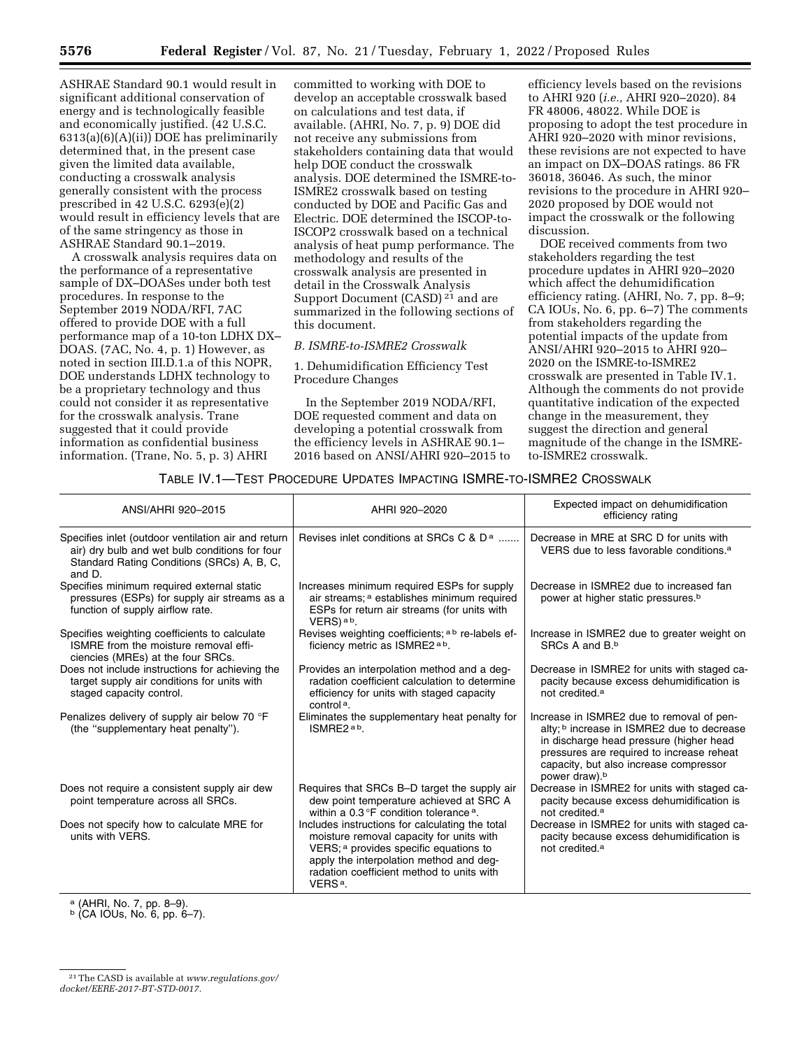ASHRAE Standard 90.1 would result in significant additional conservation of energy and is technologically feasible and economically justified. (42 U.S.C. 6313(a)(6)(A)(ii)) DOE has preliminarily determined that, in the present case given the limited data available, conducting a crosswalk analysis generally consistent with the process prescribed in 42 U.S.C. 6293(e)(2) would result in efficiency levels that are of the same stringency as those in ASHRAE Standard 90.1–2019.

A crosswalk analysis requires data on the performance of a representative sample of DX–DOASes under both test procedures. In response to the September 2019 NODA/RFI, 7AC offered to provide DOE with a full performance map of a 10-ton LDHX DX–DOAS. (7AC, No. 4, p. 1) However, as noted in section III.D.1.a of this NOPR, DOE understands LDHX technology to be a proprietary technology and thus could not consider it as representative for the crosswalk analysis. Trane suggested that it could provide information as confidential business information. (Trane, No. 5, p. 3) AHRI committed to working with DOE to develop an acceptable crosswalk based on calculations and test data, if available. (AHRI, No. 7, p. 9) DOE did not receive any submissions from stakeholders containing data that would help DOE conduct the crosswalk analysis. DOE determined the ISMRE-to-ISMRE2 crosswalk based on testing conducted by DOE and Pacific Gas and Electric. DOE determined the ISCOP-to-ISCOP2 crosswalk based on a technical analysis of heat pump performance. The methodology and results of the crosswalk analysis are presented in detail in the Crosswalk Analysis Support Document (CASD)[21] and are summarized in the following sections of this document.

### B. ISMRE-to-ISMRE2 Crosswalk

#### 1. Dehumidification Efficiency Test Procedure Changes

In the September 2019 NODA/RFI, DOE requested comment and data on developing a potential crosswalk from the efficiency levels in ASHRAE 90.1–2016 based on ANSI/AHRI 920–2015 to efficiency levels based on the revisions to AHRI 920 (*i.e.,* AHRI 920–2020). 84 FR 48006, 48022. While DOE is proposing to adopt the test procedure in AHRI 920–2020 with minor revisions, these revisions are not expected to have an impact on DX–DOAS ratings. 86 FR 36018, 36046. As such, the minor revisions to the procedure in AHRI 920–2020 proposed by DOE would not impact the crosswalk or the following discussion.

DOE received comments from two stakeholders regarding the test procedure updates in AHRI 920–2020 which affect the dehumidification efficiency rating. (AHRI, No. 7, pp. 8–9; CA IOUs, No. 6, pp. 6–7) The comments from stakeholders regarding the potential impacts of the update from ANSI/AHRI 920–2015 to AHRI 920–2020 on the ISMRE-to-ISMRE2 crosswalk are presented in Table IV.1. Although the comments do not provide quantitative indication of the expected change in the measurement, they suggest the direction and general magnitude of the change in the ISMRE-to-ISMRE2 crosswalk.

TABLE IV.1—TEST PROCEDURE UPDATES IMPACTING ISMRE-TO-ISMRE2 CROSSWALK

| ANSI/AHRI 920–2015 | AHRI 920–2020 | Expected impact on dehumidification efficiency rating |
|---|---|---|
| Specifies inlet (outdoor ventilation air and return air) dry bulb and wet bulb conditions for four Standard Rating Conditions (SRCs) A, B, C, and D. | Revises inlet conditions at SRCs C & D[a] | Decrease in MRE at SRC D for units with VERS due to less favorable conditions.[a] |
| Specifies minimum required external static pressures (ESPs) for supply air streams as a function of supply airflow rate. | Increases minimum required ESPs for supply air streams;[a] establishes minimum required ESPs for return air streams (for units with VERS)[a b]. | Decrease in ISMRE2 due to increased fan power at higher static pressures.[b] |
| Specifies weighting coefficients to calculate ISMRE from the moisture removal efficiencies (MREs) at the four SRCs. | Revises weighting coefficients;[a b] re-labels efficiency metric as ISMRE2[a b]. | Increase in ISMRE2 due to greater weight on SRCs A and B.[b] |
| Does not include instructions for achieving the target supply air conditions for units with staged capacity control. | Provides an interpolation method and a degradation coefficient calculation to determine efficiency for units with staged capacity control[a]. | Decrease in ISMRE2 for units with staged capacity because excess dehumidification is not credited.[a] |
| Penalizes delivery of supply air below 70 °F (the "supplementary heat penalty"). | Eliminates the supplementary heat penalty for ISMRE2[a b]. | Increase in ISMRE2 due to removal of penalty;[b] increase in ISMRE2 due to decrease in discharge head pressure (higher head pressures are required to increase reheat capacity, but also increase compressor power draw).[b] |
| Does not require a consistent supply air dew point temperature across all SRCs. | Requires that SRCs B–D target the supply air dew point temperature achieved at SRC A within a 0.3 °F condition tolerance[a]. | Decrease in ISMRE2 for units with staged capacity because excess dehumidification is not credited.[a] |
| Does not specify how to calculate MRE for units with VERS. | Includes instructions for calculating the total moisture removal capacity for units with VERS;[a] provides specific equations to apply the interpolation method and degradation coefficient method to units with VERS[a]. | Decrease in ISMRE2 for units with staged capacity because excess dehumidification is not credited.[a] |

[a] (AHRI, No. 7, pp. 8–9).
[b] (CA IOUs, No. 6, pp. 6–7).

[21] The CASD is available at *www.regulations.gov/docket/EERE-2017-BT-STD-0017.*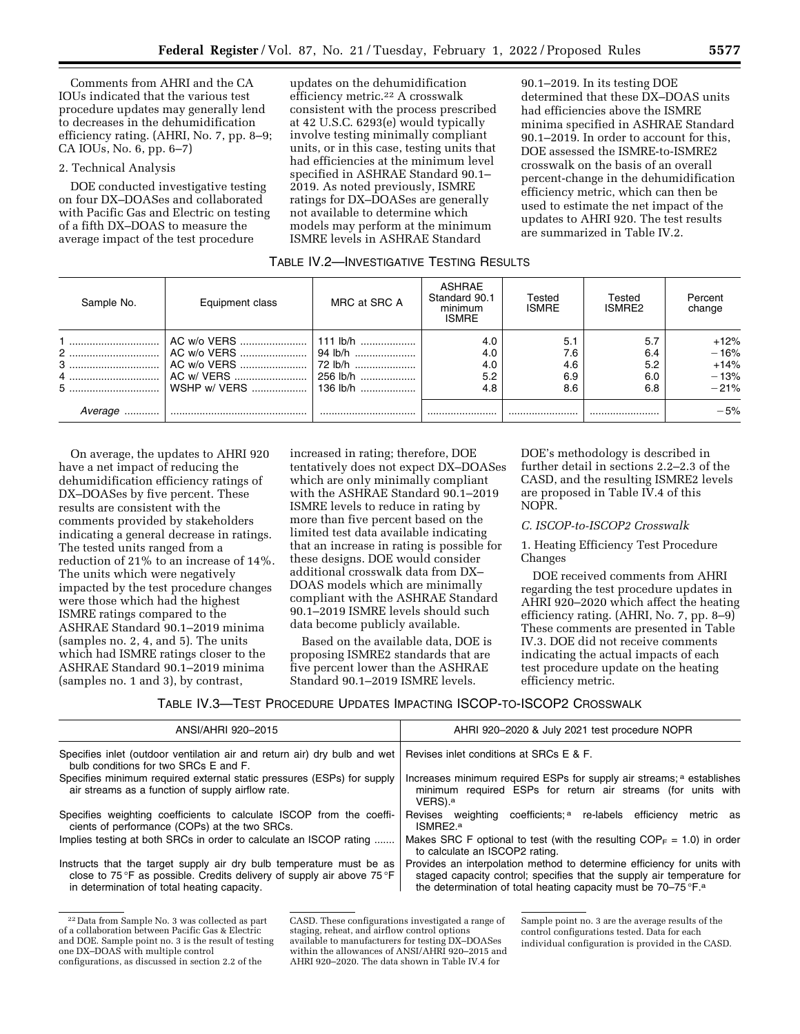Comments from AHRI and the CA IOUs indicated that the various test procedure updates may generally lend to decreases in the dehumidification efficiency rating. (AHRI, No. 7, pp. 8–9; CA IOUs, No. 6, pp. 6–7)

2. Technical Analysis

DOE conducted investigative testing on four DX–DOASes and collaborated with Pacific Gas and Electric on testing of a fifth DX–DOAS to measure the average impact of the test procedure updates on the dehumidification efficiency metric.[22] A crosswalk consistent with the process prescribed at 42 U.S.C. 6293(e) would typically involve testing minimally compliant units, or in this case, testing units that had efficiencies at the minimum level specified in ASHRAE Standard 90.1–2019. As noted previously, ISMRE ratings for DX–DOASes are generally not available to determine which models may perform at the minimum ISMRE levels in ASHRAE Standard 90.1–2019. In its testing DOE determined that these DX–DOAS units had efficiencies above the ISMRE minima specified in ASHRAE Standard 90.1–2019. In order to account for this, DOE assessed the ISMRE-to-ISMRE2 crosswalk on the basis of an overall percent-change in the dehumidification efficiency metric, which can then be used to estimate the net impact of the updates to AHRI 920. The test results are summarized in Table IV.2.

TABLE IV.2—INVESTIGATIVE TESTING RESULTS

| Sample No. | Equipment class | MRC at SRC A | ASHRAE Standard 90.1 minimum ISMRE | Tested ISMRE | Tested ISMRE2 | Percent change |
|---|---|---|---|---|---|---|
| 1 | AC w/o VERS | 111 lb/h | 4.0 | 5.1 | 5.7 | +12% |
| 2 | AC w/o VERS | 94 lb/h | 4.0 | 7.6 | 6.4 | −16% |
| 3 | AC w/o VERS | 72 lb/h | 4.0 | 4.6 | 5.2 | +14% |
| 4 | AC w/ VERS | 256 lb/h | 5.2 | 6.9 | 6.0 | −13% |
| 5 | WSHP w/ VERS | 136 lb/h | 4.8 | 8.6 | 6.8 | −21% |
| *Average* | | | | | | −5% |

On average, the updates to AHRI 920 have a net impact of reducing the dehumidification efficiency ratings of DX–DOASes by five percent. These results are consistent with the comments provided by stakeholders indicating a general decrease in ratings. The tested units ranged from a reduction of 21% to an increase of 14%. The units which were negatively impacted by the test procedure changes were those which had the highest ISMRE ratings compared to the ASHRAE Standard 90.1–2019 minima (samples no. 2, 4, and 5). The units which had ISMRE ratings closer to the ASHRAE Standard 90.1–2019 minima (samples no. 1 and 3), by contrast, increased in rating; therefore, DOE tentatively does not expect DX–DOASes which are only minimally compliant with the ASHRAE Standard 90.1–2019 ISMRE levels to reduce in rating by more than five percent based on the limited test data available indicating that an increase in rating is possible for these designs. DOE would consider additional crosswalk data from DX–DOAS models which are minimally compliant with the ASHRAE Standard 90.1–2019 ISMRE levels should such data become publicly available.

Based on the available data, DOE is proposing ISMRE2 standards that are five percent lower than the ASHRAE Standard 90.1–2019 ISMRE levels. DOE's methodology is described in further detail in sections 2.2–2.3 of the CASD, and the resulting ISMRE2 levels are proposed in Table IV.4 of this NOPR.

### C. ISCOP-to-ISCOP2 Crosswalk

1. Heating Efficiency Test Procedure Changes

DOE received comments from AHRI regarding the test procedure updates in AHRI 920–2020 which affect the heating efficiency rating. (AHRI, No. 7, pp. 8–9) These comments are presented in Table IV.3. DOE did not receive comments indicating the actual impacts of each test procedure update on the heating efficiency metric.

TABLE IV.3—TEST PROCEDURE UPDATES IMPACTING ISCOP-TO-ISCOP2 CROSSWALK

| ANSI/AHRI 920–2015 | AHRI 920–2020 & July 2021 test procedure NOPR |
|---|---|
| Specifies inlet (outdoor ventilation air and return air) dry bulb and wet bulb conditions for two SRCs E and F. | Revises inlet conditions at SRCs E & F. |
| Specifies minimum required external static pressures (ESPs) for supply air streams as a function of supply airflow rate. | Increases minimum required ESPs for supply air streams;[a] establishes minimum required ESPs for return air streams (for units with VERS).[a] |
| Specifies weighting coefficients to calculate ISCOP from the coefficients of performance (COPs) at the two SRCs. | Revises weighting coefficients;[a] re-labels efficiency metric as ISMRE2.[a] |
| Implies testing at both SRCs in order to calculate an ISCOP rating | Makes SRC F optional to test (with the resulting $COP_F = 1.0$) in order to calculate an ISCOP2 rating. |
| Instructs that the target supply air dry bulb temperature must be as close to 75 °F as possible. Credits delivery of supply air above 75 °F in determination of total heating capacity. | Provides an interpolation method to determine efficiency for units with staged capacity control; specifies that the supply air temperature for the determination of total heating capacity must be 70–75 °F.[a] |

[22] Data from Sample No. 3 was collected as part of a collaboration between Pacific Gas & Electric and DOE. Sample point no. 3 is the result of testing one DX–DOAS with multiple control configurations, as discussed in section 2.2 of the CASD. These configurations investigated a range of staging, reheat, and airflow control options available to manufacturers for testing DX–DOASes within the allowances of ANSI/AHRI 920–2015 and AHRI 920–2020. The data shown in Table IV.4 for Sample point no. 3 are the average results of the control configurations tested. Data for each individual configuration is provided in the CASD.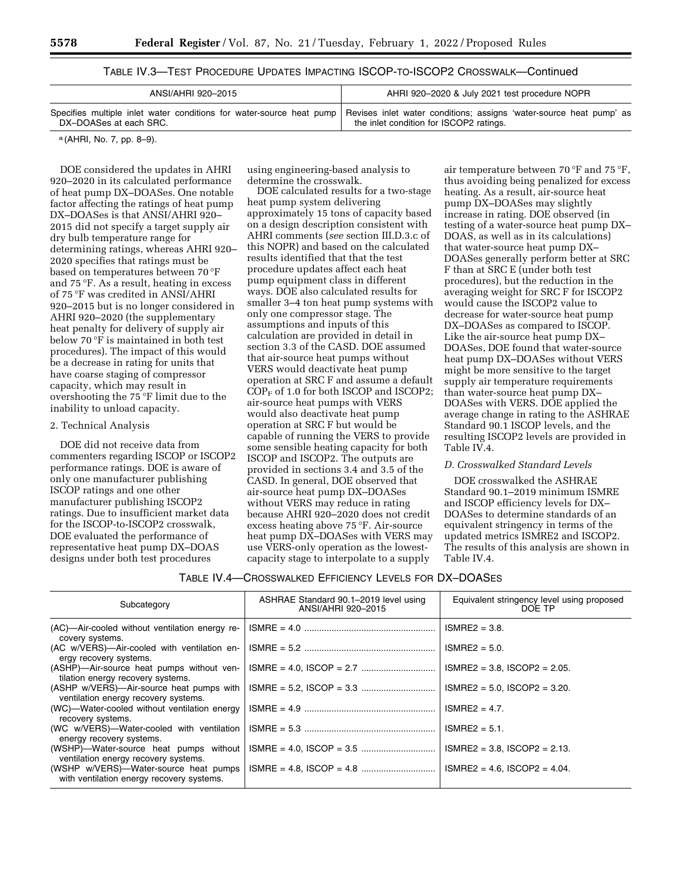TABLE IV.3—TEST PROCEDURE UPDATES IMPACTING ISCOP-TO-ISCOP2 CROSSWALK—Continued

| ANSI/AHRI 920–2015 | AHRI 920–2020 & July 2021 test procedure NOPR |
| --- | --- |
| Specifies multiple inlet water conditions for water-source heat pump DX–DOASes at each SRC. | Revises inlet water conditions; assigns 'water-source heat pump' as the inlet condition for ISCOP2 ratings. |

[a] (AHRI, No. 7, pp. 8–9).

DOE considered the updates in AHRI 920–2020 in its calculated performance of heat pump DX–DOASes. One notable factor affecting the ratings of heat pump DX–DOASes is that ANSI/AHRI 920–2015 did not specify a target supply air dry bulb temperature range for determining ratings, whereas AHRI 920–2020 specifies that ratings must be based on temperatures between 70 °F and 75 °F. As a result, heating in excess of 75 °F was credited in ANSI/AHRI 920–2015 but is no longer considered in AHRI 920–2020 (the supplementary heat penalty for delivery of supply air below 70 °F is maintained in both test procedures). The impact of this would be a decrease in rating for units that have coarse staging of compressor capacity, which may result in overshooting the 75 °F limit due to the inability to unload capacity.

2. Technical Analysis

DOE did not receive data from commenters regarding ISCOP or ISCOP2 performance ratings. DOE is aware of only one manufacturer publishing ISCOP ratings and one other manufacturer publishing ISCOP2 ratings. Due to insufficient market data for the ISCOP-to-ISCOP2 crosswalk, DOE evaluated the performance of representative heat pump DX–DOAS designs under both test procedures using engineering-based analysis to determine the crosswalk.

DOE calculated results for a two-stage heat pump system delivering approximately 15 tons of capacity based on a design description consistent with AHRI comments (*see* section III.D.3.c of this NOPR) and based on the calculated results identified that that the test procedure updates affect each heat pump equipment class in different ways. DOE also calculated results for smaller 3–4 ton heat pump systems with only one compressor stage. The assumptions and inputs of this calculation are provided in detail in section 3.3 of the CASD. DOE assumed that air-source heat pumps without VERS would deactivate heat pump operation at SRC F and assume a default $COP_F$ of 1.0 for both ISCOP and ISCOP2; air-source heat pumps with VERS would also deactivate heat pump operation at SRC F but would be capable of running the VERS to provide some sensible heating capacity for both ISCOP and ISCOP2. The outputs are provided in sections 3.4 and 3.5 of the CASD. In general, DOE observed that air-source heat pump DX–DOASes without VERS may reduce in rating because AHRI 920–2020 does not credit excess heating above 75 °F. Air-source heat pump DX–DOASes with VERS may use VERS-only operation as the lowest-capacity stage to interpolate to a supply air temperature between 70 °F and 75 °F, thus avoiding being penalized for excess heating. As a result, air-source heat pump DX–DOASes may slightly increase in rating. DOE observed (in testing of a water-source heat pump DX–DOAS, as well as in its calculations) that water-source heat pump DX–DOASes generally perform better at SRC F than at SRC E (under both test procedures), but the reduction in the averaging weight for SRC F for ISCOP2 would cause the ISCOP2 value to decrease for water-source heat pump DX–DOASes as compared to ISCOP. Like the air-source heat pump DX–DOASes, DOE found that water-source heat pump DX–DOASes without VERS might be more sensitive to the target supply air temperature requirements than water-source heat pump DX–DOASes with VERS. DOE applied the average change in rating to the ASHRAE Standard 90.1 ISCOP levels, and the resulting ISCOP2 levels are provided in Table IV.4.

*D. Crosswalked Standard Levels*

DOE crosswalked the ASHRAE Standard 90.1–2019 minimum ISMRE and ISCOP efficiency levels for DX–DOASes to determine standards of an equivalent stringency in terms of the updated metrics ISMRE2 and ISCOP2. The results of this analysis are shown in Table IV.4.

TABLE IV.4—CROSSWALKED EFFICIENCY LEVELS FOR DX–DOASES

| Subcategory | ASHRAE Standard 90.1–2019 level using ANSI/AHRI 920–2015 | Equivalent stringency level using proposed DOE TP |
| --- | --- | --- |
| (AC)—Air-cooled without ventilation energy recovery systems. | ISMRE = 4.0 | ISMRE2 = 3.8. |
| (AC w/VERS)—Air-cooled with ventilation energy recovery systems. | ISMRE = 5.2 | ISMRE2 = 5.0. |
| (ASHP)—Air-source heat pumps without ventilation energy recovery systems. | ISMRE = 4.0, ISCOP = 2.7 | ISMRE2 = 3.8, ISCOP2 = 2.05. |
| (ASHP w/VERS)—Air-source heat pumps with ventilation energy recovery systems. | ISMRE = 5.2, ISCOP = 3.3 | ISMRE2 = 5.0, ISCOP2 = 3.20. |
| (WC)—Water-cooled without ventilation energy recovery systems. | ISMRE = 4.9 | ISMRE2 = 4.7. |
| (WC w/VERS)—Water-cooled with ventilation energy recovery systems. | ISMRE = 5.3 | ISMRE2 = 5.1. |
| (WSHP)—Water-source heat pumps without ventilation energy recovery systems. | ISMRE = 4.0, ISCOP = 3.5 | ISMRE2 = 3.8, ISCOP2 = 2.13. |
| (WSHP w/VERS)—Water-source heat pumps with ventilation energy recovery systems. | ISMRE = 4.8, ISCOP = 4.8 | ISMRE2 = 4.6, ISCOP2 = 4.04. |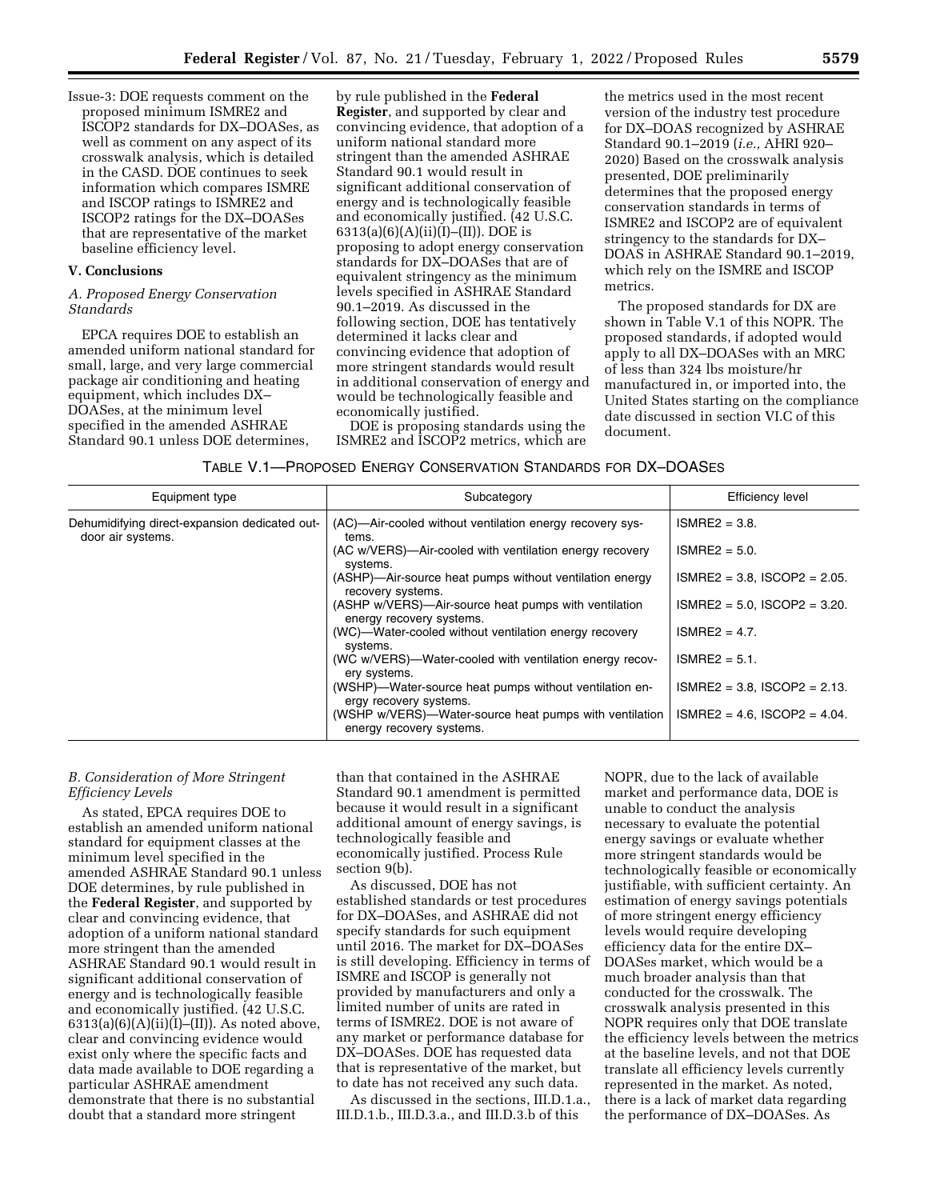Issue-3: DOE requests comment on the proposed minimum ISMRE2 and ISCOP2 standards for DX–DOASes, as well as comment on any aspect of its crosswalk analysis, which is detailed in the CASD. DOE continues to seek information which compares ISMRE and ISCOP ratings to ISMRE2 and ISCOP2 ratings for the DX–DOASes that are representative of the market baseline efficiency level.

## V. Conclusions

### A. Proposed Energy Conservation Standards

EPCA requires DOE to establish an amended uniform national standard for small, large, and very large commercial package air conditioning and heating equipment, which includes DX–DOASes, at the minimum level specified in the amended ASHRAE Standard 90.1 unless DOE determines, by rule published in the **Federal Register**, and supported by clear and convincing evidence, that adoption of a uniform national standard more stringent than the amended ASHRAE Standard 90.1 would result in significant additional conservation of energy and is technologically feasible and economically justified. (42 U.S.C. 6313(a)(6)(A)(ii)(I)–(II)). DOE is proposing to adopt energy conservation standards for DX–DOASes that are of equivalent stringency as the minimum levels specified in ASHRAE Standard 90.1–2019. As discussed in the following section, DOE has tentatively determined it lacks clear and convincing evidence that adoption of more stringent standards would result in additional conservation of energy and would be technologically feasible and economically justified.

DOE is proposing standards using the ISMRE2 and ISCOP2 metrics, which are the metrics used in the most recent version of the industry test procedure for DX–DOAS recognized by ASHRAE Standard 90.1–2019 (*i.e.,* AHRI 920–2020) Based on the crosswalk analysis presented, DOE preliminarily determines that the proposed energy conservation standards in terms of ISMRE2 and ISCOP2 are of equivalent stringency to the standards for DX–DOAS in ASHRAE Standard 90.1–2019, which rely on the ISMRE and ISCOP metrics.

The proposed standards for DX are shown in Table V.1 of this NOPR. The proposed standards, if adopted would apply to all DX–DOASes with an MRC of less than 324 lbs moisture/hr manufactured in, or imported into, the United States starting on the compliance date discussed in section VI.C of this document.

TABLE V.1—PROPOSED ENERGY CONSERVATION STANDARDS FOR DX–DOASES

| Equipment type | Subcategory | Efficiency level |
|---|---|---|
| Dehumidifying direct-expansion dedicated outdoor air systems. | (AC)—Air-cooled without ventilation energy recovery systems. | ISMRE2 = 3.8. |
| | (AC w/VERS)—Air-cooled with ventilation energy recovery systems. | ISMRE2 = 5.0. |
| | (ASHP)—Air-source heat pumps without ventilation energy recovery systems. | ISMRE2 = 3.8, ISCOP2 = 2.05. |
| | (ASHP w/VERS)—Air-source heat pumps with ventilation energy recovery systems. | ISMRE2 = 5.0, ISCOP2 = 3.20. |
| | (WC)—Water-cooled without ventilation energy recovery systems. | ISMRE2 = 4.7. |
| | (WC w/VERS)—Water-cooled with ventilation energy recovery systems. | ISMRE2 = 5.1. |
| | (WSHP)—Water-source heat pumps without ventilation energy recovery systems. | ISMRE2 = 3.8, ISCOP2 = 2.13. |
| | (WSHP w/VERS)—Water-source heat pumps with ventilation energy recovery systems. | ISMRE2 = 4.6, ISCOP2 = 4.04. |

### B. Consideration of More Stringent Efficiency Levels

As stated, EPCA requires DOE to establish an amended uniform national standard for equipment classes at the minimum level specified in the amended ASHRAE Standard 90.1 unless DOE determines, by rule published in the **Federal Register**, and supported by clear and convincing evidence, that adoption of a uniform national standard more stringent than the amended ASHRAE Standard 90.1 would result in significant additional conservation of energy and is technologically feasible and economically justified. (42 U.S.C. 6313(a)(6)(A)(ii)(I)–(II)). As noted above, clear and convincing evidence would exist only where the specific facts and data made available to DOE regarding a particular ASHRAE amendment demonstrate that there is no substantial doubt that a standard more stringent than that contained in the ASHRAE Standard 90.1 amendment is permitted because it would result in a significant additional amount of energy savings, is technologically feasible and economically justified. Process Rule section 9(b).

As discussed, DOE has not established standards or test procedures for DX–DOASes, and ASHRAE did not specify standards for such equipment until 2016. The market for DX–DOASes is still developing. Efficiency in terms of ISMRE and ISCOP is generally not provided by manufacturers and only a limited number of units are rated in terms of ISMRE2. DOE is not aware of any market or performance database for DX–DOASes. DOE has requested data that is representative of the market, but to date has not received any such data.

As discussed in the sections, III.D.1.a., III.D.1.b., III.D.3.a., and III.D.3.b of this NOPR, due to the lack of available market and performance data, DOE is unable to conduct the analysis necessary to evaluate the potential energy savings or evaluate whether more stringent standards would be technologically feasible or economically justifiable, with sufficient certainty. An estimation of energy savings potentials of more stringent energy efficiency levels would require developing efficiency data for the entire DX–DOASes market, which would be a much broader analysis than that conducted for the crosswalk. The crosswalk analysis presented in this NOPR requires only that DOE translate the efficiency levels between the metrics at the baseline levels, and not that DOE translate all efficiency levels currently represented in the market. As noted, there is a lack of market data regarding the performance of DX–DOASes. As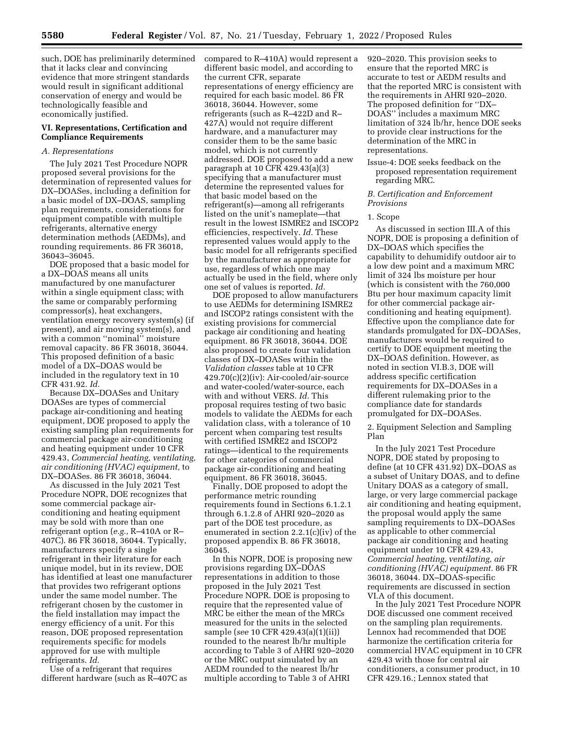such, DOE has preliminarily determined that it lacks clear and convincing evidence that more stringent standards would result in significant additional conservation of energy and would be technologically feasible and economically justified.

## VI. Representations, Certification and Compliance Requirements

### A. Representations

The July 2021 Test Procedure NOPR proposed several provisions for the determination of represented values for DX–DOASes, including a definition for a basic model of DX–DOAS, sampling plan requirements, considerations for equipment compatible with multiple refrigerants, alternative energy determination methods (AEDMs), and rounding requirements. 86 FR 36018, 36043–36045.

DOE proposed that a basic model for a DX–DOAS means all units manufactured by one manufacturer within a single equipment class; with the same or comparably performing compressor(s), heat exchangers, ventilation energy recovery system(s) (if present), and air moving system(s), and with a common ''nominal'' moisture removal capacity. 86 FR 36018, 36044. This proposed definition of a basic model of a DX–DOAS would be included in the regulatory text in 10 CFR 431.92. *Id.*

Because DX–DOASes and Unitary DOASes are types of commercial package air-conditioning and heating equipment, DOE proposed to apply the existing sampling plan requirements for commercial package air-conditioning and heating equipment under 10 CFR 429.43, *Commercial heating, ventilating, air conditioning (HVAC) equipment,* to DX–DOASes. 86 FR 36018, 36044.

As discussed in the July 2021 Test Procedure NOPR, DOE recognizes that some commercial package air-conditioning and heating equipment may be sold with more than one refrigerant option (*e.g.,* R–410A or R–407C). 86 FR 36018, 36044. Typically, manufacturers specify a single refrigerant in their literature for each unique model, but in its review, DOE has identified at least one manufacturer that provides two refrigerant options under the same model number. The refrigerant chosen by the customer in the field installation may impact the energy efficiency of a unit. For this reason, DOE proposed representation requirements specific for models approved for use with multiple refrigerants. *Id.*

Use of a refrigerant that requires different hardware (such as R–407C as compared to R–410A) would represent a different basic model, and according to the current CFR, separate representations of energy efficiency are required for each basic model. 86 FR 36018, 36044. However, some refrigerants (such as R–422D and R–427A) would not require different hardware, and a manufacturer may consider them to be the same basic model, which is not currently addressed. DOE proposed to add a new paragraph at 10 CFR 429.43(a)(3) specifying that a manufacturer must determine the represented values for that basic model based on the refrigerant(s)—among all refrigerants listed on the unit's nameplate—that result in the lowest ISMRE2 and ISCOP2 efficiencies, respectively. *Id.* These represented values would apply to the basic model for all refrigerants specified by the manufacturer as appropriate for use, regardless of which one may actually be used in the field, where only one set of values is reported. *Id.*

DOE proposed to allow manufacturers to use AEDMs for determining ISMRE2 and ISCOP2 ratings consistent with the existing provisions for commercial package air conditioning and heating equipment. 86 FR 36018, 36044. DOE also proposed to create four validation classes of DX–DOASes within the *Validation classes* table at 10 CFR 429.70(c)(2)(iv): Air-cooled/air-source and water-cooled/water-source, each with and without VERS. *Id.* This proposal requires testing of two basic models to validate the AEDMs for each validation class, with a tolerance of 10 percent when comparing test results with certified ISMRE2 and ISCOP2 ratings—identical to the requirements for other categories of commercial package air-conditioning and heating equipment. 86 FR 36018, 36045.

Finally, DOE proposed to adopt the performance metric rounding requirements found in Sections 6.1.2.1 through 6.1.2.8 of AHRI 920–2020 as part of the DOE test procedure, as enumerated in section 2.2.1(c)(iv) of the proposed appendix B. 86 FR 36018, 36045.

In this NOPR, DOE is proposing new provisions regarding DX–DOAS representations in addition to those proposed in the July 2021 Test Procedure NOPR. DOE is proposing to require that the represented value of MRC be either the mean of the MRCs measured for the units in the selected sample (*see* 10 CFR 429.43(a)(1)(ii)) rounded to the nearest lb/hr multiple according to Table 3 of AHRI 920–2020 or the MRC output simulated by an AEDM rounded to the nearest lb/hr multiple according to Table 3 of AHRI 920–2020. This provision seeks to ensure that the reported MRC is accurate to test or AEDM results and that the reported MRC is consistent with the requirements in AHRI 920–2020. The proposed definition for ''DX–DOAS'' includes a maximum MRC limitation of 324 lb/hr, hence DOE seeks to provide clear instructions for the determination of the MRC in representations.

Issue-4: DOE seeks feedback on the proposed representation requirement regarding MRC.

### B. Certification and Enforcement Provisions

#### 1. Scope

As discussed in section III.A of this NOPR, DOE is proposing a definition of DX–DOAS which specifies the capability to dehumidify outdoor air to a low dew point and a maximum MRC limit of 324 lbs moisture per hour (which is consistent with the 760,000 Btu per hour maximum capacity limit for other commercial package air-conditioning and heating equipment). Effective upon the compliance date for standards promulgated for DX–DOASes, manufacturers would be required to certify to DOE equipment meeting the DX–DOAS definition. However, as noted in section VI.B.3, DOE will address specific certification requirements for DX–DOASes in a different rulemaking prior to the compliance date for standards promulgated for DX–DOASes.

#### 2. Equipment Selection and Sampling Plan

In the July 2021 Test Procedure NOPR, DOE stated by proposing to define (at 10 CFR 431.92) DX–DOAS as a subset of Unitary DOAS, and to define Unitary DOAS as a category of small, large, or very large commercial package air conditioning and heating equipment, the proposal would apply the same sampling requirements to DX–DOASes as applicable to other commercial package air conditioning and heating equipment under 10 CFR 429.43, *Commercial heating, ventilating, air conditioning (HVAC) equipment.* 86 FR 36018, 36044. DX–DOAS-specific requirements are discussed in section VI.A of this document.

In the July 2021 Test Procedure NOPR DOE discussed one comment received on the sampling plan requirements. Lennox had recommended that DOE harmonize the certification criteria for commercial HVAC equipment in 10 CFR 429.43 with those for central air conditioners, a consumer product, in 10 CFR 429.16.; Lennox stated that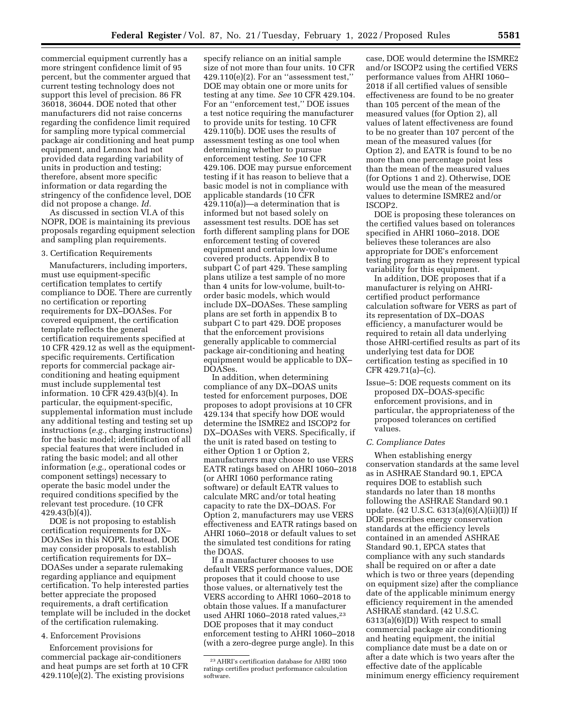commercial equipment currently has a more stringent confidence limit of 95 percent, but the commenter argued that current testing technology does not support this level of precision. 86 FR 36018, 36044. DOE noted that other manufacturers did not raise concerns regarding the confidence limit required for sampling more typical commercial package air conditioning and heat pump equipment, and Lennox had not provided data regarding variability of units in production and testing; therefore, absent more specific information or data regarding the stringency of the confidence level, DOE did not propose a change. *Id.*

As discussed in section VI.A of this NOPR, DOE is maintaining its previous proposals regarding equipment selection and sampling plan requirements.

3. Certification Requirements

Manufacturers, including importers, must use equipment-specific certification templates to certify compliance to DOE. There are currently no certification or reporting requirements for DX–DOASes. For covered equipment, the certification template reflects the general certification requirements specified at 10 CFR 429.12 as well as the equipment-specific requirements. Certification reports for commercial package air-conditioning and heating equipment must include supplemental test information. 10 CFR 429.43(b)(4). In particular, the equipment-specific, supplemental information must include any additional testing and testing set up instructions (*e.g.,* charging instructions) for the basic model; identification of all special features that were included in rating the basic model; and all other information (*e.g.,* operational codes or component settings) necessary to operate the basic model under the required conditions specified by the relevant test procedure. (10 CFR 429.43(b)(4)).

DOE is not proposing to establish certification requirements for DX–DOASes in this NOPR. Instead, DOE may consider proposals to establish certification requirements for DX–DOASes under a separate rulemaking regarding appliance and equipment certification. To help interested parties better appreciate the proposed requirements, a draft certification template will be included in the docket of the certification rulemaking.

4. Enforcement Provisions

Enforcement provisions for commercial package air-conditioners and heat pumps are set forth at 10 CFR 429.110(e)(2). The existing provisions specify reliance on an initial sample size of not more than four units. 10 CFR 429.110(e)(2). For an ''assessment test,'' DOE may obtain one or more units for testing at any time. *See* 10 CFR 429.104. For an ''enforcement test,'' DOE issues a test notice requiring the manufacturer to provide units for testing. 10 CFR 429.110(b). DOE uses the results of assessment testing as one tool when determining whether to pursue enforcement testing. *See* 10 CFR 429.106. DOE may pursue enforcement testing if it has reason to believe that a basic model is not in compliance with applicable standards (10 CFR 429.110(a))—a determination that is informed but not based solely on assessment test results. DOE has set forth different sampling plans for DOE enforcement testing of covered equipment and certain low-volume covered products. Appendix B to subpart C of part 429. These sampling plans utilize a test sample of no more than 4 units for low-volume, built-to-order basic models, which would include DX–DOASes. These sampling plans are set forth in appendix B to subpart C to part 429. DOE proposes that the enforcement provisions generally applicable to commercial package air-conditioning and heating equipment would be applicable to DX–DOASes.

In addition, when determining compliance of any DX–DOAS units tested for enforcement purposes, DOE proposes to adopt provisions at 10 CFR 429.134 that specify how DOE would determine the ISMRE2 and ISCOP2 for DX–DOASes with VERS. Specifically, if the unit is rated based on testing to either Option 1 or Option 2, manufacturers may choose to use VERS EATR ratings based on AHRI 1060–2018 (or AHRI 1060 performance rating software) or default EATR values to calculate MRC and/or total heating capacity to rate the DX–DOAS. For Option 2, manufacturers may use VERS effectiveness and EATR ratings based on AHRI 1060–2018 or default values to set the simulated test conditions for rating the DOAS.

If a manufacturer chooses to use default VERS performance values, DOE proposes that it could choose to use those values, or alternatively test the VERS according to AHRI 1060–2018 to obtain those values. If a manufacturer used AHRI 1060–2018 rated values,[23] DOE proposes that it may conduct enforcement testing to AHRI 1060–2018 (with a zero-degree purge angle). In this case, DOE would determine the ISMRE2 and/or ISCOP2 using the certified VERS performance values from AHRI 1060–2018 if all certified values of sensible effectiveness are found to be no greater than 105 percent of the mean of the measured values (for Option 2), all values of latent effectiveness are found to be no greater than 107 percent of the mean of the measured values (for Option 2), and EATR is found to be no more than one percentage point less than the mean of the measured values (for Options 1 and 2). Otherwise, DOE would use the mean of the measured values to determine ISMRE2 and/or ISCOP2.

DOE is proposing these tolerances on the certified values based on tolerances specified in AHRI 1060–2018. DOE believes these tolerances are also appropriate for DOE's enforcement testing program as they represent typical variability for this equipment.

In addition, DOE proposes that if a manufacturer is relying on AHRI-certified product performance calculation software for VERS as part of its representation of DX–DOAS efficiency, a manufacturer would be required to retain all data underlying those AHRI-certified results as part of its underlying test data for DOE certification testing as specified in 10 CFR 429.71(a)–(c).

Issue–5: DOE requests comment on its proposed DX–DOAS-specific enforcement provisions, and in particular, the appropriateness of the proposed tolerances on certified values.

### *C. Compliance Dates*

When establishing energy conservation standards at the same level as in ASHRAE Standard 90.1, EPCA requires DOE to establish such standards no later than 18 months following the ASHRAE Standard 90.1 update. (42 U.S.C. 6313(a)(6)(A)(ii)(I)) If DOE prescribes energy conservation standards at the efficiency levels contained in an amended ASHRAE Standard 90.1, EPCA states that compliance with any such standards shall be required on or after a date which is two or three years (depending on equipment size) after the compliance date of the applicable minimum energy efficiency requirement in the amended ASHRAE standard. (42 U.S.C. 6313(a)(6)(D)) With respect to small commercial package air conditioning and heating equipment, the initial compliance date must be a date on or after a date which is two years after the effective date of the applicable minimum energy efficiency requirement

[23] AHRI's certification database for AHRI 1060 ratings certifies product performance calculation software.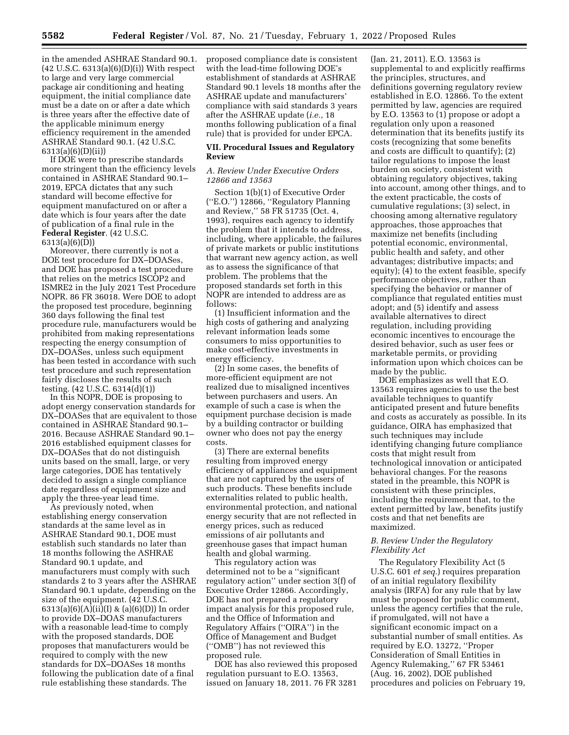in the amended ASHRAE Standard 90.1. (42 U.S.C. 6313(a)(6)(D)(i)) With respect to large and very large commercial package air conditioning and heating equipment, the initial compliance date must be a date on or after a date which is three years after the effective date of the applicable minimum energy efficiency requirement in the amended ASHRAE Standard 90.1. (42 U.S.C. 6313(a)(6)(D)(ii))

If DOE were to prescribe standards more stringent than the efficiency levels contained in ASHRAE Standard 90.1–2019, EPCA dictates that any such standard will become effective for equipment manufactured on or after a date which is four years after the date of publication of a final rule in the **Federal Register**. (42 U.S.C. 6313(a)(6)(D))

Moreover, there currently is not a DOE test procedure for DX–DOASes, and DOE has proposed a test procedure that relies on the metrics ISCOP2 and ISMRE2 in the July 2021 Test Procedure NOPR. 86 FR 36018. Were DOE to adopt the proposed test procedure, beginning 360 days following the final test procedure rule, manufacturers would be prohibited from making representations respecting the energy consumption of DX–DOASes, unless such equipment has been tested in accordance with such test procedure and such representation fairly discloses the results of such testing. (42 U.S.C. 6314(d)(1))

In this NOPR, DOE is proposing to adopt energy conservation standards for DX–DOASes that are equivalent to those contained in ASHRAE Standard 90.1–2016. Because ASHRAE Standard 90.1–2016 established equipment classes for DX–DOASes that do not distinguish units based on the small, large, or very large categories, DOE has tentatively decided to assign a single compliance date regardless of equipment size and apply the three-year lead time.

As previously noted, when establishing energy conservation standards at the same level as in ASHRAE Standard 90.1, DOE must establish such standards no later than 18 months following the ASHRAE Standard 90.1 update, and manufacturers must comply with such standards 2 to 3 years after the ASHRAE Standard 90.1 update, depending on the size of the equipment. (42 U.S.C. 6313(a)(6)(A)(ii)(I) & (a)(6)(D)) In order to provide DX–DOAS manufacturers with a reasonable lead-time to comply with the proposed standards, DOE proposes that manufacturers would be required to comply with the new standards for DX–DOASes 18 months following the publication date of a final rule establishing these standards. The proposed compliance date is consistent with the lead-time following DOE's establishment of standards at ASHRAE Standard 90.1 levels 18 months after the ASHRAE update and manufacturers' compliance with said standards 3 years after the ASHRAE update (*i.e.,* 18 months following publication of a final rule) that is provided for under EPCA.

## VII. Procedural Issues and Regulatory Review

### A. Review Under Executive Orders 12866 and 13563

Section 1(b)(1) of Executive Order (''E.O.'') 12866, ''Regulatory Planning and Review,'' 58 FR 51735 (Oct. 4, 1993), requires each agency to identify the problem that it intends to address, including, where applicable, the failures of private markets or public institutions that warrant new agency action, as well as to assess the significance of that problem. The problems that the proposed standards set forth in this NOPR are intended to address are as follows:

(1) Insufficient information and the high costs of gathering and analyzing relevant information leads some consumers to miss opportunities to make cost-effective investments in energy efficiency.

(2) In some cases, the benefits of more-efficient equipment are not realized due to misaligned incentives between purchasers and users. An example of such a case is when the equipment purchase decision is made by a building contractor or building owner who does not pay the energy costs.

(3) There are external benefits resulting from improved energy efficiency of appliances and equipment that are not captured by the users of such products. These benefits include externalities related to public health, environmental protection, and national energy security that are not reflected in energy prices, such as reduced emissions of air pollutants and greenhouse gases that impact human health and global warming.

This regulatory action was determined not to be a ''significant regulatory action'' under section 3(f) of Executive Order 12866. Accordingly, DOE has not prepared a regulatory impact analysis for this proposed rule, and the Office of Information and Regulatory Affairs (''OIRA'') in the Office of Management and Budget (''OMB'') has not reviewed this proposed rule.

DOE has also reviewed this proposed regulation pursuant to E.O. 13563, issued on January 18, 2011. 76 FR 3281 (Jan. 21, 2011). E.O. 13563 is supplemental to and explicitly reaffirms the principles, structures, and definitions governing regulatory review established in E.O. 12866. To the extent permitted by law, agencies are required by E.O. 13563 to (1) propose or adopt a regulation only upon a reasoned determination that its benefits justify its costs (recognizing that some benefits and costs are difficult to quantify); (2) tailor regulations to impose the least burden on society, consistent with obtaining regulatory objectives, taking into account, among other things, and to the extent practicable, the costs of cumulative regulations; (3) select, in choosing among alternative regulatory approaches, those approaches that maximize net benefits (including potential economic, environmental, public health and safety, and other advantages; distributive impacts; and equity); (4) to the extent feasible, specify performance objectives, rather than specifying the behavior or manner of compliance that regulated entities must adopt; and (5) identify and assess available alternatives to direct regulation, including providing economic incentives to encourage the desired behavior, such as user fees or marketable permits, or providing information upon which choices can be made by the public.

DOE emphasizes as well that E.O. 13563 requires agencies to use the best available techniques to quantify anticipated present and future benefits and costs as accurately as possible. In its guidance, OIRA has emphasized that such techniques may include identifying changing future compliance costs that might result from technological innovation or anticipated behavioral changes. For the reasons stated in the preamble, this NOPR is consistent with these principles, including the requirement that, to the extent permitted by law, benefits justify costs and that net benefits are maximized.

### B. Review Under the Regulatory Flexibility Act

The Regulatory Flexibility Act (5 U.S.C. 601 *et seq.*) requires preparation of an initial regulatory flexibility analysis (IRFA) for any rule that by law must be proposed for public comment, unless the agency certifies that the rule, if promulgated, will not have a significant economic impact on a substantial number of small entities. As required by E.O. 13272, ''Proper Consideration of Small Entities in Agency Rulemaking,'' 67 FR 53461 (Aug. 16, 2002), DOE published procedures and policies on February 19,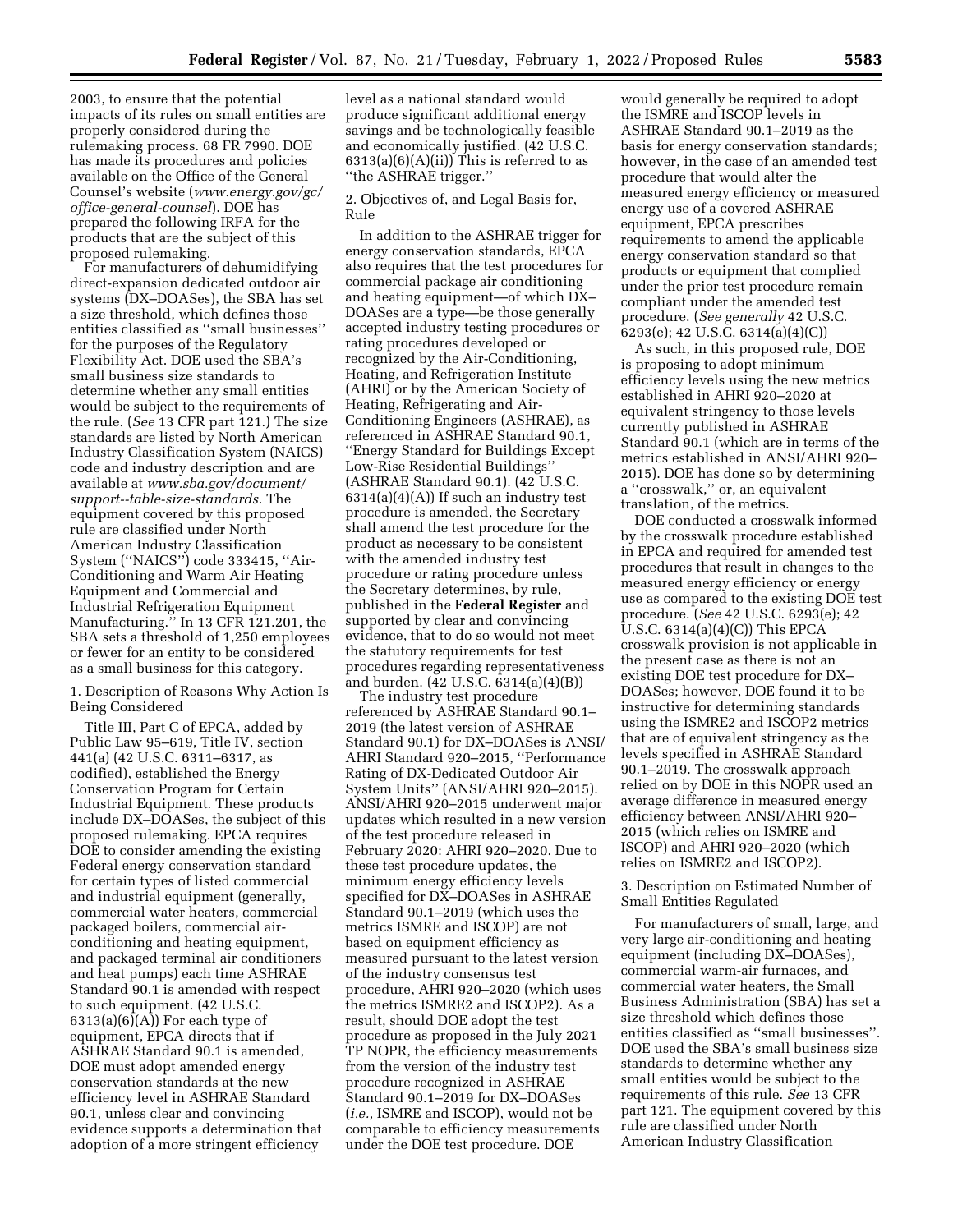2003, to ensure that the potential impacts of its rules on small entities are properly considered during the rulemaking process. 68 FR 7990. DOE has made its procedures and policies available on the Office of the General Counsel's website (*www.energy.gov/gc/office-general-counsel*). DOE has prepared the following IRFA for the products that are the subject of this proposed rulemaking.

For manufacturers of dehumidifying direct-expansion dedicated outdoor air systems (DX–DOASes), the SBA has set a size threshold, which defines those entities classified as ''small businesses'' for the purposes of the Regulatory Flexibility Act. DOE used the SBA's small business size standards to determine whether any small entities would be subject to the requirements of the rule. (*See* 13 CFR part 121.) The size standards are listed by North American Industry Classification System (NAICS) code and industry description and are available at *www.sba.gov/document/support--table-size-standards.* The equipment covered by this proposed rule are classified under North American Industry Classification System (''NAICS'') code 333415, ''Air-Conditioning and Warm Air Heating Equipment and Commercial and Industrial Refrigeration Equipment Manufacturing.'' In 13 CFR 121.201, the SBA sets a threshold of 1,250 employees or fewer for an entity to be considered as a small business for this category.

1. Description of Reasons Why Action Is Being Considered

Title III, Part C of EPCA, added by Public Law 95–619, Title IV, section 441(a) (42 U.S.C. 6311–6317, as codified), established the Energy Conservation Program for Certain Industrial Equipment. These products include DX–DOASes, the subject of this proposed rulemaking. EPCA requires DOE to consider amending the existing Federal energy conservation standard for certain types of listed commercial and industrial equipment (generally, commercial water heaters, commercial packaged boilers, commercial air-conditioning and heating equipment, and packaged terminal air conditioners and heat pumps) each time ASHRAE Standard 90.1 is amended with respect to such equipment. (42 U.S.C. 6313(a)(6)(A)) For each type of equipment, EPCA directs that if ASHRAE Standard 90.1 is amended, DOE must adopt amended energy conservation standards at the new efficiency level in ASHRAE Standard 90.1, unless clear and convincing evidence supports a determination that adoption of a more stringent efficiency level as a national standard would produce significant additional energy savings and be technologically feasible and economically justified. (42 U.S.C. 6313(a)(6)(A)(ii)) This is referred to as ''the ASHRAE trigger.''

2. Objectives of, and Legal Basis for, Rule

In addition to the ASHRAE trigger for energy conservation standards, EPCA also requires that the test procedures for commercial package air conditioning and heating equipment—of which DX–DOASes are a type—be those generally accepted industry testing procedures or rating procedures developed or recognized by the Air-Conditioning, Heating, and Refrigeration Institute (AHRI) or by the American Society of Heating, Refrigerating and Air-Conditioning Engineers (ASHRAE), as referenced in ASHRAE Standard 90.1, ''Energy Standard for Buildings Except Low-Rise Residential Buildings'' (ASHRAE Standard 90.1). (42 U.S.C. 6314(a)(4)(A)) If such an industry test procedure is amended, the Secretary shall amend the test procedure for the product as necessary to be consistent with the amended industry test procedure or rating procedure unless the Secretary determines, by rule, published in the **Federal Register** and supported by clear and convincing evidence, that to do so would not meet the statutory requirements for test procedures regarding representativeness and burden. (42 U.S.C. 6314(a)(4)(B))

The industry test procedure referenced by ASHRAE Standard 90.1–2019 (the latest version of ASHRAE Standard 90.1) for DX–DOASes is ANSI/AHRI Standard 920–2015, ''Performance Rating of DX-Dedicated Outdoor Air System Units'' (ANSI/AHRI 920–2015). ANSI/AHRI 920–2015 underwent major updates which resulted in a new version of the test procedure released in February 2020: AHRI 920–2020. Due to these test procedure updates, the minimum energy efficiency levels specified for DX–DOASes in ASHRAE Standard 90.1–2019 (which uses the metrics ISMRE and ISCOP) are not based on equipment efficiency as measured pursuant to the latest version of the industry consensus test procedure, AHRI 920–2020 (which uses the metrics ISMRE2 and ISCOP2). As a result, should DOE adopt the test procedure as proposed in the July 2021 TP NOPR, the efficiency measurements from the version of the industry test procedure recognized in ASHRAE Standard 90.1–2019 for DX–DOASes (*i.e.,* ISMRE and ISCOP), would not be comparable to efficiency measurements under the DOE test procedure. DOE would generally be required to adopt the ISMRE and ISCOP levels in ASHRAE Standard 90.1–2019 as the basis for energy conservation standards; however, in the case of an amended test procedure that would alter the measured energy efficiency or measured energy use of a covered ASHRAE equipment, EPCA prescribes requirements to amend the applicable energy conservation standard so that products or equipment that complied under the prior test procedure remain compliant under the amended test procedure. (*See generally* 42 U.S.C. 6293(e); 42 U.S.C. 6314(a)(4)(C))

As such, in this proposed rule, DOE is proposing to adopt minimum efficiency levels using the new metrics established in AHRI 920–2020 at equivalent stringency to those levels currently published in ASHRAE Standard 90.1 (which are in terms of the metrics established in ANSI/AHRI 920–2015). DOE has done so by determining a ''crosswalk,'' or, an equivalent translation, of the metrics.

DOE conducted a crosswalk informed by the crosswalk procedure established in EPCA and required for amended test procedures that result in changes to the measured energy efficiency or energy use as compared to the existing DOE test procedure. (*See* 42 U.S.C. 6293(e); 42 U.S.C. 6314(a)(4)(C)) This EPCA crosswalk provision is not applicable in the present case as there is not an existing DOE test procedure for DX–DOASes; however, DOE found it to be instructive for determining standards using the ISMRE2 and ISCOP2 metrics that are of equivalent stringency as the levels specified in ASHRAE Standard 90.1–2019. The crosswalk approach relied on by DOE in this NOPR used an average difference in measured energy efficiency between ANSI/AHRI 920–2015 (which relies on ISMRE and ISCOP) and AHRI 920–2020 (which relies on ISMRE2 and ISCOP2).

3. Description on Estimated Number of Small Entities Regulated

For manufacturers of small, large, and very large air-conditioning and heating equipment (including DX–DOASes), commercial warm-air furnaces, and commercial water heaters, the Small Business Administration (SBA) has set a size threshold which defines those entities classified as ''small businesses''. DOE used the SBA's small business size standards to determine whether any small entities would be subject to the requirements of this rule. *See* 13 CFR part 121. The equipment covered by this rule are classified under North American Industry Classification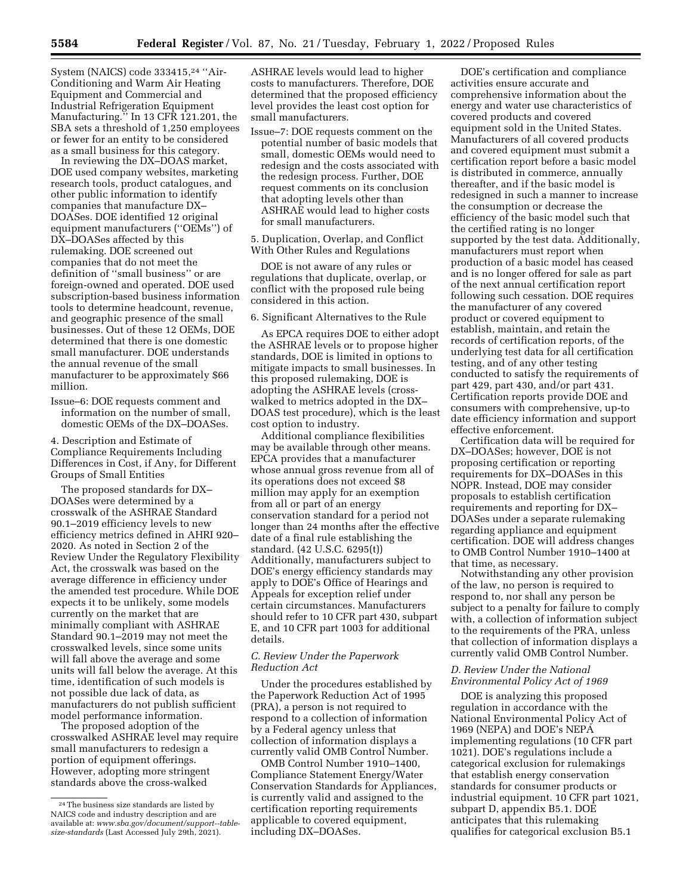System (NAICS) code 333415,[24] "Air-Conditioning and Warm Air Heating Equipment and Commercial and Industrial Refrigeration Equipment Manufacturing." In 13 CFR 121.201, the SBA sets a threshold of 1,250 employees or fewer for an entity to be considered as a small business for this category.

In reviewing the DX–DOAS market, DOE used company websites, marketing research tools, product catalogues, and other public information to identify companies that manufacture DX–DOASes. DOE identified 12 original equipment manufacturers ("OEMs") of DX–DOASes affected by this rulemaking. DOE screened out companies that do not meet the definition of "small business" or are foreign-owned and operated. DOE used subscription-based business information tools to determine headcount, revenue, and geographic presence of the small businesses. Out of these 12 OEMs, DOE determined that there is one domestic small manufacturer. DOE understands the annual revenue of the small manufacturer to be approximately $66 million.

Issue–6: DOE requests comment and information on the number of small, domestic OEMs of the DX–DOASes.

4. Description and Estimate of Compliance Requirements Including Differences in Cost, if Any, for Different Groups of Small Entities

The proposed standards for DX–DOASes were determined by a crosswalk of the ASHRAE Standard 90.1–2019 efficiency levels to new efficiency metrics defined in AHRI 920–2020. As noted in Section 2 of the Review Under the Regulatory Flexibility Act, the crosswalk was based on the average difference in efficiency under the amended test procedure. While DOE expects it to be unlikely, some models currently on the market that are minimally compliant with ASHRAE Standard 90.1–2019 may not meet the crosswalked levels, since some units will fall above the average and some units will fall below the average. At this time, identification of such models is not possible due lack of data, as manufacturers do not publish sufficient model performance information.

The proposed adoption of the crosswalked ASHRAE level may require small manufacturers to redesign a portion of equipment offerings. However, adopting more stringent standards above the cross-walked ASHRAE levels would lead to higher costs to manufacturers. Therefore, DOE determined that the proposed efficiency level provides the least cost option for small manufacturers.

Issue–7: DOE requests comment on the potential number of basic models that small, domestic OEMs would need to redesign and the costs associated with the redesign process. Further, DOE request comments on its conclusion that adopting levels other than ASHRAE would lead to higher costs for small manufacturers.

5. Duplication, Overlap, and Conflict With Other Rules and Regulations

DOE is not aware of any rules or regulations that duplicate, overlap, or conflict with the proposed rule being considered in this action.

6. Significant Alternatives to the Rule

As EPCA requires DOE to either adopt the ASHRAE levels or to propose higher standards, DOE is limited in options to mitigate impacts to small businesses. In this proposed rulemaking, DOE is adopting the ASHRAE levels (cross-walked to metrics adopted in the DX–DOAS test procedure), which is the least cost option to industry.

Additional compliance flexibilities may be available through other means. EPCA provides that a manufacturer whose annual gross revenue from all of its operations does not exceed $8 million may apply for an exemption from all or part of an energy conservation standard for a period not longer than 24 months after the effective date of a final rule establishing the standard. (42 U.S.C. 6295(t)) Additionally, manufacturers subject to DOE's energy efficiency standards may apply to DOE's Office of Hearings and Appeals for exception relief under certain circumstances. Manufacturers should refer to 10 CFR part 430, subpart E, and 10 CFR part 1003 for additional details.

### *C. Review Under the Paperwork Reduction Act*

Under the procedures established by the Paperwork Reduction Act of 1995 (PRA), a person is not required to respond to a collection of information by a Federal agency unless that collection of information displays a currently valid OMB Control Number.

OMB Control Number 1910–1400, Compliance Statement Energy/Water Conservation Standards for Appliances, is currently valid and assigned to the certification reporting requirements applicable to covered equipment, including DX–DOASes.

DOE's certification and compliance activities ensure accurate and comprehensive information about the energy and water use characteristics of covered products and covered equipment sold in the United States. Manufacturers of all covered products and covered equipment must submit a certification report before a basic model is distributed in commerce, annually thereafter, and if the basic model is redesigned in such a manner to increase the consumption or decrease the efficiency of the basic model such that the certified rating is no longer supported by the test data. Additionally, manufacturers must report when production of a basic model has ceased and is no longer offered for sale as part of the next annual certification report following such cessation. DOE requires the manufacturer of any covered product or covered equipment to establish, maintain, and retain the records of certification reports, of the underlying test data for all certification testing, and of any other testing conducted to satisfy the requirements of part 429, part 430, and/or part 431. Certification reports provide DOE and consumers with comprehensive, up-to date efficiency information and support effective enforcement.

Certification data will be required for DX–DOASes; however, DOE is not proposing certification or reporting requirements for DX–DOASes in this NOPR. Instead, DOE may consider proposals to establish certification requirements and reporting for DX–DOASes under a separate rulemaking regarding appliance and equipment certification. DOE will address changes to OMB Control Number 1910–1400 at that time, as necessary.

Notwithstanding any other provision of the law, no person is required to respond to, nor shall any person be subject to a penalty for failure to comply with, a collection of information subject to the requirements of the PRA, unless that collection of information displays a currently valid OMB Control Number.

### *D. Review Under the National Environmental Policy Act of 1969*

DOE is analyzing this proposed regulation in accordance with the National Environmental Policy Act of 1969 (NEPA) and DOE's NEPA implementing regulations (10 CFR part 1021). DOE's regulations include a categorical exclusion for rulemakings that establish energy conservation standards for consumer products or industrial equipment. 10 CFR part 1021, subpart D, appendix B5.1. DOE anticipates that this rulemaking qualifies for categorical exclusion B5.1

---

[24] The business size standards are listed by NAICS code and industry description and are available at: *www.sba.gov/document/support--table-size-standards* (Last Accessed July 29th, 2021).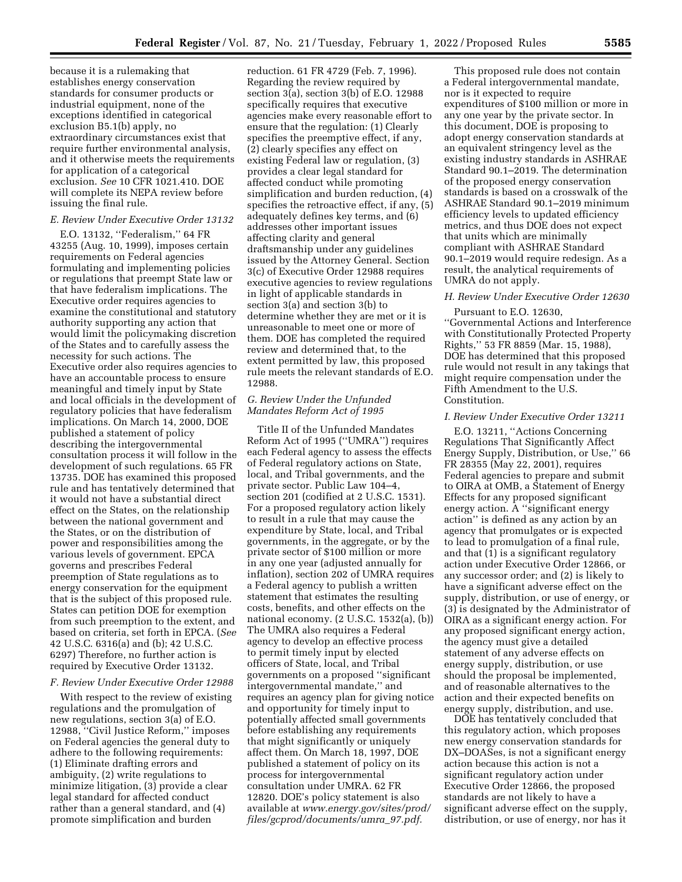because it is a rulemaking that establishes energy conservation standards for consumer products or industrial equipment, none of the exceptions identified in categorical exclusion B5.1(b) apply, no extraordinary circumstances exist that require further environmental analysis, and it otherwise meets the requirements for application of a categorical exclusion. *See* 10 CFR 1021.410. DOE will complete its NEPA review before issuing the final rule.

### *E. Review Under Executive Order 13132*

E.O. 13132, ''Federalism,'' 64 FR 43255 (Aug. 10, 1999), imposes certain requirements on Federal agencies formulating and implementing policies or regulations that preempt State law or that have federalism implications. The Executive order requires agencies to examine the constitutional and statutory authority supporting any action that would limit the policymaking discretion of the States and to carefully assess the necessity for such actions. The Executive order also requires agencies to have an accountable process to ensure meaningful and timely input by State and local officials in the development of regulatory policies that have federalism implications. On March 14, 2000, DOE published a statement of policy describing the intergovernmental consultation process it will follow in the development of such regulations. 65 FR 13735. DOE has examined this proposed rule and has tentatively determined that it would not have a substantial direct effect on the States, on the relationship between the national government and the States, or on the distribution of power and responsibilities among the various levels of government. EPCA governs and prescribes Federal preemption of State regulations as to energy conservation for the equipment that is the subject of this proposed rule. States can petition DOE for exemption from such preemption to the extent, and based on criteria, set forth in EPCA. (*See* 42 U.S.C. 6316(a) and (b); 42 U.S.C. 6297) Therefore, no further action is required by Executive Order 13132.

### *F. Review Under Executive Order 12988*

With respect to the review of existing regulations and the promulgation of new regulations, section 3(a) of E.O. 12988, ''Civil Justice Reform,'' imposes on Federal agencies the general duty to adhere to the following requirements: (1) Eliminate drafting errors and ambiguity, (2) write regulations to minimize litigation, (3) provide a clear legal standard for affected conduct rather than a general standard, and (4) promote simplification and burden reduction. 61 FR 4729 (Feb. 7, 1996). Regarding the review required by section 3(a), section 3(b) of E.O. 12988 specifically requires that executive agencies make every reasonable effort to ensure that the regulation: (1) Clearly specifies the preemptive effect, if any, (2) clearly specifies any effect on existing Federal law or regulation, (3) provides a clear legal standard for affected conduct while promoting simplification and burden reduction, (4) specifies the retroactive effect, if any, (5) adequately defines key terms, and (6) addresses other important issues affecting clarity and general draftsmanship under any guidelines issued by the Attorney General. Section 3(c) of Executive Order 12988 requires executive agencies to review regulations in light of applicable standards in section 3(a) and section 3(b) to determine whether they are met or it is unreasonable to meet one or more of them. DOE has completed the required review and determined that, to the extent permitted by law, this proposed rule meets the relevant standards of E.O. 12988.

### *G. Review Under the Unfunded Mandates Reform Act of 1995*

Title II of the Unfunded Mandates Reform Act of 1995 (''UMRA'') requires each Federal agency to assess the effects of Federal regulatory actions on State, local, and Tribal governments, and the private sector. Public Law 104–4, section 201 (codified at 2 U.S.C. 1531). For a proposed regulatory action likely to result in a rule that may cause the expenditure by State, local, and Tribal governments, in the aggregate, or by the private sector of $100 million or more in any one year (adjusted annually for inflation), section 202 of UMRA requires a Federal agency to publish a written statement that estimates the resulting costs, benefits, and other effects on the national economy. (2 U.S.C. 1532(a), (b)) The UMRA also requires a Federal agency to develop an effective process to permit timely input by elected officers of State, local, and Tribal governments on a proposed ''significant intergovernmental mandate,'' and requires an agency plan for giving notice and opportunity for timely input to potentially affected small governments before establishing any requirements that might significantly or uniquely affect them. On March 18, 1997, DOE published a statement of policy on its process for intergovernmental consultation under UMRA. 62 FR 12820. DOE's policy statement is also available at *www.energy.gov/sites/prod/files/gcprod/documents/umra_97.pdf.*

This proposed rule does not contain a Federal intergovernmental mandate, nor is it expected to require expenditures of $100 million or more in any one year by the private sector. In this document, DOE is proposing to adopt energy conservation standards at an equivalent stringency level as the existing industry standards in ASHRAE Standard 90.1–2019. The determination of the proposed energy conservation standards is based on a crosswalk of the ASHRAE Standard 90.1–2019 minimum efficiency levels to updated efficiency metrics, and thus DOE does not expect that units which are minimally compliant with ASHRAE Standard 90.1–2019 would require redesign. As a result, the analytical requirements of UMRA do not apply.

### *H. Review Under Executive Order 12630*

Pursuant to E.O. 12630, ''Governmental Actions and Interference with Constitutionally Protected Property Rights,'' 53 FR 8859 (Mar. 15, 1988), DOE has determined that this proposed rule would not result in any takings that might require compensation under the Fifth Amendment to the U.S. Constitution.

### *I. Review Under Executive Order 13211*

E.O. 13211, ''Actions Concerning Regulations That Significantly Affect Energy Supply, Distribution, or Use,'' 66 FR 28355 (May 22, 2001), requires Federal agencies to prepare and submit to OIRA at OMB, a Statement of Energy Effects for any proposed significant energy action. A ''significant energy action'' is defined as any action by an agency that promulgates or is expected to lead to promulgation of a final rule, and that (1) is a significant regulatory action under Executive Order 12866, or any successor order; and (2) is likely to have a significant adverse effect on the supply, distribution, or use of energy, or (3) is designated by the Administrator of OIRA as a significant energy action. For any proposed significant energy action, the agency must give a detailed statement of any adverse effects on energy supply, distribution, or use should the proposal be implemented, and of reasonable alternatives to the action and their expected benefits on energy supply, distribution, and use.

DOE has tentatively concluded that this regulatory action, which proposes new energy conservation standards for DX–DOASes, is not a significant energy action because this action is not a significant regulatory action under Executive Order 12866, the proposed standards are not likely to have a significant adverse effect on the supply, distribution, or use of energy, nor has it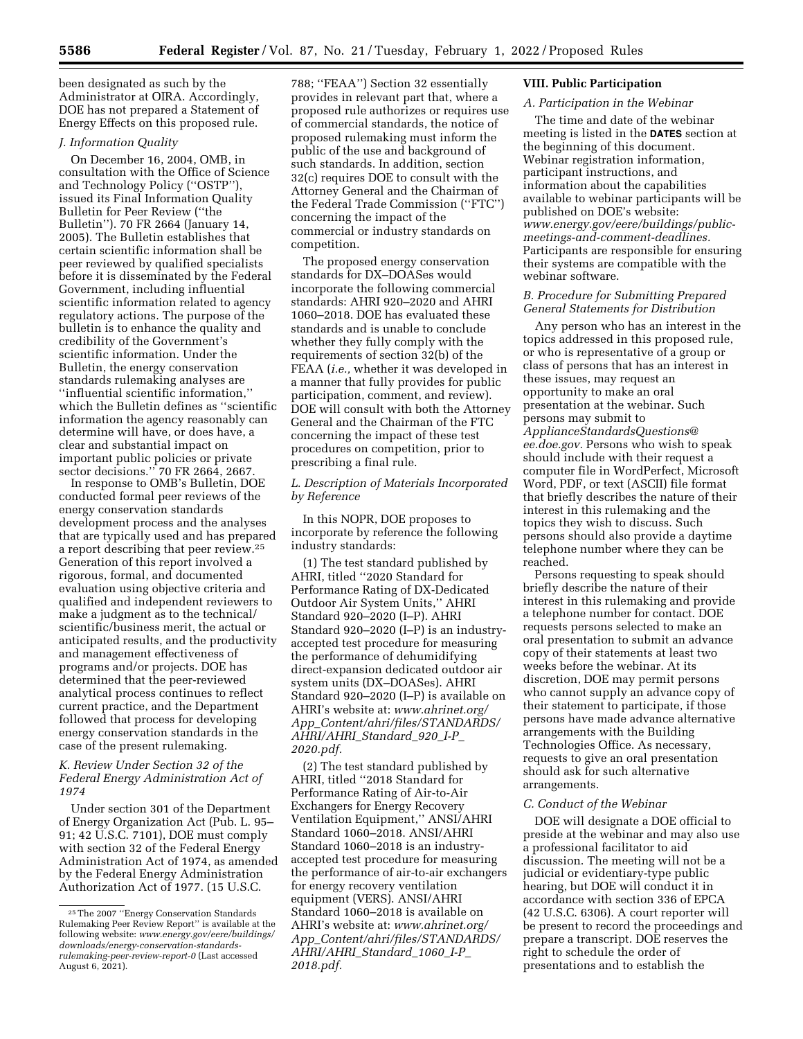been designated as such by the Administrator at OIRA. Accordingly, DOE has not prepared a Statement of Energy Effects on this proposed rule.

### J. Information Quality

On December 16, 2004, OMB, in consultation with the Office of Science and Technology Policy (''OSTP''), issued its Final Information Quality Bulletin for Peer Review (''the Bulletin''). 70 FR 2664 (January 14, 2005). The Bulletin establishes that certain scientific information shall be peer reviewed by qualified specialists before it is disseminated by the Federal Government, including influential scientific information related to agency regulatory actions. The purpose of the bulletin is to enhance the quality and credibility of the Government's scientific information. Under the Bulletin, the energy conservation standards rulemaking analyses are ''influential scientific information,'' which the Bulletin defines as ''scientific information the agency reasonably can determine will have, or does have, a clear and substantial impact on important public policies or private sector decisions.'' 70 FR 2664, 2667.

In response to OMB's Bulletin, DOE conducted formal peer reviews of the energy conservation standards development process and the analyses that are typically used and has prepared a report describing that peer review.[25] Generation of this report involved a rigorous, formal, and documented evaluation using objective criteria and qualified and independent reviewers to make a judgment as to the technical/scientific/business merit, the actual or anticipated results, and the productivity and management effectiveness of programs and/or projects. DOE has determined that the peer-reviewed analytical process continues to reflect current practice, and the Department followed that process for developing energy conservation standards in the case of the present rulemaking.

### K. Review Under Section 32 of the Federal Energy Administration Act of 1974

Under section 301 of the Department of Energy Organization Act (Pub. L. 95–91; 42 U.S.C. 7101), DOE must comply with section 32 of the Federal Energy Administration Act of 1974, as amended by the Federal Energy Administration Authorization Act of 1977. (15 U.S.C. 788; ''FEAA'') Section 32 essentially provides in relevant part that, where a proposed rule authorizes or requires use of commercial standards, the notice of proposed rulemaking must inform the public of the use and background of such standards. In addition, section 32(c) requires DOE to consult with the Attorney General and the Chairman of the Federal Trade Commission (''FTC'') concerning the impact of the commercial or industry standards on competition.

The proposed energy conservation standards for DX–DOASes would incorporate the following commercial standards: AHRI 920–2020 and AHRI 1060–2018. DOE has evaluated these standards and is unable to conclude whether they fully comply with the requirements of section 32(b) of the FEAA (*i.e.,* whether it was developed in a manner that fully provides for public participation, comment, and review). DOE will consult with both the Attorney General and the Chairman of the FTC concerning the impact of these test procedures on competition, prior to prescribing a final rule.

### L. Description of Materials Incorporated by Reference

In this NOPR, DOE proposes to incorporate by reference the following industry standards:

(1) The test standard published by AHRI, titled ''2020 Standard for Performance Rating of DX-Dedicated Outdoor Air System Units,'' AHRI Standard 920–2020 (I–P). AHRI Standard 920–2020 (I–P) is an industry-accepted test procedure for measuring the performance of dehumidifying direct-expansion dedicated outdoor air system units (DX–DOASes). AHRI Standard 920–2020 (I–P) is available on AHRI's website at: *www.ahrinet.org/App_Content/ahri/files/STANDARDS/AHRI/AHRI_Standard_920_I-P_2020.pdf.*

(2) The test standard published by AHRI, titled ''2018 Standard for Performance Rating of Air-to-Air Exchangers for Energy Recovery Ventilation Equipment,'' ANSI/AHRI Standard 1060–2018. ANSI/AHRI Standard 1060–2018 is an industry-accepted test procedure for measuring the performance of air-to-air exchangers for energy recovery ventilation equipment (VERS). ANSI/AHRI Standard 1060–2018 is available on AHRI's website at: *www.ahrinet.org/App_Content/ahri/files/STANDARDS/AHRI/AHRI_Standard_1060_I-P_2018.pdf.*

## VIII. Public Participation

### A. Participation in the Webinar

The time and date of the webinar meeting is listed in the **DATES** section at the beginning of this document. Webinar registration information, participant instructions, and information about the capabilities available to webinar participants will be published on DOE's website: *www.energy.gov/eere/buildings/public-meetings-and-comment-deadlines.* Participants are responsible for ensuring their systems are compatible with the webinar software.

### B. Procedure for Submitting Prepared General Statements for Distribution

Any person who has an interest in the topics addressed in this proposed rule, or who is representative of a group or class of persons that has an interest in these issues, may request an opportunity to make an oral presentation at the webinar. Such persons may submit to *ApplianceStandardsQuestions@ee.doe.gov.* Persons who wish to speak should include with their request a computer file in WordPerfect, Microsoft Word, PDF, or text (ASCII) file format that briefly describes the nature of their interest in this rulemaking and the topics they wish to discuss. Such persons should also provide a daytime telephone number where they can be reached.

Persons requesting to speak should briefly describe the nature of their interest in this rulemaking and provide a telephone number for contact. DOE requests persons selected to make an oral presentation to submit an advance copy of their statements at least two weeks before the webinar. At its discretion, DOE may permit persons who cannot supply an advance copy of their statement to participate, if those persons have made advance alternative arrangements with the Building Technologies Office. As necessary, requests to give an oral presentation should ask for such alternative arrangements.

### C. Conduct of the Webinar

DOE will designate a DOE official to preside at the webinar and may also use a professional facilitator to aid discussion. The meeting will not be a judicial or evidentiary-type public hearing, but DOE will conduct it in accordance with section 336 of EPCA (42 U.S.C. 6306). A court reporter will be present to record the proceedings and prepare a transcript. DOE reserves the right to schedule the order of presentations and to establish the

---

[25] The 2007 ''Energy Conservation Standards Rulemaking Peer Review Report'' is available at the following website: *www.energy.gov/eere/buildings/downloads/energy-conservation-standards-rulemaking-peer-review-report-0* (Last accessed August 6, 2021).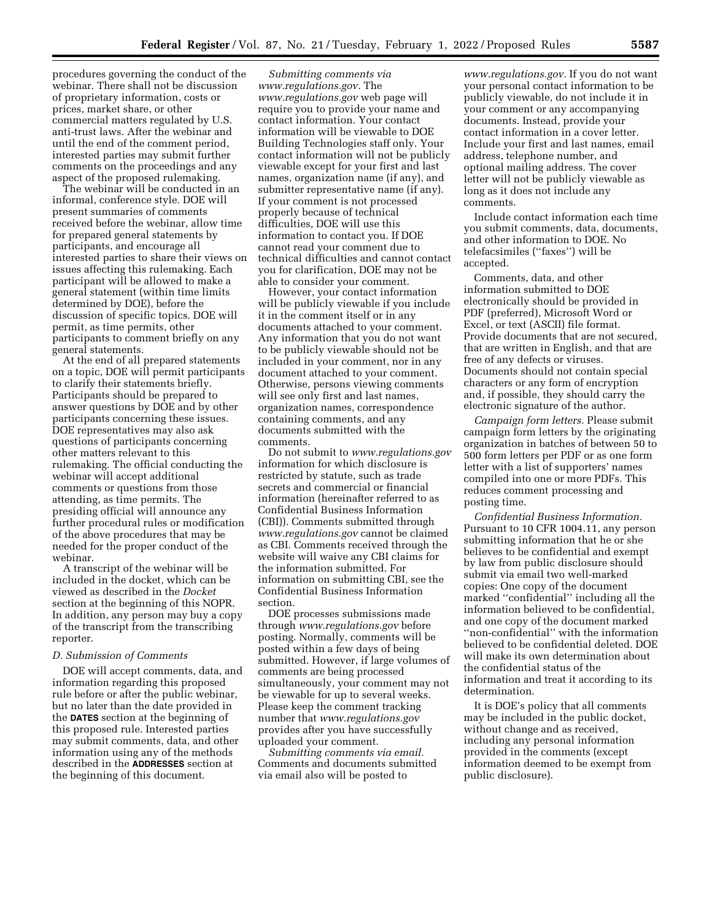procedures governing the conduct of the webinar. There shall not be discussion of proprietary information, costs or prices, market share, or other commercial matters regulated by U.S. anti-trust laws. After the webinar and until the end of the comment period, interested parties may submit further comments on the proceedings and any aspect of the proposed rulemaking.

The webinar will be conducted in an informal, conference style. DOE will present summaries of comments received before the webinar, allow time for prepared general statements by participants, and encourage all interested parties to share their views on issues affecting this rulemaking. Each participant will be allowed to make a general statement (within time limits determined by DOE), before the discussion of specific topics. DOE will permit, as time permits, other participants to comment briefly on any general statements.

At the end of all prepared statements on a topic, DOE will permit participants to clarify their statements briefly. Participants should be prepared to answer questions by DOE and by other participants concerning these issues. DOE representatives may also ask questions of participants concerning other matters relevant to this rulemaking. The official conducting the webinar will accept additional comments or questions from those attending, as time permits. The presiding official will announce any further procedural rules or modification of the above procedures that may be needed for the proper conduct of the webinar.

A transcript of the webinar will be included in the docket, which can be viewed as described in the *Docket* section at the beginning of this NOPR. In addition, any person may buy a copy of the transcript from the transcribing reporter.

### D. Submission of Comments

DOE will accept comments, data, and information regarding this proposed rule before or after the public webinar, but no later than the date provided in the **DATES** section at the beginning of this proposed rule. Interested parties may submit comments, data, and other information using any of the methods described in the **ADDRESSES** section at the beginning of this document.

*Submitting comments via www.regulations.gov.* The *www.regulations.gov* web page will require you to provide your name and contact information. Your contact information will be viewable to DOE Building Technologies staff only. Your contact information will not be publicly viewable except for your first and last names, organization name (if any), and submitter representative name (if any). If your comment is not processed properly because of technical difficulties, DOE will use this information to contact you. If DOE cannot read your comment due to technical difficulties and cannot contact you for clarification, DOE may not be able to consider your comment.

However, your contact information will be publicly viewable if you include it in the comment itself or in any documents attached to your comment. Any information that you do not want to be publicly viewable should not be included in your comment, nor in any document attached to your comment. Otherwise, persons viewing comments will see only first and last names, organization names, correspondence containing comments, and any documents submitted with the comments.

Do not submit to *www.regulations.gov* information for which disclosure is restricted by statute, such as trade secrets and commercial or financial information (hereinafter referred to as Confidential Business Information (CBI)). Comments submitted through *www.regulations.gov* cannot be claimed as CBI. Comments received through the website will waive any CBI claims for the information submitted. For information on submitting CBI, see the Confidential Business Information section.

DOE processes submissions made through *www.regulations.gov* before posting. Normally, comments will be posted within a few days of being submitted. However, if large volumes of comments are being processed simultaneously, your comment may not be viewable for up to several weeks. Please keep the comment tracking number that *www.regulations.gov* provides after you have successfully uploaded your comment.

*Submitting comments via email.* Comments and documents submitted via email also will be posted to *www.regulations.gov.* If you do not want your personal contact information to be publicly viewable, do not include it in your comment or any accompanying documents. Instead, provide your contact information in a cover letter. Include your first and last names, email address, telephone number, and optional mailing address. The cover letter will not be publicly viewable as long as it does not include any comments.

Include contact information each time you submit comments, data, documents, and other information to DOE. No telefacsimiles (''faxes'') will be accepted.

Comments, data, and other information submitted to DOE electronically should be provided in PDF (preferred), Microsoft Word or Excel, or text (ASCII) file format. Provide documents that are not secured, that are written in English, and that are free of any defects or viruses. Documents should not contain special characters or any form of encryption and, if possible, they should carry the electronic signature of the author.

*Campaign form letters.* Please submit campaign form letters by the originating organization in batches of between 50 to 500 form letters per PDF or as one form letter with a list of supporters' names compiled into one or more PDFs. This reduces comment processing and posting time.

*Confidential Business Information.* Pursuant to 10 CFR 1004.11, any person submitting information that he or she believes to be confidential and exempt by law from public disclosure should submit via email two well-marked copies: One copy of the document marked ''confidential'' including all the information believed to be confidential, and one copy of the document marked ''non-confidential'' with the information believed to be confidential deleted. DOE will make its own determination about the confidential status of the information and treat it according to its determination.

It is DOE's policy that all comments may be included in the public docket, without change and as received, including any personal information provided in the comments (except information deemed to be exempt from public disclosure).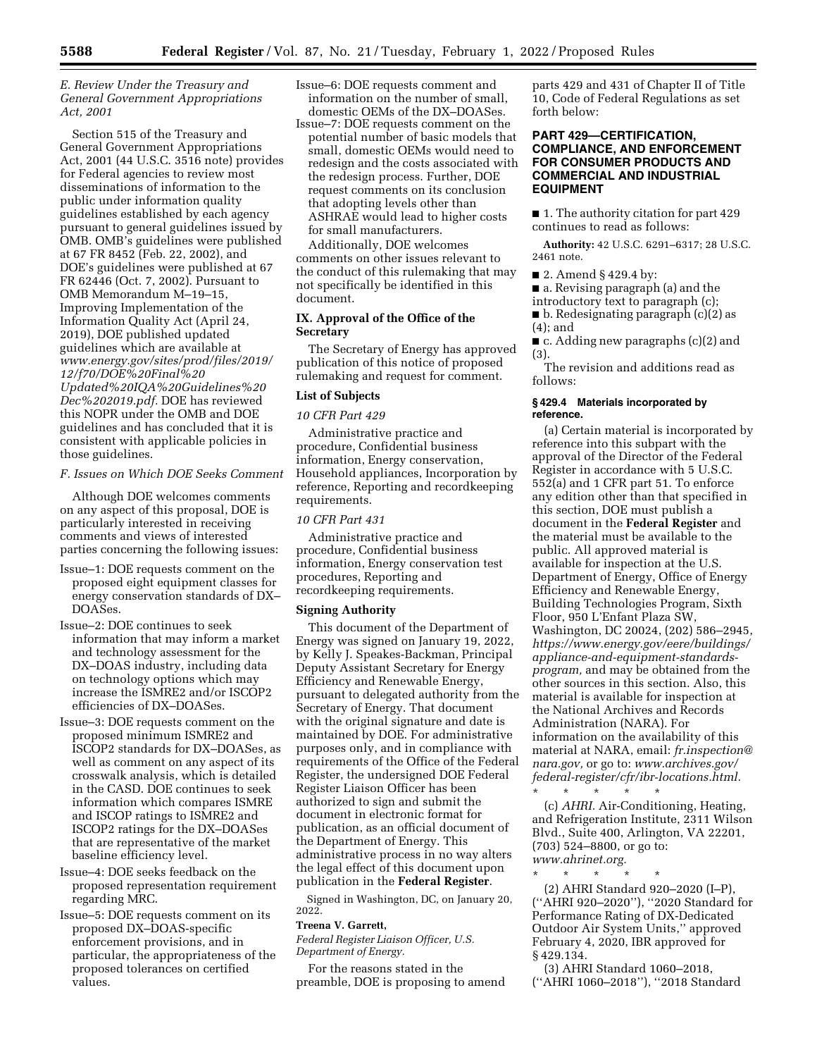### E. Review Under the Treasury and General Government Appropriations Act, 2001

Section 515 of the Treasury and General Government Appropriations Act, 2001 (44 U.S.C. 3516 note) provides for Federal agencies to review most disseminations of information to the public under information quality guidelines established by each agency pursuant to general guidelines issued by OMB. OMB's guidelines were published at 67 FR 8452 (Feb. 22, 2002), and DOE's guidelines were published at 67 FR 62446 (Oct. 7, 2002). Pursuant to OMB Memorandum M–19–15, Improving Implementation of the Information Quality Act (April 24, 2019), DOE published updated guidelines which are available at *www.energy.gov/sites/prod/files/2019/12/f70/DOE%20Final%20Updated%20IQA%20Guidelines%20Dec%202019.pdf*. DOE has reviewed this NOPR under the OMB and DOE guidelines and has concluded that it is consistent with applicable policies in those guidelines.

### F. Issues on Which DOE Seeks Comment

Although DOE welcomes comments on any aspect of this proposal, DOE is particularly interested in receiving comments and views of interested parties concerning the following issues:

Issue–1: DOE requests comment on the proposed eight equipment classes for energy conservation standards of DX–DOASes.

Issue–2: DOE continues to seek information that may inform a market and technology assessment for the DX–DOAS industry, including data on technology options which may increase the ISMRE2 and/or ISCOP2 efficiencies of DX–DOASes.

Issue–3: DOE requests comment on the proposed minimum ISMRE2 and ISCOP2 standards for DX–DOASes, as well as comment on any aspect of its crosswalk analysis, which is detailed in the CASD. DOE continues to seek information which compares ISMRE and ISCOP ratings to ISMRE2 and ISCOP2 ratings for the DX–DOASes that are representative of the market baseline efficiency level.

Issue–4: DOE seeks feedback on the proposed representation requirement regarding MRC.

Issue–5: DOE requests comment on its proposed DX–DOAS-specific enforcement provisions, and in particular, the appropriateness of the proposed tolerances on certified values.

Issue–6: DOE requests comment and information on the number of small, domestic OEMs of the DX–DOASes.

Issue–7: DOE requests comment on the potential number of basic models that small, domestic OEMs would need to redesign and the costs associated with the redesign process. Further, DOE request comments on its conclusion that adopting levels other than ASHRAE would lead to higher costs for small manufacturers.

Additionally, DOE welcomes comments on other issues relevant to the conduct of this rulemaking that may not specifically be identified in this document.

## IX. Approval of the Office of the Secretary

The Secretary of Energy has approved publication of this notice of proposed rulemaking and request for comment.

### List of Subjects

*10 CFR Part 429*

Administrative practice and procedure, Confidential business information, Energy conservation, Household appliances, Incorporation by reference, Reporting and recordkeeping requirements.

*10 CFR Part 431*

Administrative practice and procedure, Confidential business information, Energy conservation test procedures, Reporting and recordkeeping requirements.

### Signing Authority

This document of the Department of Energy was signed on January 19, 2022, by Kelly J. Speakes-Backman, Principal Deputy Assistant Secretary for Energy Efficiency and Renewable Energy, pursuant to delegated authority from the Secretary of Energy. That document with the original signature and date is maintained by DOE. For administrative purposes only, and in compliance with requirements of the Office of the Federal Register, the undersigned DOE Federal Register Liaison Officer has been authorized to sign and submit the document in electronic format for publication, as an official document of the Department of Energy. This administrative process in no way alters the legal effect of this document upon publication in the **Federal Register**.

Signed in Washington, DC, on January 20, 2022.

**Treena V. Garrett,**

*Federal Register Liaison Officer, U.S. Department of Energy.*

For the reasons stated in the preamble, DOE is proposing to amend parts 429 and 431 of Chapter II of Title 10, Code of Federal Regulations as set forth below:

## PART 429—CERTIFICATION, COMPLIANCE, AND ENFORCEMENT FOR CONSUMER PRODUCTS AND COMMERCIAL AND INDUSTRIAL EQUIPMENT

■ 1. The authority citation for part 429 continues to read as follows:

**Authority:** 42 U.S.C. 6291–6317; 28 U.S.C. 2461 note.

■ 2. Amend § 429.4 by:

■ a. Revising paragraph (a) and the introductory text to paragraph (c);

■ b. Redesignating paragraph (c)(2) as (4); and

■ c. Adding new paragraphs (c)(2) and (3).

The revision and additions read as follows:

#### § 429.4 Materials incorporated by reference.

(a) Certain material is incorporated by reference into this subpart with the approval of the Director of the Federal Register in accordance with 5 U.S.C. 552(a) and 1 CFR part 51. To enforce any edition other than that specified in this section, DOE must publish a document in the **Federal Register** and the material must be available to the public. All approved material is available for inspection at the U.S. Department of Energy, Office of Energy Efficiency and Renewable Energy, Building Technologies Program, Sixth Floor, 950 L'Enfant Plaza SW, Washington, DC 20024, (202) 586–2945, *https://www.energy.gov/eere/buildings/appliance-and-equipment-standards-program,* and may be obtained from the other sources in this section. Also, this material is available for inspection at the National Archives and Records Administration (NARA). For information on the availability of this material at NARA, email: *fr.inspection@nara.gov,* or go to: *www.archives.gov/federal-register/cfr/ibr-locations.html.*

\* \* \* \* \*

(c) *AHRI.* Air-Conditioning, Heating, and Refrigeration Institute, 2311 Wilson Blvd., Suite 400, Arlington, VA 22201, (703) 524–8800, or go to: *www.ahrinet.org.*

\* \* \* \* \*

(2) AHRI Standard 920–2020 (I–P), (''AHRI 920–2020''), ''2020 Standard for Performance Rating of DX-Dedicated Outdoor Air System Units,'' approved February 4, 2020, IBR approved for § 429.134.

(3) AHRI Standard 1060–2018, (''AHRI 1060–2018''), ''2018 Standard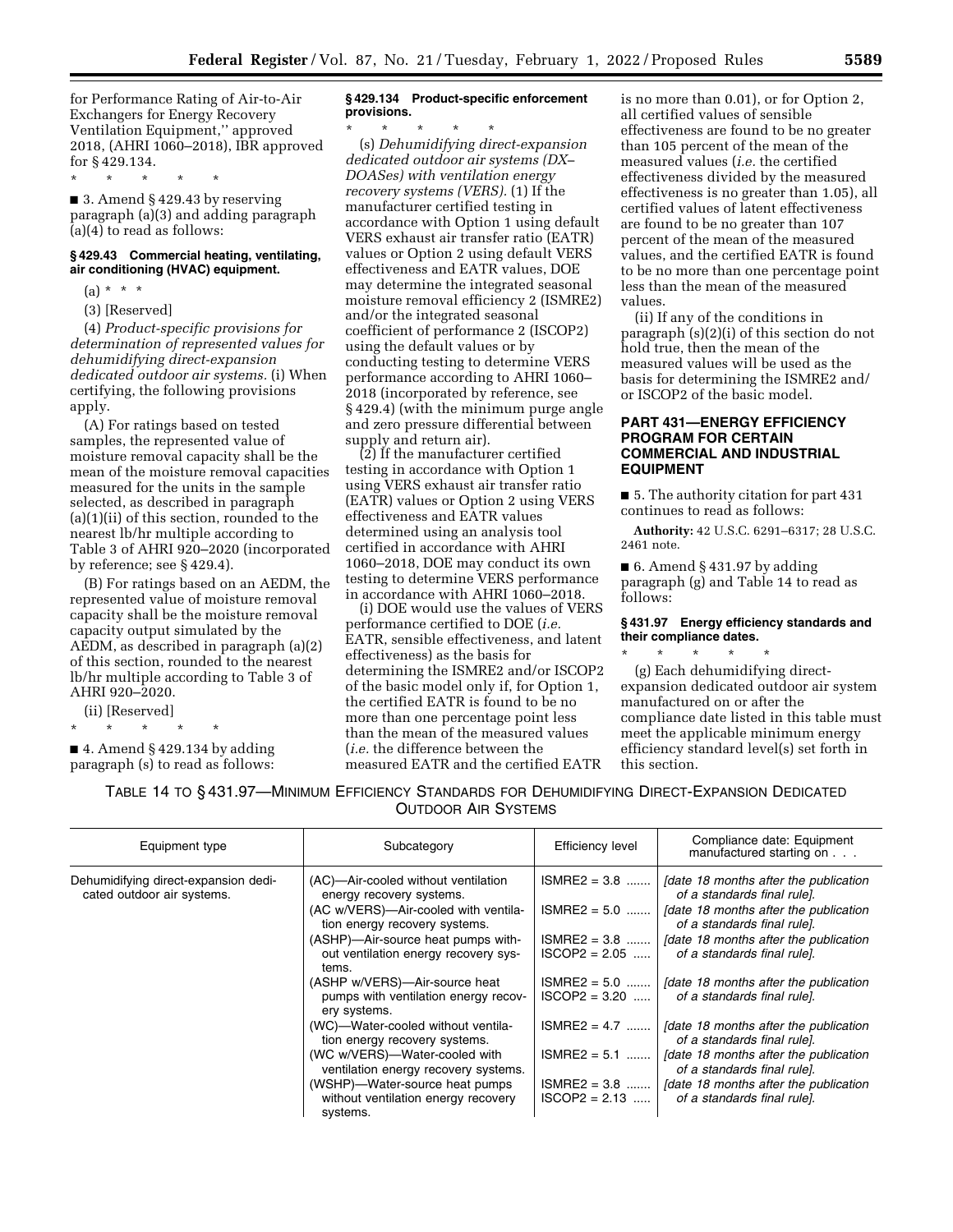for Performance Rating of Air-to-Air Exchangers for Energy Recovery Ventilation Equipment,'' approved 2018, (AHRI 1060–2018), IBR approved for § 429.134.

\* \* \* \* \*

■ 3. Amend § 429.43 by reserving paragraph (a)(3) and adding paragraph (a)(4) to read as follows:

#### § 429.43 Commercial heating, ventilating, air conditioning (HVAC) equipment.

(a) \* \* \*

(3) [Reserved]

(4) *Product-specific provisions for determination of represented values for dehumidifying direct-expansion dedicated outdoor air systems.* (i) When certifying, the following provisions apply.

(A) For ratings based on tested samples, the represented value of moisture removal capacity shall be the mean of the moisture removal capacities measured for the units in the sample selected, as described in paragraph (a)(1)(ii) of this section, rounded to the nearest lb/hr multiple according to Table 3 of AHRI 920–2020 (incorporated by reference; see § 429.4).

(B) For ratings based on an AEDM, the represented value of moisture removal capacity shall be the moisture removal capacity output simulated by the AEDM, as described in paragraph (a)(2) of this section, rounded to the nearest lb/hr multiple according to Table 3 of AHRI 920–2020.

(ii) [Reserved]

\* \* \* \* \*

■ 4. Amend § 429.134 by adding paragraph (s) to read as follows:

#### § 429.134 Product-specific enforcement provisions.

\* \* \* \* \*

(s) *Dehumidifying direct-expansion dedicated outdoor air systems (DX–DOASes) with ventilation energy recovery systems (VERS).* (1) If the manufacturer certified testing in accordance with Option 1 using default VERS exhaust air transfer ratio (EATR) values or Option 2 using default VERS effectiveness and EATR values, DOE may determine the integrated seasonal moisture removal efficiency 2 (ISMRE2) and/or the integrated seasonal coefficient of performance 2 (ISCOP2) using the default values or by conducting testing to determine VERS performance according to AHRI 1060–2018 (incorporated by reference, see § 429.4) (with the minimum purge angle and zero pressure differential between supply and return air).

(2) If the manufacturer certified testing in accordance with Option 1 using VERS exhaust air transfer ratio (EATR) values or Option 2 using VERS effectiveness and EATR values determined using an analysis tool certified in accordance with AHRI 1060–2018, DOE may conduct its own testing to determine VERS performance in accordance with AHRI 1060–2018.

(i) DOE would use the values of VERS performance certified to DOE (*i.e.* EATR, sensible effectiveness, and latent effectiveness) as the basis for determining the ISMRE2 and/or ISCOP2 of the basic model only if, for Option 1, the certified EATR is found to be no more than one percentage point less than the mean of the measured values (*i.e.* the difference between the measured EATR and the certified EATR is no more than 0.01), or for Option 2, all certified values of sensible effectiveness are found to be no greater than 105 percent of the mean of the measured values (*i.e.* the certified effectiveness divided by the measured effectiveness is no greater than 1.05), all certified values of latent effectiveness are found to be no greater than 107 percent of the mean of the measured values, and the certified EATR is found to be no more than one percentage point less than the mean of the measured values.

(ii) If any of the conditions in paragraph (s)(2)(i) of this section do not hold true, then the mean of the measured values will be used as the basis for determining the ISMRE2 and/or ISCOP2 of the basic model.

## PART 431—ENERGY EFFICIENCY PROGRAM FOR CERTAIN COMMERCIAL AND INDUSTRIAL EQUIPMENT

■ 5. The authority citation for part 431 continues to read as follows:

**Authority:** 42 U.S.C. 6291–6317; 28 U.S.C. 2461 note.

■ 6. Amend § 431.97 by adding paragraph (g) and Table 14 to read as follows:

#### § 431.97 Energy efficiency standards and their compliance dates.

\* \* \* \* \*

(g) Each dehumidifying direct-expansion dedicated outdoor air system manufactured on or after the compliance date listed in this table must meet the applicable minimum energy efficiency standard level(s) set forth in this section.

TABLE 14 TO § 431.97—MINIMUM EFFICIENCY STANDARDS FOR DEHUMIDIFYING DIRECT-EXPANSION DEDICATED OUTDOOR AIR SYSTEMS

| Equipment type | Subcategory | Efficiency level | Compliance date: Equipment manufactured starting on . . . |
|---|---|---|---|
| Dehumidifying direct-expansion dedicated outdoor air systems. | (AC)—Air-cooled without ventilation energy recovery systems. | ISMRE2 = 3.8 | *[date 18 months after the publication of a standards final rule].* |
| | (AC w/VERS)—Air-cooled with ventilation energy recovery systems. | ISMRE2 = 5.0 | *[date 18 months after the publication of a standards final rule].* |
| | (ASHP)—Air-source heat pumps without ventilation energy recovery systems. | ISMRE2 = 3.8<br>ISCOP2 = 2.05 | *[date 18 months after the publication of a standards final rule].* |
| | (ASHP w/VERS)—Air-source heat pumps with ventilation energy recovery systems. | ISMRE2 = 5.0<br>ISCOP2 = 3.20 | *[date 18 months after the publication of a standards final rule].* |
| | (WC)—Water-cooled without ventilation energy recovery systems. | ISMRE2 = 4.7 | *[date 18 months after the publication of a standards final rule].* |
| | (WC w/VERS)—Water-cooled with ventilation energy recovery systems. | ISMRE2 = 5.1 | *[date 18 months after the publication of a standards final rule].* |
| | (WSHP)—Water-source heat pumps without ventilation energy recovery systems. | ISMRE2 = 3.8<br>ISCOP2 = 2.13 | *[date 18 months after the publication of a standards final rule].* |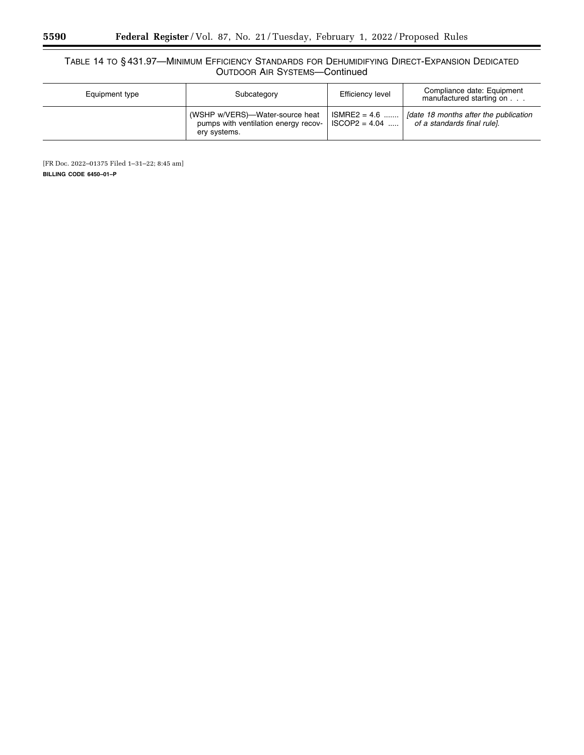## TABLE 14 TO § 431.97—MINIMUM EFFICIENCY STANDARDS FOR DEHUMIDIFYING DIRECT-EXPANSION DEDICATED OUTDOOR AIR SYSTEMS—Continued

| Equipment type | Subcategory | Efficiency level | Compliance date: Equipment manufactured starting on . . . |
|---|---|---|---|
| | (WSHP w/VERS)—Water-source heat pumps with ventilation energy recovery systems. | ISMRE2 = 4.6 .......<br>ISCOP2 = 4.04 ..... | *[date 18 months after the publication of a standards final rule].* |

[FR Doc. 2022–01375 Filed 1–31–22; 8:45 am]

**BILLING CODE 6450–01–P**